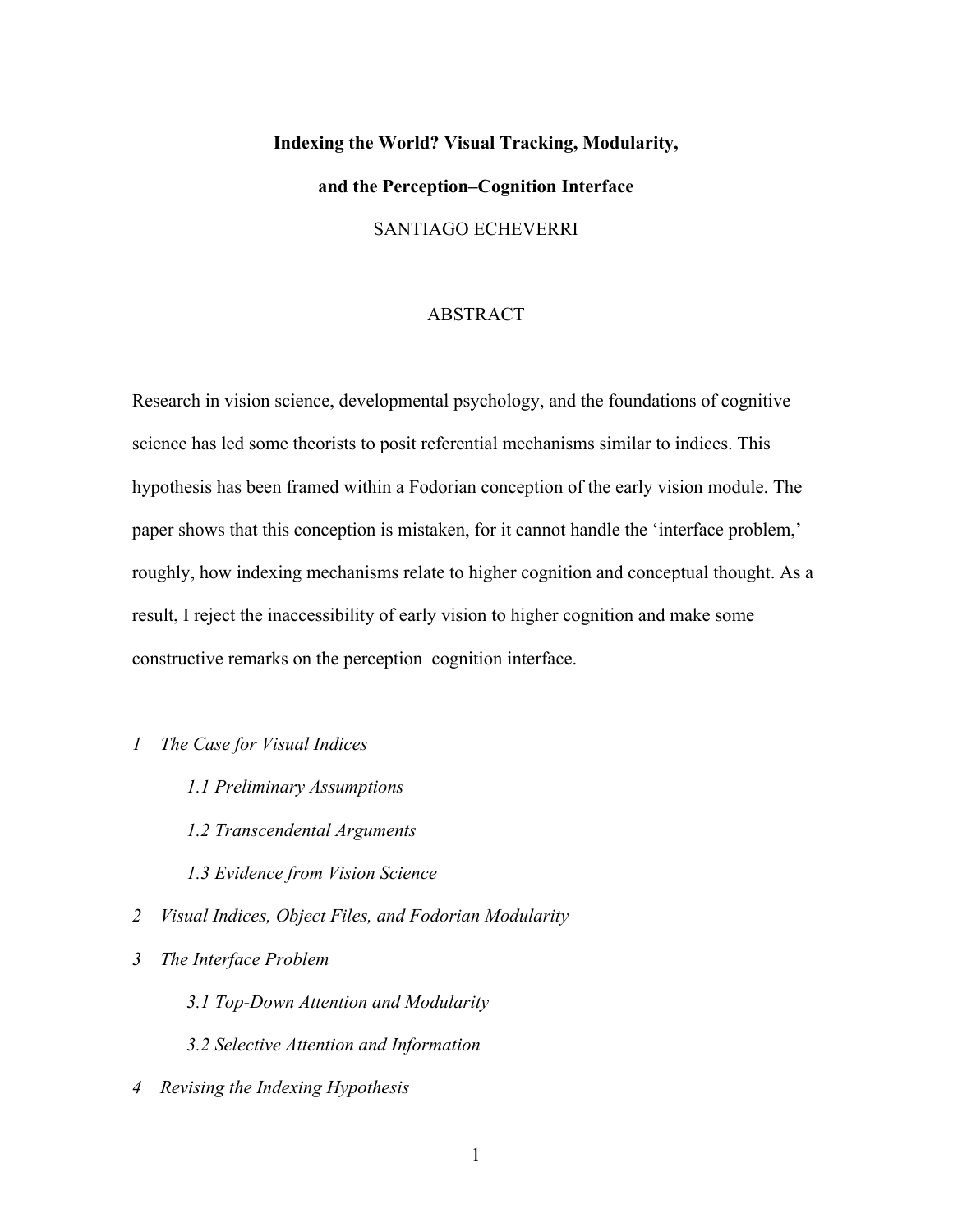# Indexing the World? Visual Tracking, Modularity, and the Perception–Cognition Interface

SANTIAGO ECHEVERRI

## ABSTRACT

Research in vision science, developmental psychology, and the foundations of cognitive science has led some theorists to posit referential mechanisms similar to indices. This hypothesis has been framed within a Fodorian conception of the early vision module. The paper shows that this conception is mistaken, for it cannot handle the 'interface problem,' roughly, how indexing mechanisms relate to higher cognition and conceptual thought. As a result, I reject the inaccessibility of early vision to higher cognition and make some constructive remarks on the perception–cognition interface.

*1 The Case for Visual Indices*

*1.1 Preliminary Assumptions*

*1.2 Transcendental Arguments*

*1.3 Evidence from Vision Science*

*2 Visual Indices, Object Files, and Fodorian Modularity*

*3 The Interface Problem*

*3.1 Top-Down Attention and Modularity*

*3.2 Selective Attention and Information*

*4 Revising the Indexing Hypothesis*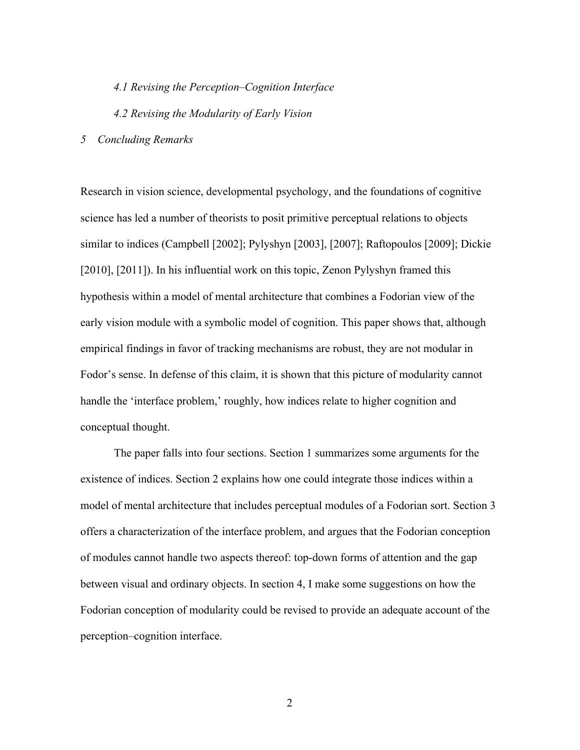*4.1 Revising the Perception–Cognition Interface*

*4.2 Revising the Modularity of Early Vision*

*5 Concluding Remarks*

Research in vision science, developmental psychology, and the foundations of cognitive science has led a number of theorists to posit primitive perceptual relations to objects similar to indices (Campbell [2002]; Pylyshyn [2003], [2007]; Raftopoulos [2009]; Dickie [2010], [2011]). In his influential work on this topic, Zenon Pylyshyn framed this hypothesis within a model of mental architecture that combines a Fodorian view of the early vision module with a symbolic model of cognition. This paper shows that, although empirical findings in favor of tracking mechanisms are robust, they are not modular in Fodor's sense. In defense of this claim, it is shown that this picture of modularity cannot handle the 'interface problem,' roughly, how indices relate to higher cognition and conceptual thought.

The paper falls into four sections. Section 1 summarizes some arguments for the existence of indices. Section 2 explains how one could integrate those indices within a model of mental architecture that includes perceptual modules of a Fodorian sort. Section 3 offers a characterization of the interface problem, and argues that the Fodorian conception of modules cannot handle two aspects thereof: top-down forms of attention and the gap between visual and ordinary objects. In section 4, I make some suggestions on how the Fodorian conception of modularity could be revised to provide an adequate account of the perception–cognition interface.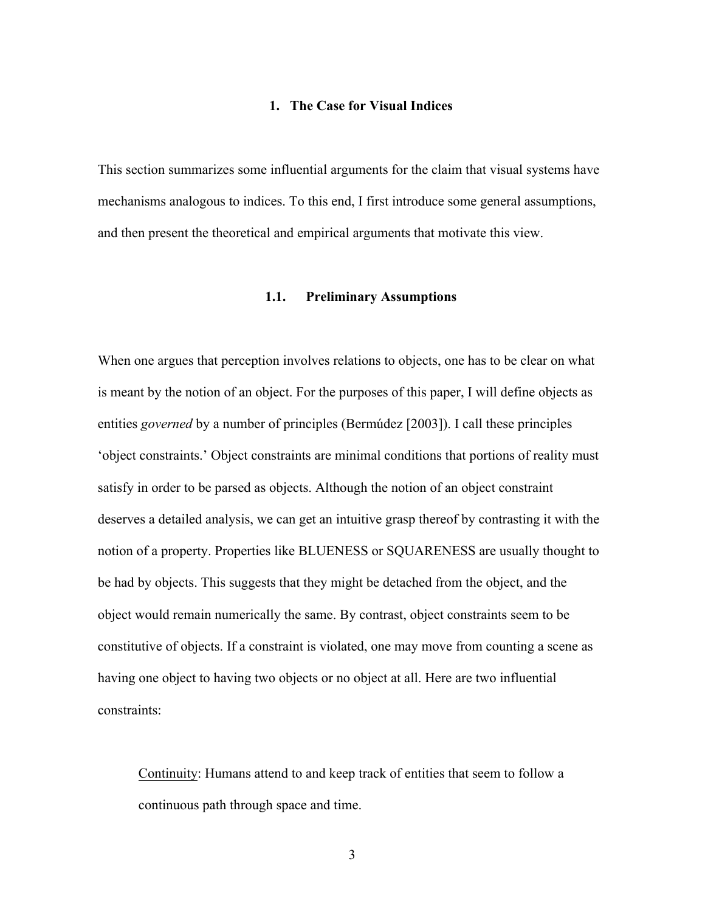# 1. The Case for Visual Indices

This section summarizes some influential arguments for the claim that visual systems have mechanisms analogous to indices. To this end, I first introduce some general assumptions, and then present the theoretical and empirical arguments that motivate this view.

## 1.1. Preliminary Assumptions

When one argues that perception involves relations to objects, one has to be clear on what is meant by the notion of an object. For the purposes of this paper, I will define objects as entities *governed* by a number of principles (Bermúdez [2003]). I call these principles 'object constraints.' Object constraints are minimal conditions that portions of reality must satisfy in order to be parsed as objects. Although the notion of an object constraint deserves a detailed analysis, we can get an intuitive grasp thereof by contrasting it with the notion of a property. Properties like BLUENESS or SQUARENESS are usually thought to be had by objects. This suggests that they might be detached from the object, and the object would remain numerically the same. By contrast, object constraints seem to be constitutive of objects. If a constraint is violated, one may move from counting a scene as having one object to having two objects or no object at all. Here are two influential constraints:

> <u>Continuity</u>: Humans attend to and keep track of entities that seem to follow a continuous path through space and time.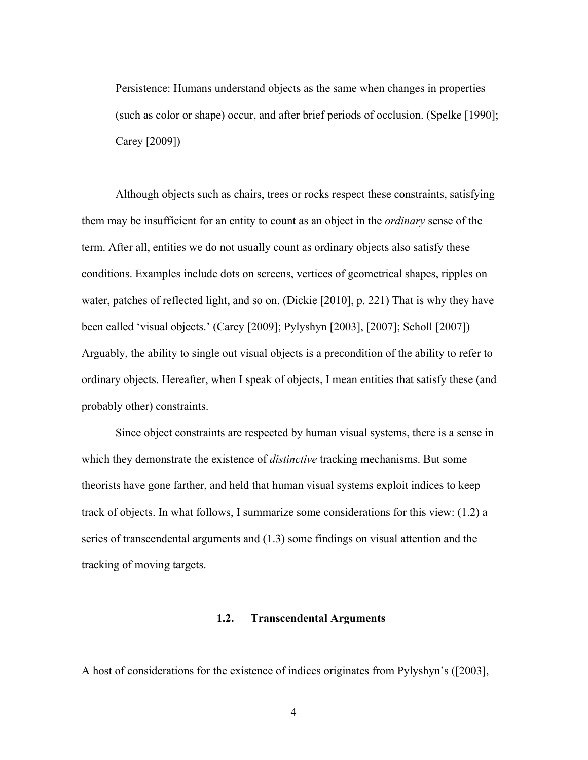<u>Persistence</u>: Humans understand objects as the same when changes in properties (such as color or shape) occur, and after brief periods of occlusion. (Spelke [1990]; Carey [2009])

Although objects such as chairs, trees or rocks respect these constraints, satisfying them may be insufficient for an entity to count as an object in the *ordinary* sense of the term. After all, entities we do not usually count as ordinary objects also satisfy these conditions. Examples include dots on screens, vertices of geometrical shapes, ripples on water, patches of reflected light, and so on. (Dickie [2010], p. 221) That is why they have been called 'visual objects.' (Carey [2009]; Pylyshyn [2003], [2007]; Scholl [2007]) Arguably, the ability to single out visual objects is a precondition of the ability to refer to ordinary objects. Hereafter, when I speak of objects, I mean entities that satisfy these (and probably other) constraints.

Since object constraints are respected by human visual systems, there is a sense in which they demonstrate the existence of *distinctive* tracking mechanisms. But some theorists have gone farther, and held that human visual systems exploit indices to keep track of objects. In what follows, I summarize some considerations for this view: (1.2) a series of transcendental arguments and (1.3) some findings on visual attention and the tracking of moving targets.

### 1.2. Transcendental Arguments

A host of considerations for the existence of indices originates from Pylyshyn's ([2003],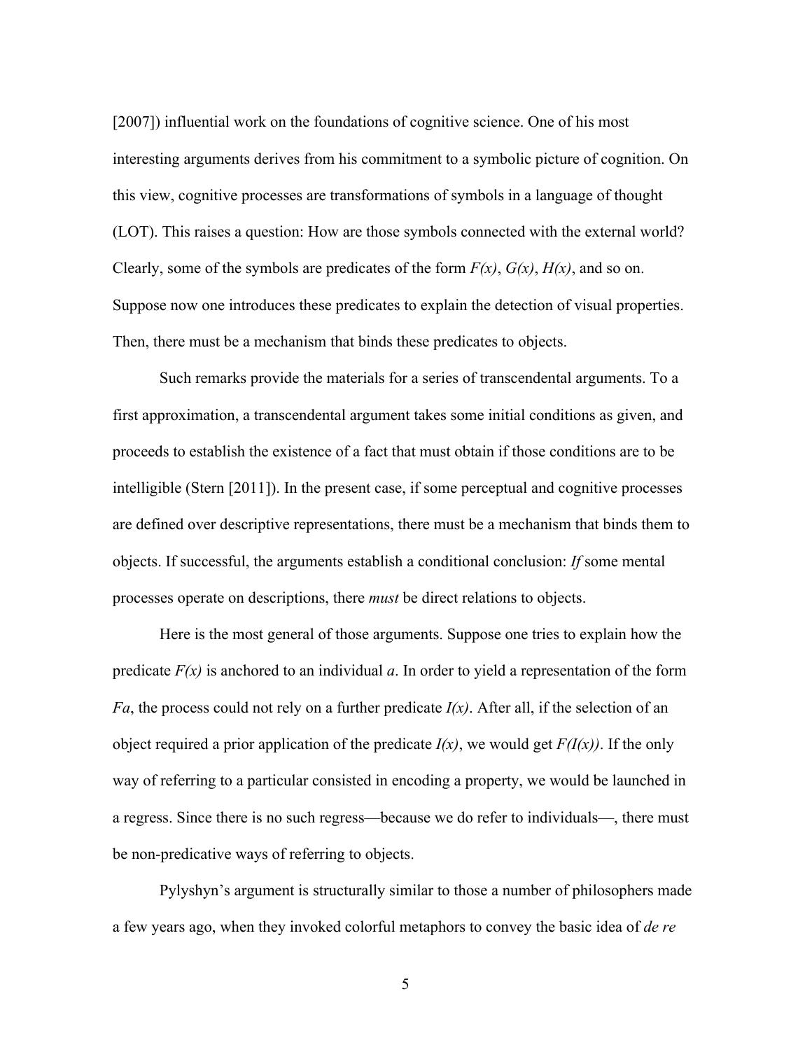[2007]) influential work on the foundations of cognitive science. One of his most interesting arguments derives from his commitment to a symbolic picture of cognition. On this view, cognitive processes are transformations of symbols in a language of thought (LOT). This raises a question: How are those symbols connected with the external world? Clearly, some of the symbols are predicates of the form $F(x)$, $G(x)$, $H(x)$, and so on. Suppose now one introduces these predicates to explain the detection of visual properties. Then, there must be a mechanism that binds these predicates to objects.

Such remarks provide the materials for a series of transcendental arguments. To a first approximation, a transcendental argument takes some initial conditions as given, and proceeds to establish the existence of a fact that must obtain if those conditions are to be intelligible (Stern [2011]). In the present case, if some perceptual and cognitive processes are defined over descriptive representations, there must be a mechanism that binds them to objects. If successful, the arguments establish a conditional conclusion: *If* some mental processes operate on descriptions, there *must* be direct relations to objects.

Here is the most general of those arguments. Suppose one tries to explain how the predicate $F(x)$ is anchored to an individual $a$. In order to yield a representation of the form $Fa$, the process could not rely on a further predicate $I(x)$. After all, if the selection of an object required a prior application of the predicate $I(x)$, we would get $F(I(x))$. If the only way of referring to a particular consisted in encoding a property, we would be launched in a regress. Since there is no such regress—because we do refer to individuals—, there must be non-predicative ways of referring to objects.

Pylyshyn's argument is structurally similar to those a number of philosophers made a few years ago, when they invoked colorful metaphors to convey the basic idea of *de re*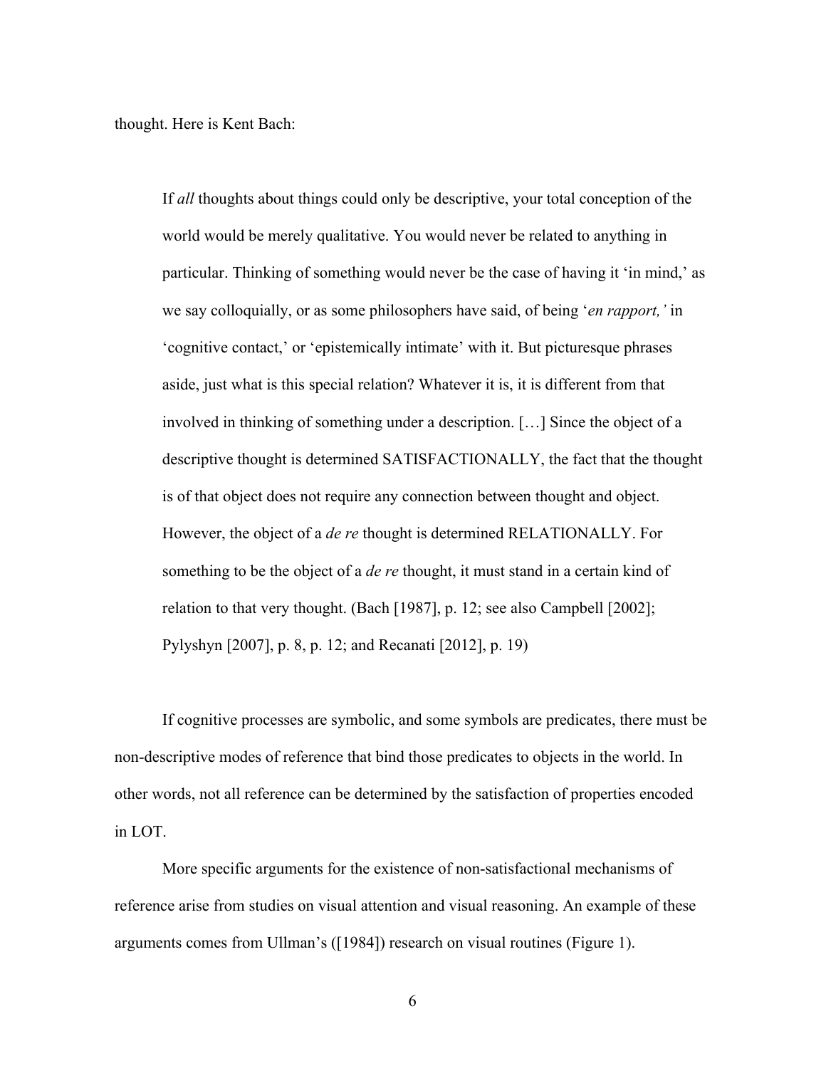thought. Here is Kent Bach:

> If *all* thoughts about things could only be descriptive, your total conception of the world would be merely qualitative. You would never be related to anything in particular. Thinking of something would never be the case of having it 'in mind,' as we say colloquially, or as some philosophers have said, of being '*en rapport,'* in 'cognitive contact,' or 'epistemically intimate' with it. But picturesque phrases aside, just what is this special relation? Whatever it is, it is different from that involved in thinking of something under a description. […] Since the object of a descriptive thought is determined SATISFACTIONALLY, the fact that the thought is of that object does not require any connection between thought and object. However, the object of a *de re* thought is determined RELATIONALLY. For something to be the object of a *de re* thought, it must stand in a certain kind of relation to that very thought. (Bach [1987], p. 12; see also Campbell [2002]; Pylyshyn [2007], p. 8, p. 12; and Recanati [2012], p. 19)

If cognitive processes are symbolic, and some symbols are predicates, there must be non-descriptive modes of reference that bind those predicates to objects in the world. In other words, not all reference can be determined by the satisfaction of properties encoded in LOT.

More specific arguments for the existence of non-satisfactional mechanisms of reference arise from studies on visual attention and visual reasoning. An example of these arguments comes from Ullman's ([1984]) research on visual routines (Figure 1).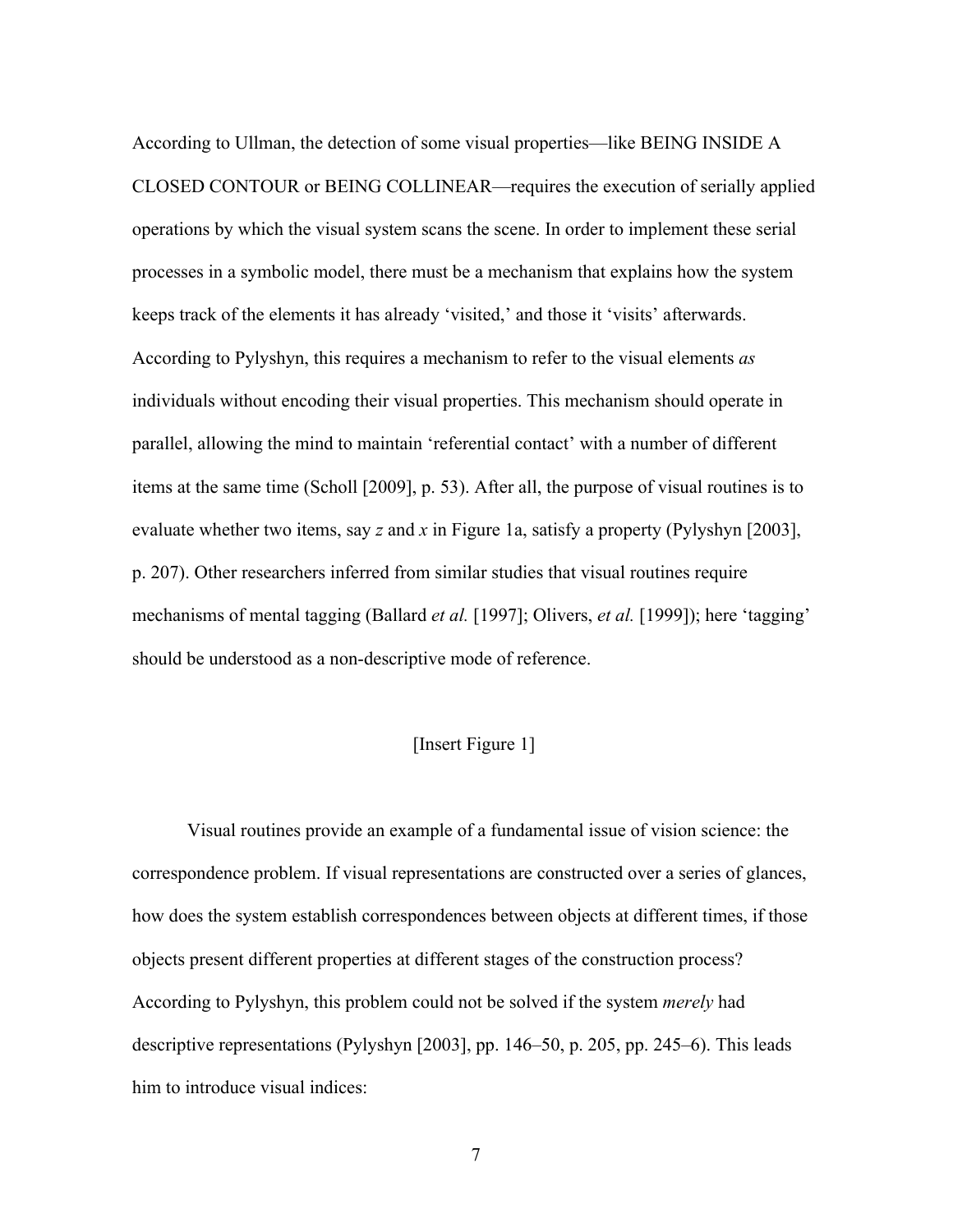According to Ullman, the detection of some visual properties—like BEING INSIDE A CLOSED CONTOUR or BEING COLLINEAR—requires the execution of serially applied operations by which the visual system scans the scene. In order to implement these serial processes in a symbolic model, there must be a mechanism that explains how the system keeps track of the elements it has already 'visited,' and those it 'visits' afterwards. According to Pylyshyn, this requires a mechanism to refer to the visual elements *as* individuals without encoding their visual properties. This mechanism should operate in parallel, allowing the mind to maintain 'referential contact' with a number of different items at the same time (Scholl [2009], p. 53). After all, the purpose of visual routines is to evaluate whether two items, say *z* and *x* in Figure 1a, satisfy a property (Pylyshyn [2003], p. 207). Other researchers inferred from similar studies that visual routines require mechanisms of mental tagging (Ballard *et al.* [1997]; Olivers, *et al.* [1999]); here 'tagging' should be understood as a non-descriptive mode of reference.

[Insert Figure 1]

Visual routines provide an example of a fundamental issue of vision science: the correspondence problem. If visual representations are constructed over a series of glances, how does the system establish correspondences between objects at different times, if those objects present different properties at different stages of the construction process? According to Pylyshyn, this problem could not be solved if the system *merely* had descriptive representations (Pylyshyn [2003], pp. 146–50, p. 205, pp. 245–6). This leads him to introduce visual indices: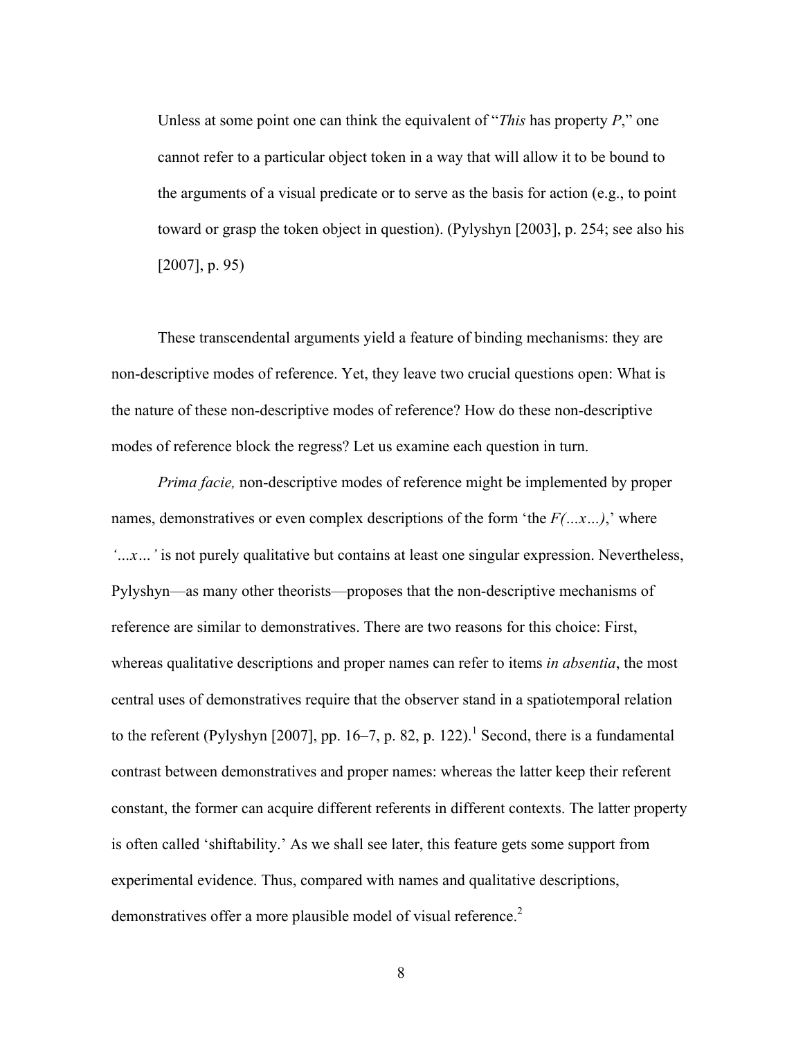> Unless at some point one can think the equivalent of "*This* has property *P*," one cannot refer to a particular object token in a way that will allow it to be bound to the arguments of a visual predicate or to serve as the basis for action (e.g., to point toward or grasp the token object in question). (Pylyshyn [2003], p. 254; see also his [2007], p. 95)

These transcendental arguments yield a feature of binding mechanisms: they are non-descriptive modes of reference. Yet, they leave two crucial questions open: What is the nature of these non-descriptive modes of reference? How do these non-descriptive modes of reference block the regress? Let us examine each question in turn.

*Prima facie,* non-descriptive modes of reference might be implemented by proper names, demonstratives or even complex descriptions of the form 'the *F(…x…)*,' where *'…x…'* is not purely qualitative but contains at least one singular expression. Nevertheless, Pylyshyn—as many other theorists—proposes that the non-descriptive mechanisms of reference are similar to demonstratives. There are two reasons for this choice: First, whereas qualitative descriptions and proper names can refer to items *in absentia*, the most central uses of demonstratives require that the observer stand in a spatiotemporal relation to the referent (Pylyshyn [2007], pp. 16–7, p. 82, p. 122).[1] Second, there is a fundamental contrast between demonstratives and proper names: whereas the latter keep their referent constant, the former can acquire different referents in different contexts. The latter property is often called 'shiftability.' As we shall see later, this feature gets some support from experimental evidence. Thus, compared with names and qualitative descriptions, demonstratives offer a more plausible model of visual reference.[2]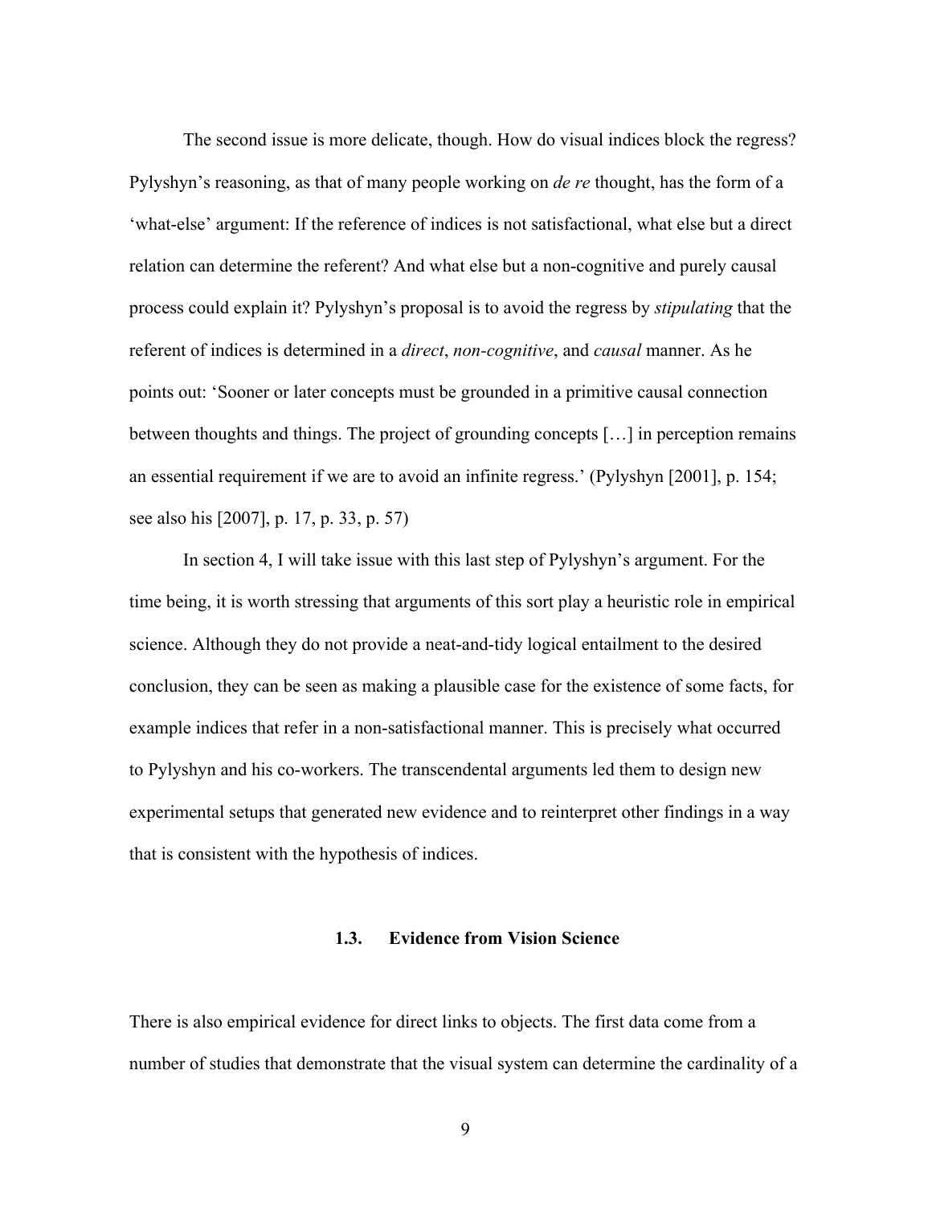The second issue is more delicate, though. How do visual indices block the regress? Pylyshyn's reasoning, as that of many people working on *de re* thought, has the form of a 'what-else' argument: If the reference of indices is not satisfactional, what else but a direct relation can determine the referent? And what else but a non-cognitive and purely causal process could explain it? Pylyshyn's proposal is to avoid the regress by *stipulating* that the referent of indices is determined in a *direct*, *non-cognitive*, and *causal* manner. As he points out: 'Sooner or later concepts must be grounded in a primitive causal connection between thoughts and things. The project of grounding concepts […] in perception remains an essential requirement if we are to avoid an infinite regress.' (Pylyshyn [2001], p. 154; see also his [2007], p. 17, p. 33, p. 57)

In section 4, I will take issue with this last step of Pylyshyn's argument. For the time being, it is worth stressing that arguments of this sort play a heuristic role in empirical science. Although they do not provide a neat-and-tidy logical entailment to the desired conclusion, they can be seen as making a plausible case for the existence of some facts, for example indices that refer in a non-satisfactional manner. This is precisely what occurred to Pylyshyn and his co-workers. The transcendental arguments led them to design new experimental setups that generated new evidence and to reinterpret other findings in a way that is consistent with the hypothesis of indices.

### 1.3. Evidence from Vision Science

There is also empirical evidence for direct links to objects. The first data come from a number of studies that demonstrate that the visual system can determine the cardinality of a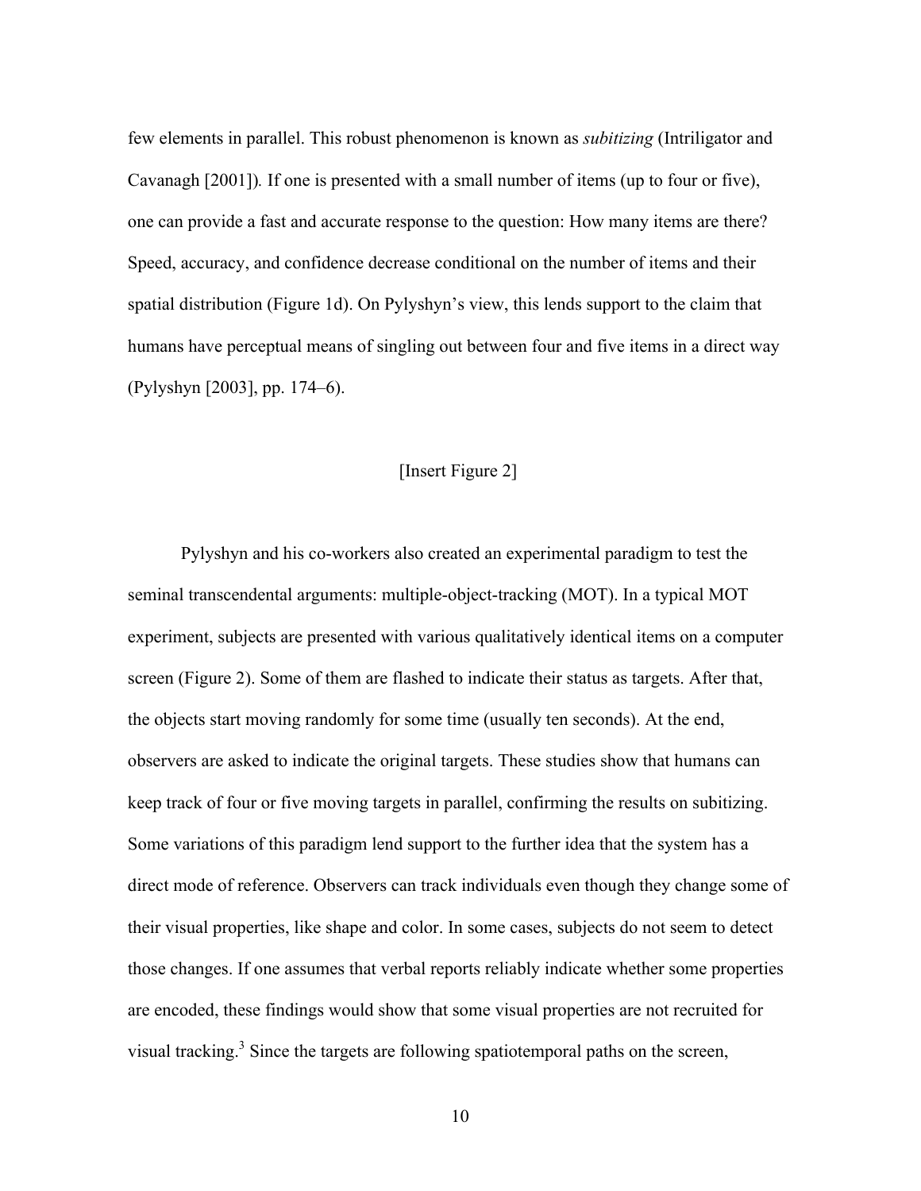few elements in parallel. This robust phenomenon is known as *subitizing* (Intriligator and Cavanagh [2001]). If one is presented with a small number of items (up to four or five), one can provide a fast and accurate response to the question: How many items are there? Speed, accuracy, and confidence decrease conditional on the number of items and their spatial distribution (Figure 1d). On Pylyshyn's view, this lends support to the claim that humans have perceptual means of singling out between four and five items in a direct way (Pylyshyn [2003], pp. 174–6).

[Insert Figure 2]

Pylyshyn and his co-workers also created an experimental paradigm to test the seminal transcendental arguments: multiple-object-tracking (MOT). In a typical MOT experiment, subjects are presented with various qualitatively identical items on a computer screen (Figure 2). Some of them are flashed to indicate their status as targets. After that, the objects start moving randomly for some time (usually ten seconds). At the end, observers are asked to indicate the original targets. These studies show that humans can keep track of four or five moving targets in parallel, confirming the results on subitizing. Some variations of this paradigm lend support to the further idea that the system has a direct mode of reference. Observers can track individuals even though they change some of their visual properties, like shape and color. In some cases, subjects do not seem to detect those changes. If one assumes that verbal reports reliably indicate whether some properties are encoded, these findings would show that some visual properties are not recruited for visual tracking.[3] Since the targets are following spatiotemporal paths on the screen,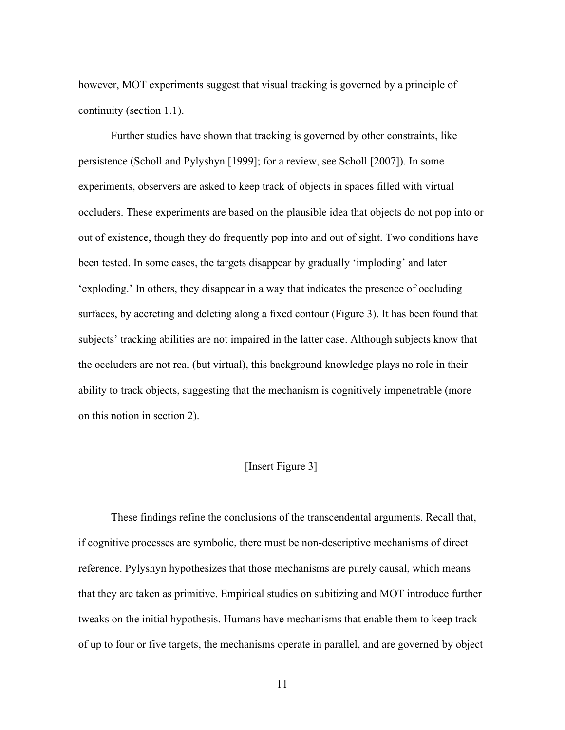however, MOT experiments suggest that visual tracking is governed by a principle of continuity (section 1.1).

Further studies have shown that tracking is governed by other constraints, like persistence (Scholl and Pylyshyn [1999]; for a review, see Scholl [2007]). In some experiments, observers are asked to keep track of objects in spaces filled with virtual occluders. These experiments are based on the plausible idea that objects do not pop into or out of existence, though they do frequently pop into and out of sight. Two conditions have been tested. In some cases, the targets disappear by gradually 'imploding' and later 'exploding.' In others, they disappear in a way that indicates the presence of occluding surfaces, by accreting and deleting along a fixed contour (Figure 3). It has been found that subjects' tracking abilities are not impaired in the latter case. Although subjects know that the occluders are not real (but virtual), this background knowledge plays no role in their ability to track objects, suggesting that the mechanism is cognitively impenetrable (more on this notion in section 2).

[Insert Figure 3]

These findings refine the conclusions of the transcendental arguments. Recall that, if cognitive processes are symbolic, there must be non-descriptive mechanisms of direct reference. Pylyshyn hypothesizes that those mechanisms are purely causal, which means that they are taken as primitive. Empirical studies on subitizing and MOT introduce further tweaks on the initial hypothesis. Humans have mechanisms that enable them to keep track of up to four or five targets, the mechanisms operate in parallel, and are governed by object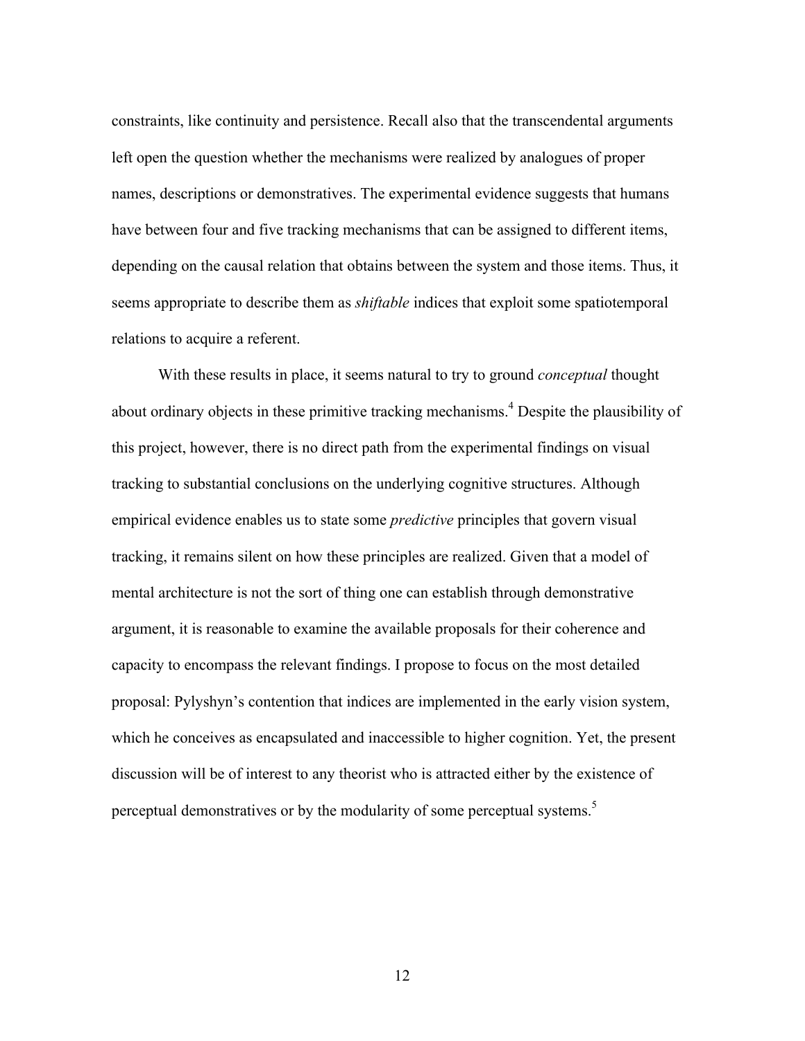constraints, like continuity and persistence. Recall also that the transcendental arguments left open the question whether the mechanisms were realized by analogues of proper names, descriptions or demonstratives. The experimental evidence suggests that humans have between four and five tracking mechanisms that can be assigned to different items, depending on the causal relation that obtains between the system and those items. Thus, it seems appropriate to describe them as *shiftable* indices that exploit some spatiotemporal relations to acquire a referent.

With these results in place, it seems natural to try to ground *conceptual* thought about ordinary objects in these primitive tracking mechanisms.[4] Despite the plausibility of this project, however, there is no direct path from the experimental findings on visual tracking to substantial conclusions on the underlying cognitive structures. Although empirical evidence enables us to state some *predictive* principles that govern visual tracking, it remains silent on how these principles are realized. Given that a model of mental architecture is not the sort of thing one can establish through demonstrative argument, it is reasonable to examine the available proposals for their coherence and capacity to encompass the relevant findings. I propose to focus on the most detailed proposal: Pylyshyn's contention that indices are implemented in the early vision system, which he conceives as encapsulated and inaccessible to higher cognition. Yet, the present discussion will be of interest to any theorist who is attracted either by the existence of perceptual demonstratives or by the modularity of some perceptual systems.[5]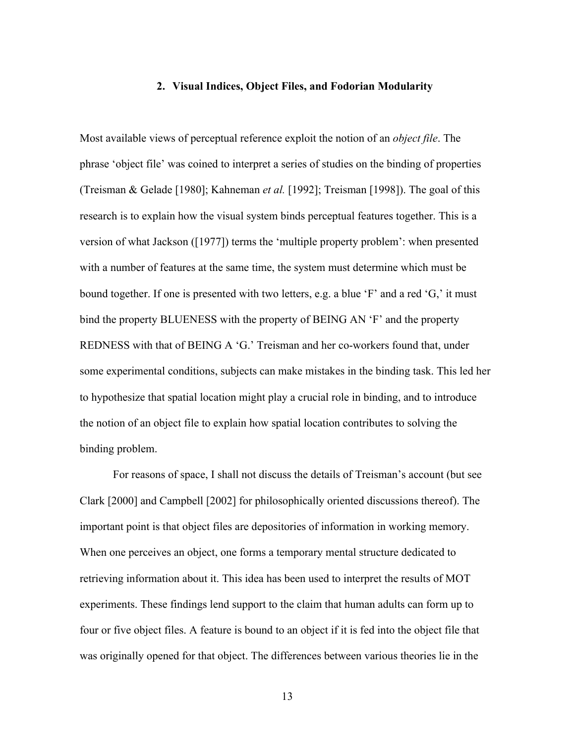## 2. Visual Indices, Object Files, and Fodorian Modularity

Most available views of perceptual reference exploit the notion of an *object file*. The phrase 'object file' was coined to interpret a series of studies on the binding of properties (Treisman & Gelade [1980]; Kahneman *et al.* [1992]; Treisman [1998]). The goal of this research is to explain how the visual system binds perceptual features together. This is a version of what Jackson ([1977]) terms the 'multiple property problem': when presented with a number of features at the same time, the system must determine which must be bound together. If one is presented with two letters, e.g. a blue 'F' and a red 'G,' it must bind the property BLUENESS with the property of BEING AN 'F' and the property REDNESS with that of BEING A 'G.' Treisman and her co-workers found that, under some experimental conditions, subjects can make mistakes in the binding task. This led her to hypothesize that spatial location might play a crucial role in binding, and to introduce the notion of an object file to explain how spatial location contributes to solving the binding problem.

For reasons of space, I shall not discuss the details of Treisman's account (but see Clark [2000] and Campbell [2002] for philosophically oriented discussions thereof). The important point is that object files are depositories of information in working memory. When one perceives an object, one forms a temporary mental structure dedicated to retrieving information about it. This idea has been used to interpret the results of MOT experiments. These findings lend support to the claim that human adults can form up to four or five object files. A feature is bound to an object if it is fed into the object file that was originally opened for that object. The differences between various theories lie in the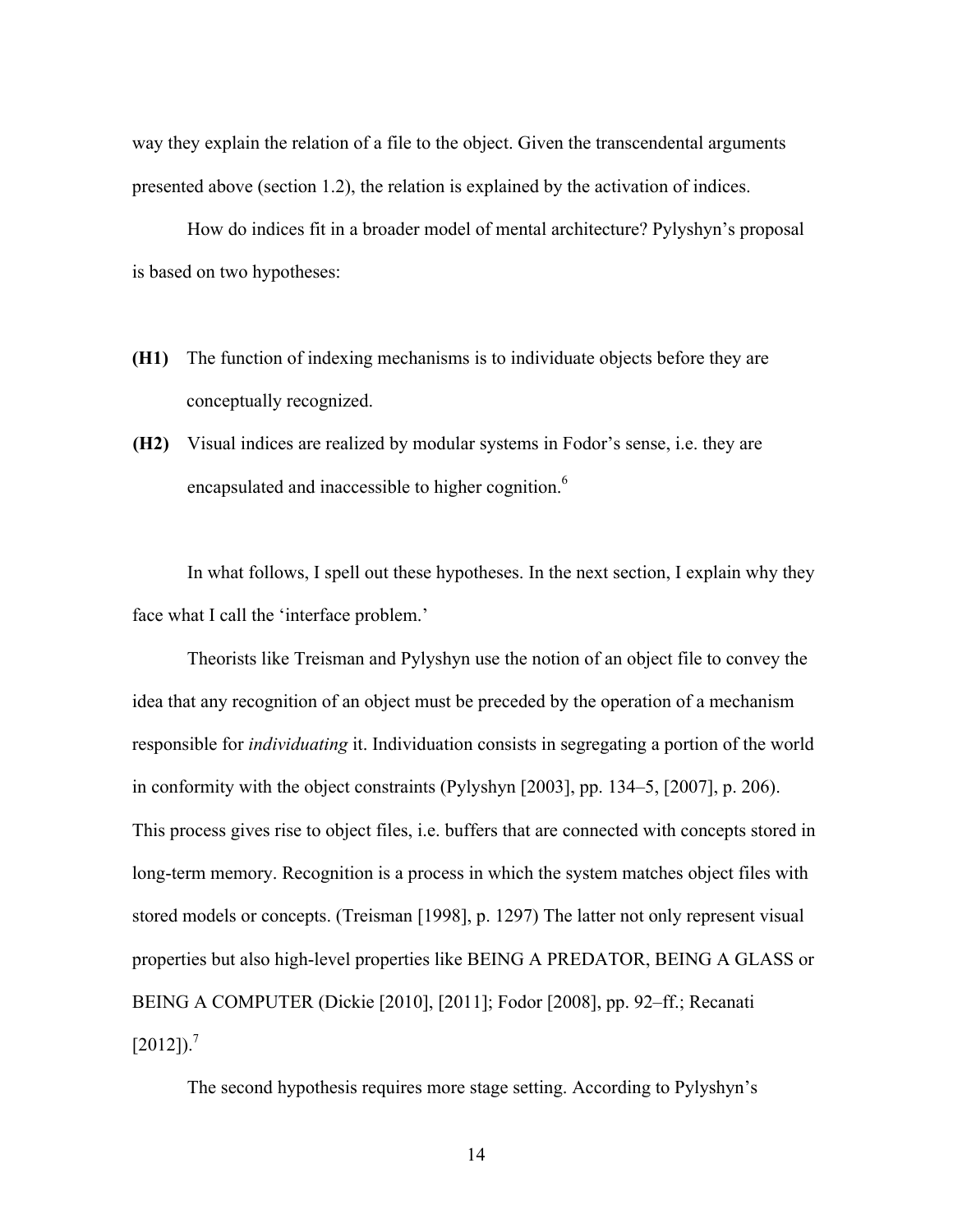way they explain the relation of a file to the object. Given the transcendental arguments presented above (section 1.2), the relation is explained by the activation of indices.

How do indices fit in a broader model of mental architecture? Pylyshyn's proposal is based on two hypotheses:

**(H1)** The function of indexing mechanisms is to individuate objects before they are conceptually recognized.

**(H2)** Visual indices are realized by modular systems in Fodor's sense, i.e. they are encapsulated and inaccessible to higher cognition.[6]

In what follows, I spell out these hypotheses. In the next section, I explain why they face what I call the 'interface problem.'

Theorists like Treisman and Pylyshyn use the notion of an object file to convey the idea that any recognition of an object must be preceded by the operation of a mechanism responsible for *individuating* it. Individuation consists in segregating a portion of the world in conformity with the object constraints (Pylyshyn [2003], pp. 134–5, [2007], p. 206). This process gives rise to object files, i.e. buffers that are connected with concepts stored in long-term memory. Recognition is a process in which the system matches object files with stored models or concepts. (Treisman [1998], p. 1297) The latter not only represent visual properties but also high-level properties like BEING A PREDATOR, BEING A GLASS or BEING A COMPUTER (Dickie [2010], [2011]; Fodor [2008], pp. 92–ff.; Recanati [2012]).[7]

The second hypothesis requires more stage setting. According to Pylyshyn's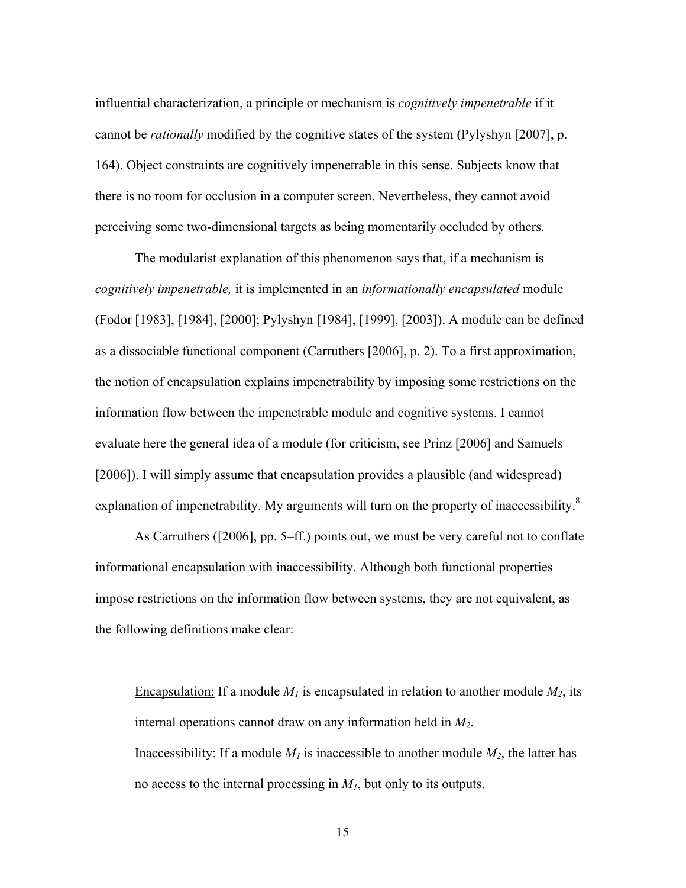influential characterization, a principle or mechanism is *cognitively impenetrable* if it cannot be *rationally* modified by the cognitive states of the system (Pylyshyn [2007], p. 164). Object constraints are cognitively impenetrable in this sense. Subjects know that there is no room for occlusion in a computer screen. Nevertheless, they cannot avoid perceiving some two-dimensional targets as being momentarily occluded by others.

The modularist explanation of this phenomenon says that, if a mechanism is *cognitively impenetrable,* it is implemented in an *informationally encapsulated* module (Fodor [1983], [1984], [2000]; Pylyshyn [1984], [1999], [2003]). A module can be defined as a dissociable functional component (Carruthers [2006], p. 2). To a first approximation, the notion of encapsulation explains impenetrability by imposing some restrictions on the information flow between the impenetrable module and cognitive systems. I cannot evaluate here the general idea of a module (for criticism, see Prinz [2006] and Samuels [2006]). I will simply assume that encapsulation provides a plausible (and widespread) explanation of impenetrability. My arguments will turn on the property of inaccessibility.[8]

As Carruthers ([2006], pp. 5–ff.) points out, we must be very careful not to conflate informational encapsulation with inaccessibility. Although both functional properties impose restrictions on the information flow between systems, they are not equivalent, as the following definitions make clear:

> Encapsulation: If a module $M_1$ is encapsulated in relation to another module $M_2$, its internal operations cannot draw on any information held in $M_2$.
>
> Inaccessibility: If a module $M_1$ is inaccessible to another module $M_2$, the latter has no access to the internal processing in $M_1$, but only to its outputs.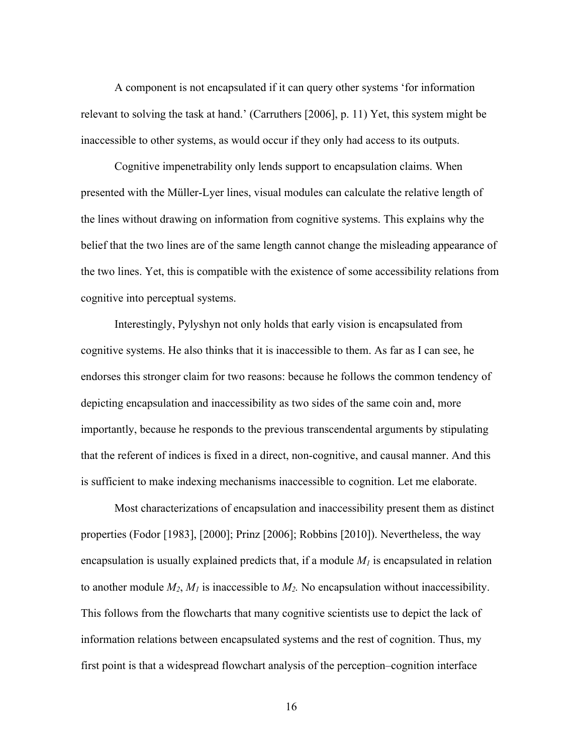A component is not encapsulated if it can query other systems 'for information relevant to solving the task at hand.' (Carruthers [2006], p. 11) Yet, this system might be inaccessible to other systems, as would occur if they only had access to its outputs.

Cognitive impenetrability only lends support to encapsulation claims. When presented with the Müller-Lyer lines, visual modules can calculate the relative length of the lines without drawing on information from cognitive systems. This explains why the belief that the two lines are of the same length cannot change the misleading appearance of the two lines. Yet, this is compatible with the existence of some accessibility relations from cognitive into perceptual systems.

Interestingly, Pylyshyn not only holds that early vision is encapsulated from cognitive systems. He also thinks that it is inaccessible to them. As far as I can see, he endorses this stronger claim for two reasons: because he follows the common tendency of depicting encapsulation and inaccessibility as two sides of the same coin and, more importantly, because he responds to the previous transcendental arguments by stipulating that the referent of indices is fixed in a direct, non-cognitive, and causal manner. And this is sufficient to make indexing mechanisms inaccessible to cognition. Let me elaborate.

Most characterizations of encapsulation and inaccessibility present them as distinct properties (Fodor [1983], [2000]; Prinz [2006]; Robbins [2010]). Nevertheless, the way encapsulation is usually explained predicts that, if a module $M_1$ is encapsulated in relation to another module $M_2$, $M_1$ is inaccessible to $M_2$. No encapsulation without inaccessibility. This follows from the flowcharts that many cognitive scientists use to depict the lack of information relations between encapsulated systems and the rest of cognition. Thus, my first point is that a widespread flowchart analysis of the perception–cognition interface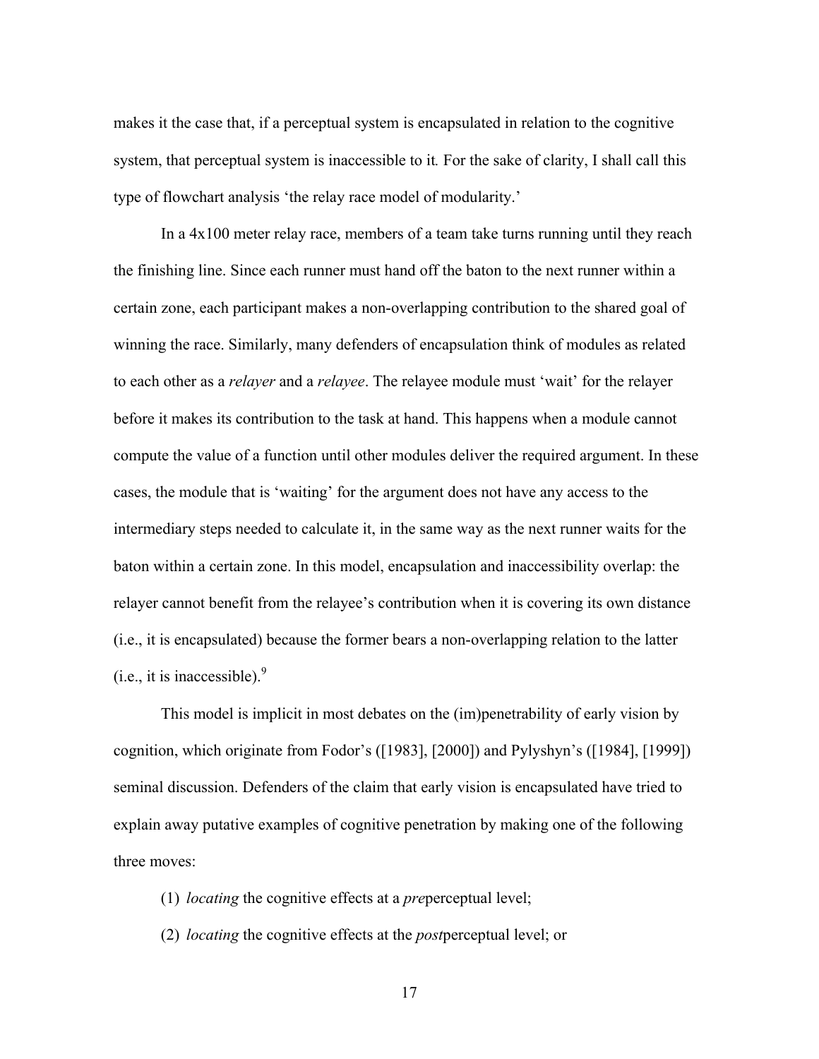makes it the case that, if a perceptual system is encapsulated in relation to the cognitive system, that perceptual system is inaccessible to it*.* For the sake of clarity, I shall call this type of flowchart analysis 'the relay race model of modularity.'

In a 4x100 meter relay race, members of a team take turns running until they reach the finishing line. Since each runner must hand off the baton to the next runner within a certain zone, each participant makes a non-overlapping contribution to the shared goal of winning the race. Similarly, many defenders of encapsulation think of modules as related to each other as a *relayer* and a *relayee*. The relayee module must 'wait' for the relayer before it makes its contribution to the task at hand. This happens when a module cannot compute the value of a function until other modules deliver the required argument. In these cases, the module that is 'waiting' for the argument does not have any access to the intermediary steps needed to calculate it, in the same way as the next runner waits for the baton within a certain zone. In this model, encapsulation and inaccessibility overlap: the relayer cannot benefit from the relayee's contribution when it is covering its own distance (i.e., it is encapsulated) because the former bears a non-overlapping relation to the latter (i.e., it is inaccessible).[9]

This model is implicit in most debates on the (im)penetrability of early vision by cognition, which originate from Fodor's ([1983], [2000]) and Pylyshyn's ([1984], [1999]) seminal discussion. Defenders of the claim that early vision is encapsulated have tried to explain away putative examples of cognitive penetration by making one of the following three moves:

(1) *locating* the cognitive effects at a *pre*perceptual level;

(2) *locating* the cognitive effects at the *post*perceptual level; or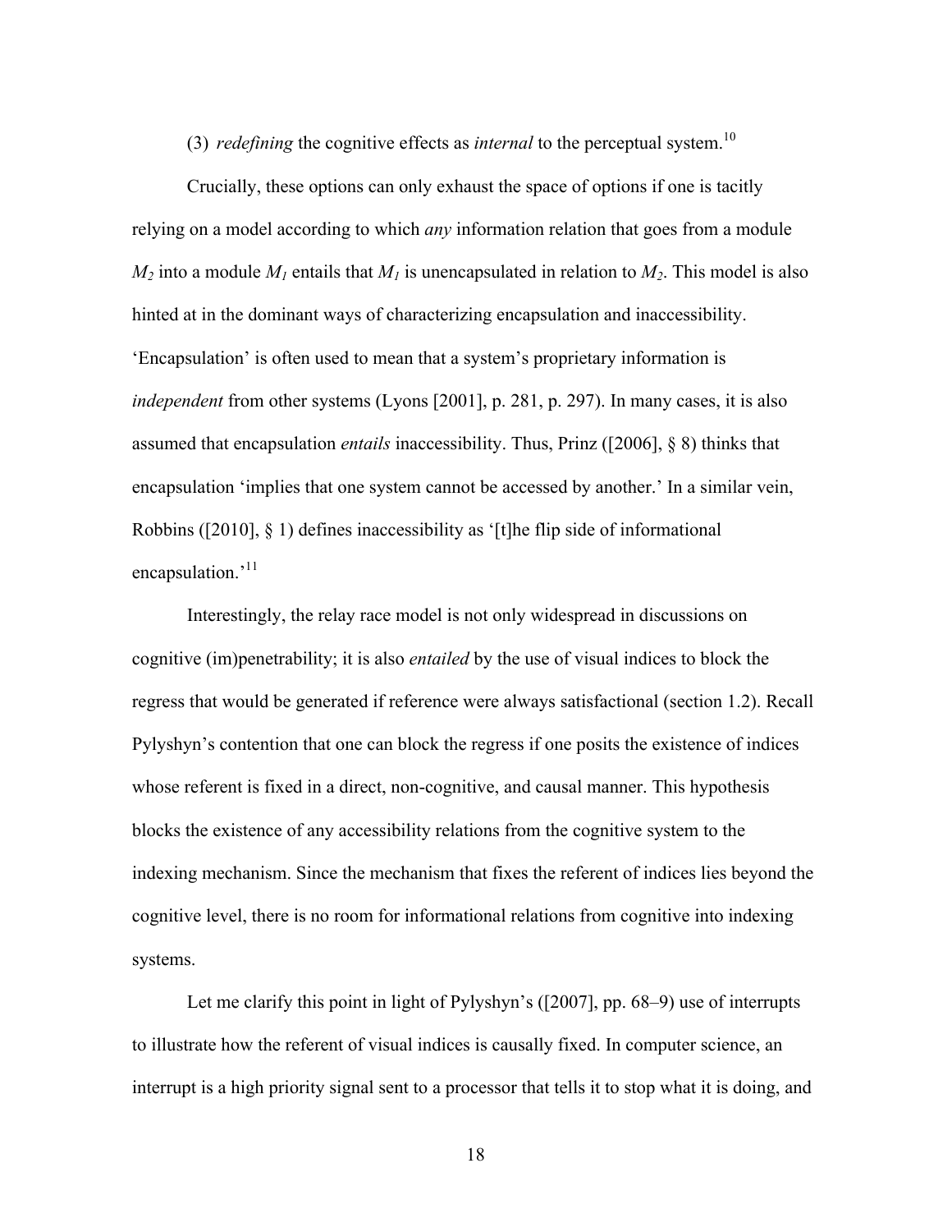(3) *redefining* the cognitive effects as *internal* to the perceptual system.[10]

Crucially, these options can only exhaust the space of options if one is tacitly relying on a model according to which *any* information relation that goes from a module $M_2$ into a module $M_1$ entails that $M_1$ is unencapsulated in relation to $M_2$. This model is also hinted at in the dominant ways of characterizing encapsulation and inaccessibility. 'Encapsulation' is often used to mean that a system's proprietary information is *independent* from other systems (Lyons [2001], p. 281, p. 297). In many cases, it is also assumed that encapsulation *entails* inaccessibility. Thus, Prinz ([2006], § 8) thinks that encapsulation 'implies that one system cannot be accessed by another.' In a similar vein, Robbins ([2010], § 1) defines inaccessibility as '[t]he flip side of informational encapsulation.'[11]

Interestingly, the relay race model is not only widespread in discussions on cognitive (im)penetrability; it is also *entailed* by the use of visual indices to block the regress that would be generated if reference were always satisfactional (section 1.2). Recall Pylyshyn's contention that one can block the regress if one posits the existence of indices whose referent is fixed in a direct, non-cognitive, and causal manner. This hypothesis blocks the existence of any accessibility relations from the cognitive system to the indexing mechanism. Since the mechanism that fixes the referent of indices lies beyond the cognitive level, there is no room for informational relations from cognitive into indexing systems.

Let me clarify this point in light of Pylyshyn's ([2007], pp. 68–9) use of interrupts to illustrate how the referent of visual indices is causally fixed. In computer science, an interrupt is a high priority signal sent to a processor that tells it to stop what it is doing, and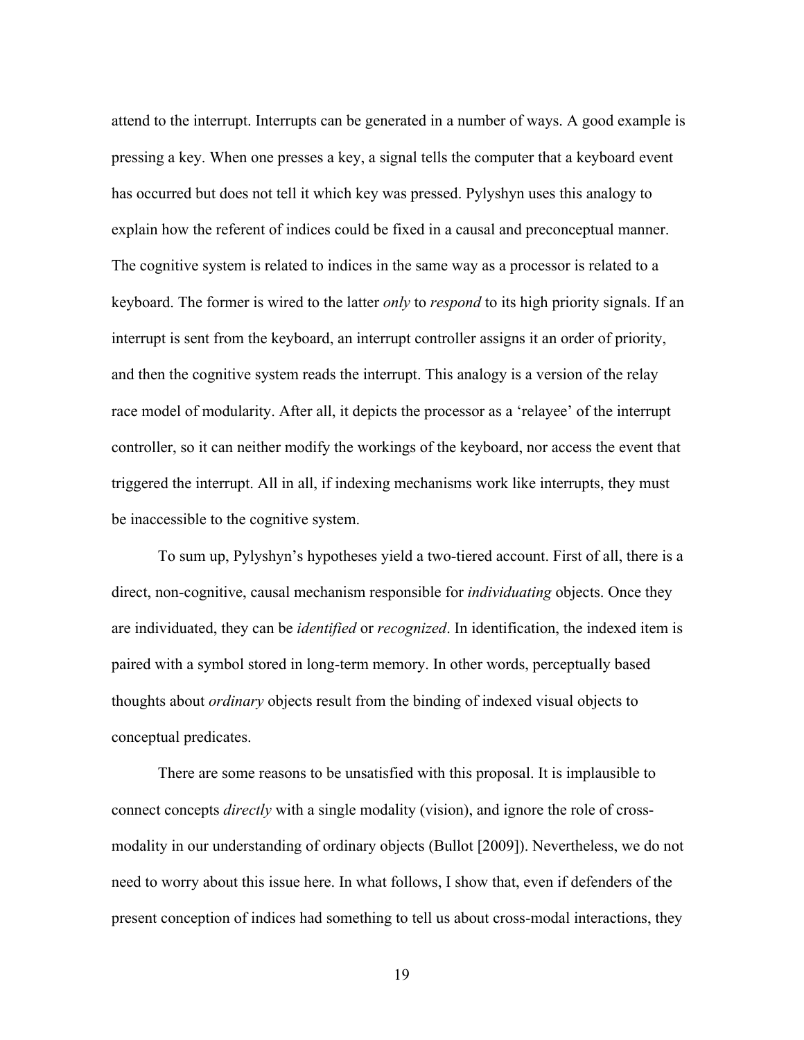attend to the interrupt. Interrupts can be generated in a number of ways. A good example is pressing a key. When one presses a key, a signal tells the computer that a keyboard event has occurred but does not tell it which key was pressed. Pylyshyn uses this analogy to explain how the referent of indices could be fixed in a causal and preconceptual manner. The cognitive system is related to indices in the same way as a processor is related to a keyboard. The former is wired to the latter *only* to *respond* to its high priority signals. If an interrupt is sent from the keyboard, an interrupt controller assigns it an order of priority, and then the cognitive system reads the interrupt. This analogy is a version of the relay race model of modularity. After all, it depicts the processor as a 'relayee' of the interrupt controller, so it can neither modify the workings of the keyboard, nor access the event that triggered the interrupt. All in all, if indexing mechanisms work like interrupts, they must be inaccessible to the cognitive system.

To sum up, Pylyshyn's hypotheses yield a two-tiered account. First of all, there is a direct, non-cognitive, causal mechanism responsible for *individuating* objects. Once they are individuated, they can be *identified* or *recognized*. In identification, the indexed item is paired with a symbol stored in long-term memory. In other words, perceptually based thoughts about *ordinary* objects result from the binding of indexed visual objects to conceptual predicates.

There are some reasons to be unsatisfied with this proposal. It is implausible to connect concepts *directly* with a single modality (vision), and ignore the role of cross-modality in our understanding of ordinary objects (Bullot [2009]). Nevertheless, we do not need to worry about this issue here. In what follows, I show that, even if defenders of the present conception of indices had something to tell us about cross-modal interactions, they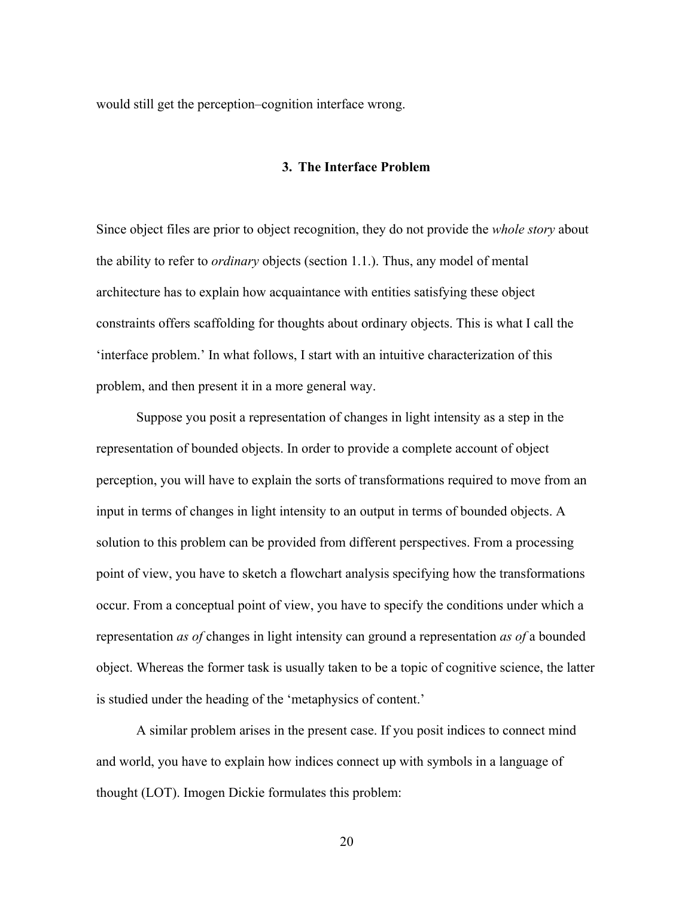would still get the perception–cognition interface wrong.

## 3. The Interface Problem

Since object files are prior to object recognition, they do not provide the *whole story* about the ability to refer to *ordinary* objects (section 1.1.). Thus, any model of mental architecture has to explain how acquaintance with entities satisfying these object constraints offers scaffolding for thoughts about ordinary objects. This is what I call the 'interface problem.' In what follows, I start with an intuitive characterization of this problem, and then present it in a more general way.

Suppose you posit a representation of changes in light intensity as a step in the representation of bounded objects. In order to provide a complete account of object perception, you will have to explain the sorts of transformations required to move from an input in terms of changes in light intensity to an output in terms of bounded objects. A solution to this problem can be provided from different perspectives. From a processing point of view, you have to sketch a flowchart analysis specifying how the transformations occur. From a conceptual point of view, you have to specify the conditions under which a representation *as of* changes in light intensity can ground a representation *as of* a bounded object. Whereas the former task is usually taken to be a topic of cognitive science, the latter is studied under the heading of the 'metaphysics of content.'

A similar problem arises in the present case. If you posit indices to connect mind and world, you have to explain how indices connect up with symbols in a language of thought (LOT). Imogen Dickie formulates this problem: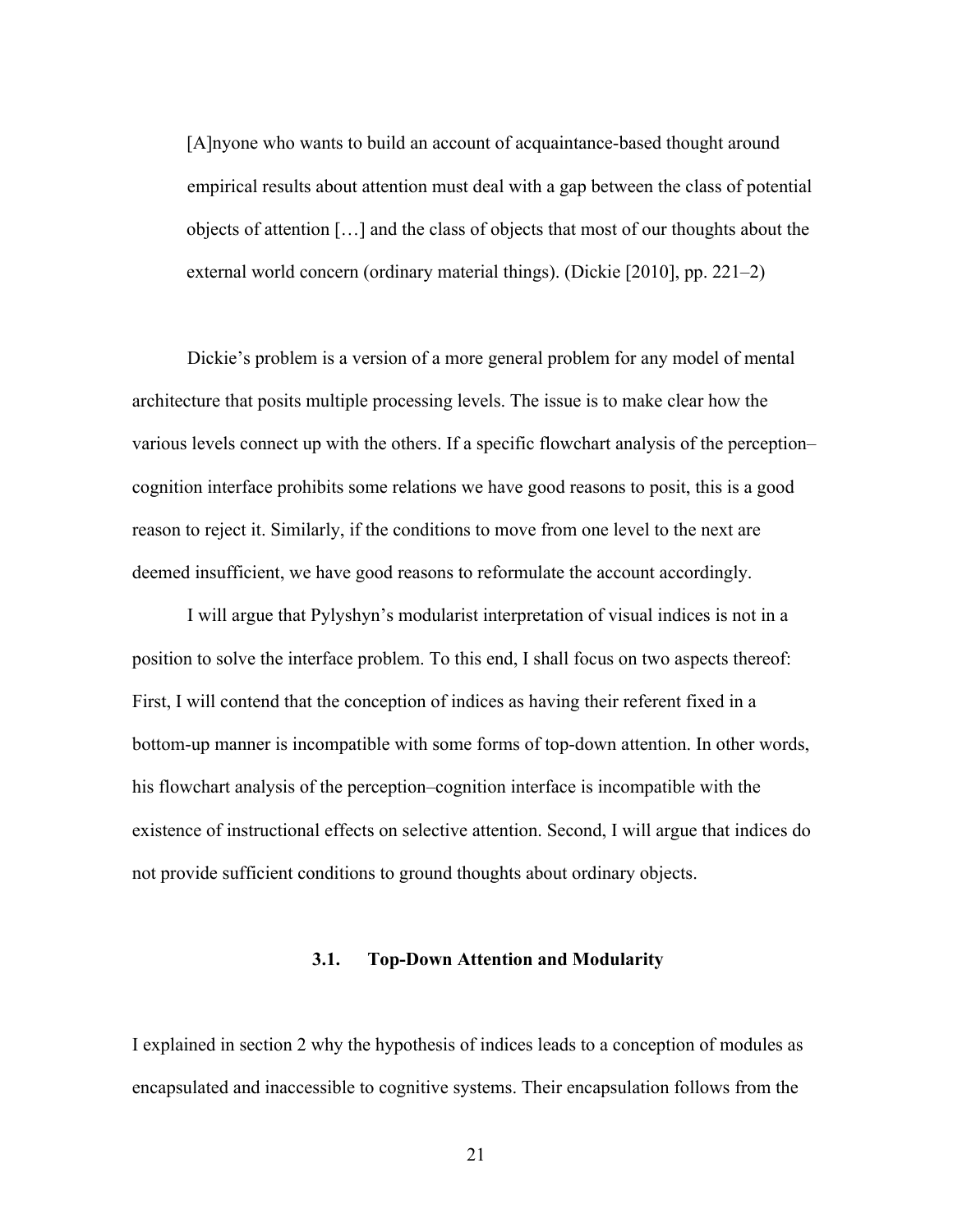> [A]nyone who wants to build an account of acquaintance-based thought around empirical results about attention must deal with a gap between the class of potential objects of attention […] and the class of objects that most of our thoughts about the external world concern (ordinary material things). (Dickie [2010], pp. 221–2)

Dickie's problem is a version of a more general problem for any model of mental architecture that posits multiple processing levels. The issue is to make clear how the various levels connect up with the others. If a specific flowchart analysis of the perception–cognition interface prohibits some relations we have good reasons to posit, this is a good reason to reject it. Similarly, if the conditions to move from one level to the next are deemed insufficient, we have good reasons to reformulate the account accordingly.

I will argue that Pylyshyn's modularist interpretation of visual indices is not in a position to solve the interface problem. To this end, I shall focus on two aspects thereof: First, I will contend that the conception of indices as having their referent fixed in a bottom-up manner is incompatible with some forms of top-down attention. In other words, his flowchart analysis of the perception–cognition interface is incompatible with the existence of instructional effects on selective attention. Second, I will argue that indices do not provide sufficient conditions to ground thoughts about ordinary objects.

### 3.1. Top-Down Attention and Modularity

I explained in section 2 why the hypothesis of indices leads to a conception of modules as encapsulated and inaccessible to cognitive systems. Their encapsulation follows from the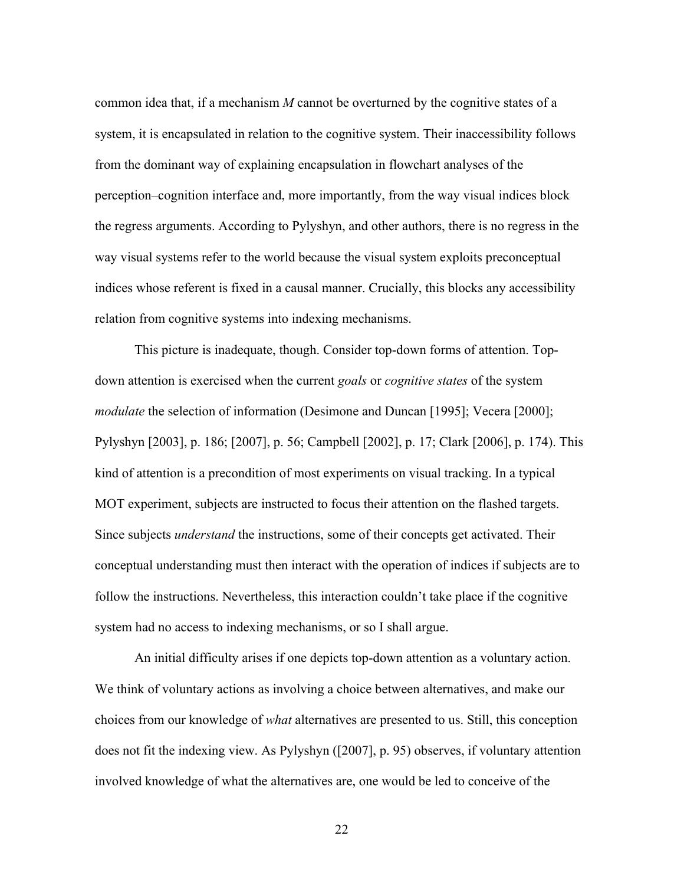common idea that, if a mechanism *M* cannot be overturned by the cognitive states of a system, it is encapsulated in relation to the cognitive system. Their inaccessibility follows from the dominant way of explaining encapsulation in flowchart analyses of the perception–cognition interface and, more importantly, from the way visual indices block the regress arguments. According to Pylyshyn, and other authors, there is no regress in the way visual systems refer to the world because the visual system exploits preconceptual indices whose referent is fixed in a causal manner. Crucially, this blocks any accessibility relation from cognitive systems into indexing mechanisms.

This picture is inadequate, though. Consider top-down forms of attention. Top-down attention is exercised when the current *goals* or *cognitive states* of the system *modulate* the selection of information (Desimone and Duncan [1995]; Vecera [2000]; Pylyshyn [2003], p. 186; [2007], p. 56; Campbell [2002], p. 17; Clark [2006], p. 174). This kind of attention is a precondition of most experiments on visual tracking. In a typical MOT experiment, subjects are instructed to focus their attention on the flashed targets. Since subjects *understand* the instructions, some of their concepts get activated. Their conceptual understanding must then interact with the operation of indices if subjects are to follow the instructions. Nevertheless, this interaction couldn't take place if the cognitive system had no access to indexing mechanisms, or so I shall argue.

An initial difficulty arises if one depicts top-down attention as a voluntary action. We think of voluntary actions as involving a choice between alternatives, and make our choices from our knowledge of *what* alternatives are presented to us. Still, this conception does not fit the indexing view. As Pylyshyn ([2007], p. 95) observes, if voluntary attention involved knowledge of what the alternatives are, one would be led to conceive of the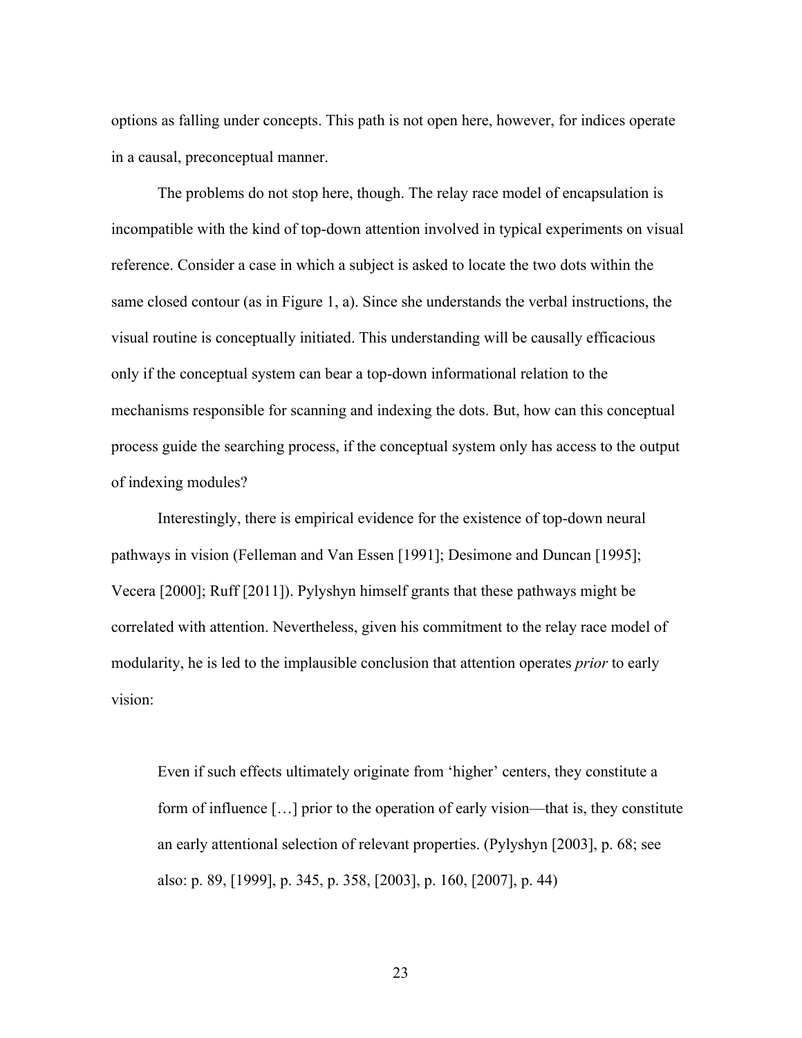options as falling under concepts. This path is not open here, however, for indices operate in a causal, preconceptual manner.

The problems do not stop here, though. The relay race model of encapsulation is incompatible with the kind of top-down attention involved in typical experiments on visual reference. Consider a case in which a subject is asked to locate the two dots within the same closed contour (as in Figure 1, a). Since she understands the verbal instructions, the visual routine is conceptually initiated. This understanding will be causally efficacious only if the conceptual system can bear a top-down informational relation to the mechanisms responsible for scanning and indexing the dots. But, how can this conceptual process guide the searching process, if the conceptual system only has access to the output of indexing modules?

Interestingly, there is empirical evidence for the existence of top-down neural pathways in vision (Felleman and Van Essen [1991]; Desimone and Duncan [1995]; Vecera [2000]; Ruff [2011]). Pylyshyn himself grants that these pathways might be correlated with attention. Nevertheless, given his commitment to the relay race model of modularity, he is led to the implausible conclusion that attention operates *prior* to early vision:

> Even if such effects ultimately originate from 'higher' centers, they constitute a form of influence […] prior to the operation of early vision—that is, they constitute an early attentional selection of relevant properties. (Pylyshyn [2003], p. 68; see also: p. 89, [1999], p. 345, p. 358, [2003], p. 160, [2007], p. 44)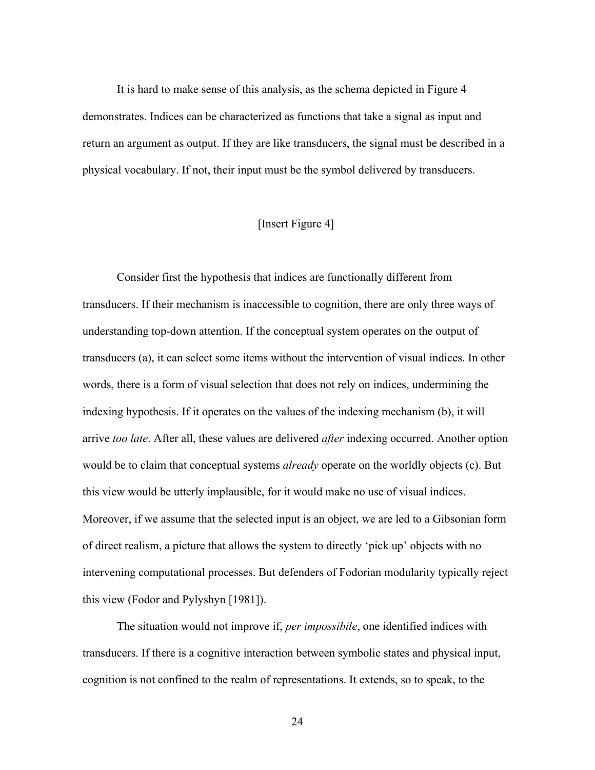It is hard to make sense of this analysis, as the schema depicted in Figure 4 demonstrates. Indices can be characterized as functions that take a signal as input and return an argument as output. If they are like transducers, the signal must be described in a physical vocabulary. If not, their input must be the symbol delivered by transducers.

[Insert Figure 4]

Consider first the hypothesis that indices are functionally different from transducers. If their mechanism is inaccessible to cognition, there are only three ways of understanding top-down attention. If the conceptual system operates on the output of transducers (a), it can select some items without the intervention of visual indices. In other words, there is a form of visual selection that does not rely on indices, undermining the indexing hypothesis. If it operates on the values of the indexing mechanism (b), it will arrive *too late*. After all, these values are delivered *after* indexing occurred. Another option would be to claim that conceptual systems *already* operate on the worldly objects (c). But this view would be utterly implausible, for it would make no use of visual indices. Moreover, if we assume that the selected input is an object, we are led to a Gibsonian form of direct realism, a picture that allows the system to directly 'pick up' objects with no intervening computational processes. But defenders of Fodorian modularity typically reject this view (Fodor and Pylyshyn [1981]).

The situation would not improve if, *per impossibile*, one identified indices with transducers. If there is a cognitive interaction between symbolic states and physical input, cognition is not confined to the realm of representations. It extends, so to speak, to the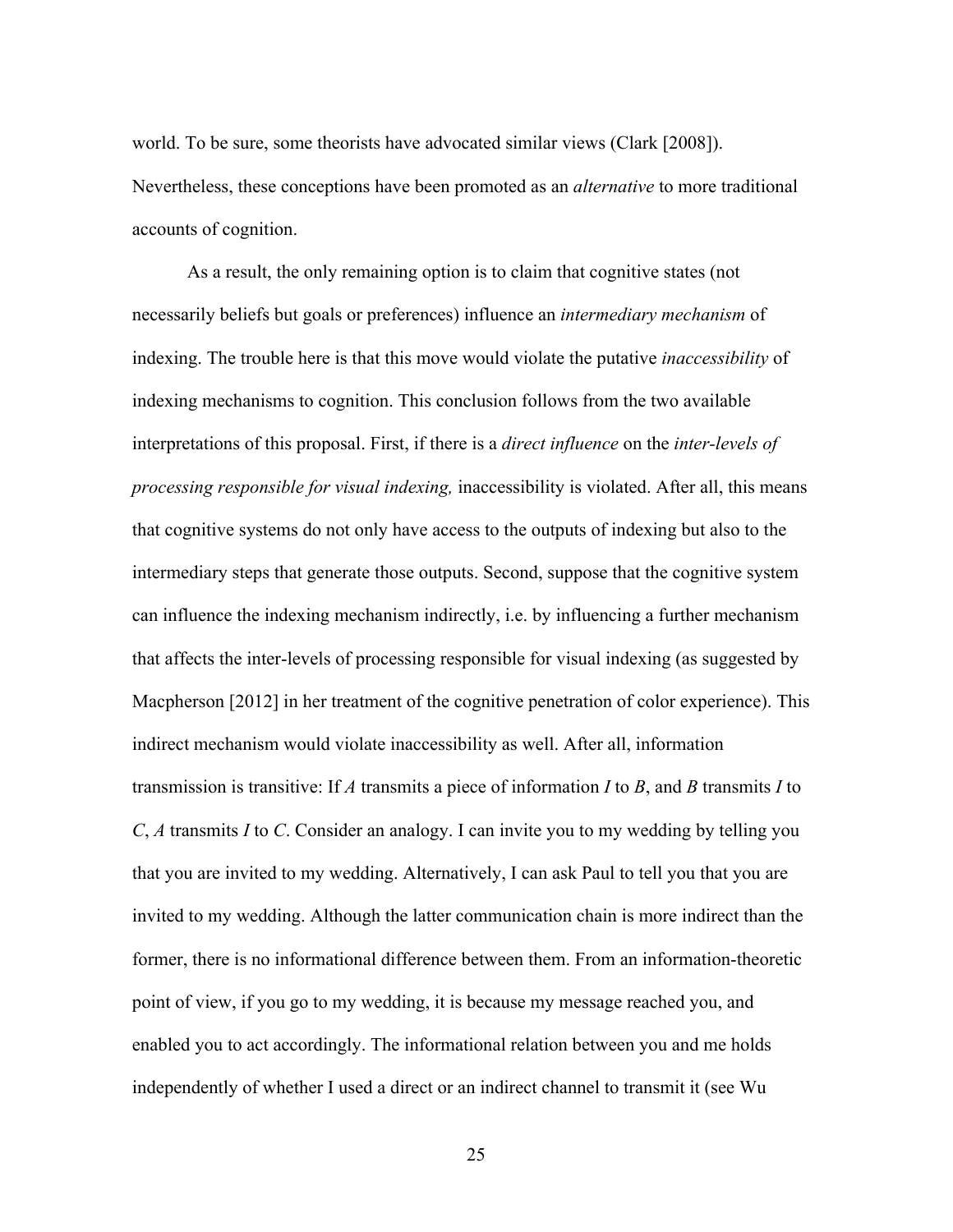world. To be sure, some theorists have advocated similar views (Clark [2008]). Nevertheless, these conceptions have been promoted as an *alternative* to more traditional accounts of cognition.

As a result, the only remaining option is to claim that cognitive states (not necessarily beliefs but goals or preferences) influence an *intermediary mechanism* of indexing. The trouble here is that this move would violate the putative *inaccessibility* of indexing mechanisms to cognition. This conclusion follows from the two available interpretations of this proposal. First, if there is a *direct influence* on the *inter-levels of processing responsible for visual indexing,* inaccessibility is violated. After all, this means that cognitive systems do not only have access to the outputs of indexing but also to the intermediary steps that generate those outputs. Second, suppose that the cognitive system can influence the indexing mechanism indirectly, i.e. by influencing a further mechanism that affects the inter-levels of processing responsible for visual indexing (as suggested by Macpherson [2012] in her treatment of the cognitive penetration of color experience). This indirect mechanism would violate inaccessibility as well. After all, information transmission is transitive: If *A* transmits a piece of information *I* to *B*, and *B* transmits *I* to *C*, *A* transmits *I* to *C*. Consider an analogy. I can invite you to my wedding by telling you that you are invited to my wedding. Alternatively, I can ask Paul to tell you that you are invited to my wedding. Although the latter communication chain is more indirect than the former, there is no informational difference between them. From an information-theoretic point of view, if you go to my wedding, it is because my message reached you, and enabled you to act accordingly. The informational relation between you and me holds independently of whether I used a direct or an indirect channel to transmit it (see Wu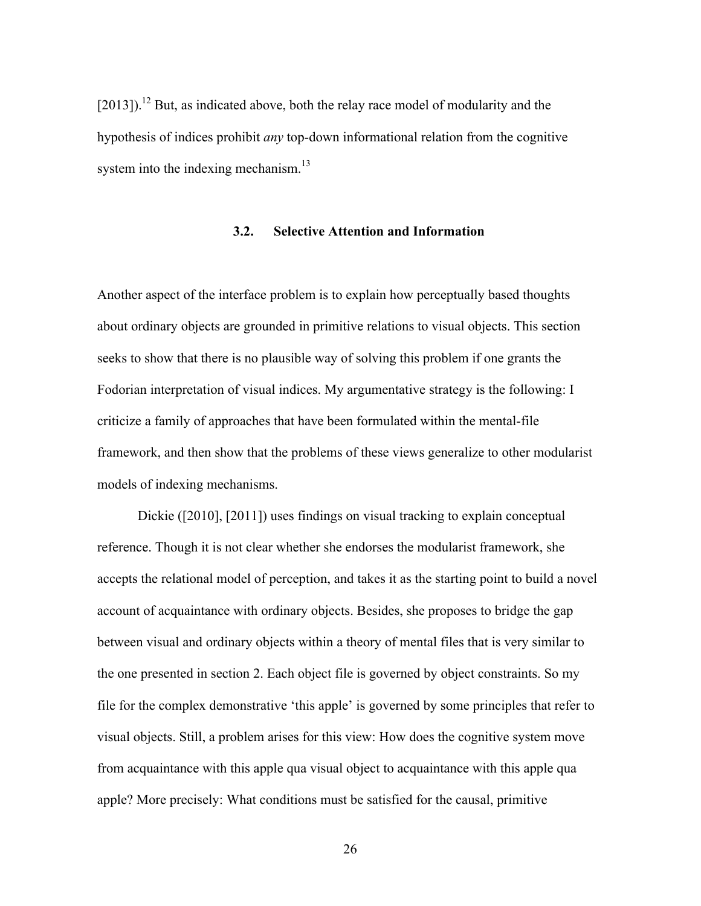[2013]).[12] But, as indicated above, both the relay race model of modularity and the hypothesis of indices prohibit *any* top-down informational relation from the cognitive system into the indexing mechanism.[13]

### 3.2. Selective Attention and Information

Another aspect of the interface problem is to explain how perceptually based thoughts about ordinary objects are grounded in primitive relations to visual objects. This section seeks to show that there is no plausible way of solving this problem if one grants the Fodorian interpretation of visual indices. My argumentative strategy is the following: I criticize a family of approaches that have been formulated within the mental-file framework, and then show that the problems of these views generalize to other modularist models of indexing mechanisms.

Dickie ([2010], [2011]) uses findings on visual tracking to explain conceptual reference. Though it is not clear whether she endorses the modularist framework, she accepts the relational model of perception, and takes it as the starting point to build a novel account of acquaintance with ordinary objects. Besides, she proposes to bridge the gap between visual and ordinary objects within a theory of mental files that is very similar to the one presented in section 2. Each object file is governed by object constraints. So my file for the complex demonstrative 'this apple' is governed by some principles that refer to visual objects. Still, a problem arises for this view: How does the cognitive system move from acquaintance with this apple qua visual object to acquaintance with this apple qua apple? More precisely: What conditions must be satisfied for the causal, primitive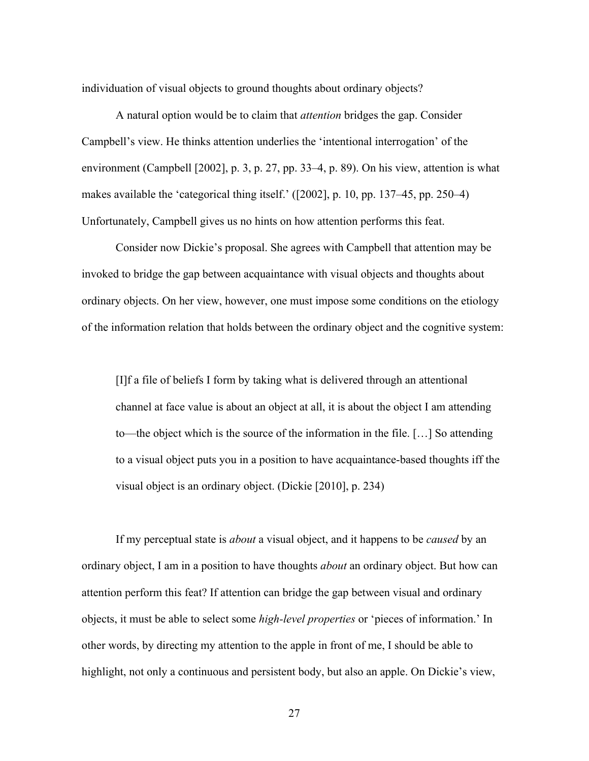individuation of visual objects to ground thoughts about ordinary objects?

A natural option would be to claim that *attention* bridges the gap. Consider Campbell's view. He thinks attention underlies the 'intentional interrogation' of the environment (Campbell [2002], p. 3, p. 27, pp. 33–4, p. 89). On his view, attention is what makes available the 'categorical thing itself.' ([2002], p. 10, pp. 137–45, pp. 250–4) Unfortunately, Campbell gives us no hints on how attention performs this feat.

Consider now Dickie's proposal. She agrees with Campbell that attention may be invoked to bridge the gap between acquaintance with visual objects and thoughts about ordinary objects. On her view, however, one must impose some conditions on the etiology of the information relation that holds between the ordinary object and the cognitive system:

> [I]f a file of beliefs I form by taking what is delivered through an attentional channel at face value is about an object at all, it is about the object I am attending to—the object which is the source of the information in the file. […] So attending to a visual object puts you in a position to have acquaintance-based thoughts iff the visual object is an ordinary object. (Dickie [2010], p. 234)

If my perceptual state is *about* a visual object, and it happens to be *caused* by an ordinary object, I am in a position to have thoughts *about* an ordinary object. But how can attention perform this feat? If attention can bridge the gap between visual and ordinary objects, it must be able to select some *high-level properties* or 'pieces of information.' In other words, by directing my attention to the apple in front of me, I should be able to highlight, not only a continuous and persistent body, but also an apple. On Dickie's view,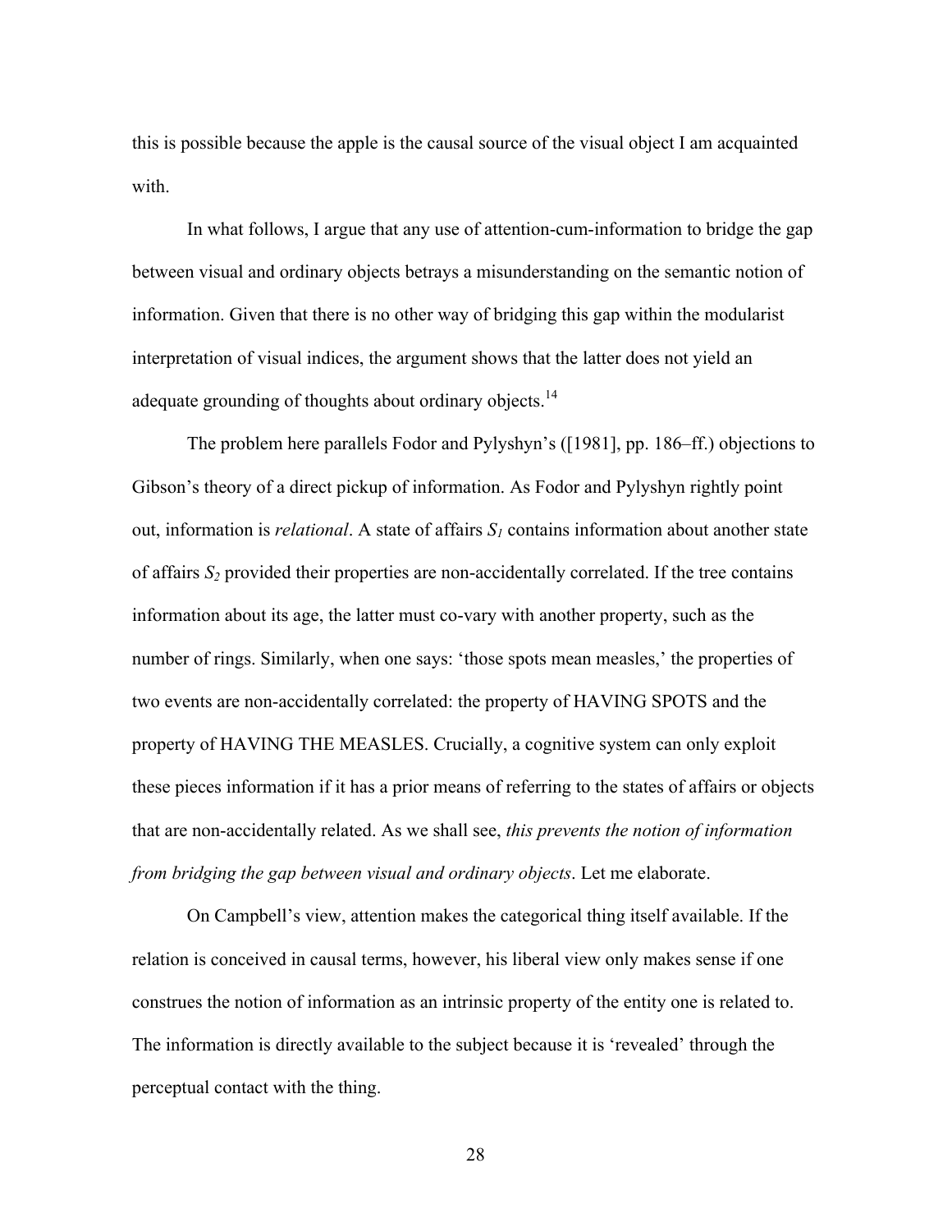this is possible because the apple is the causal source of the visual object I am acquainted with.

In what follows, I argue that any use of attention-cum-information to bridge the gap between visual and ordinary objects betrays a misunderstanding on the semantic notion of information. Given that there is no other way of bridging this gap within the modularist interpretation of visual indices, the argument shows that the latter does not yield an adequate grounding of thoughts about ordinary objects.[14]

The problem here parallels Fodor and Pylyshyn's ([1981], pp. 186–ff.) objections to Gibson's theory of a direct pickup of information. As Fodor and Pylyshyn rightly point out, information is *relational*. A state of affairs $S_1$ contains information about another state of affairs $S_2$ provided their properties are non-accidentally correlated. If the tree contains information about its age, the latter must co-vary with another property, such as the number of rings. Similarly, when one says: 'those spots mean measles,' the properties of two events are non-accidentally correlated: the property of HAVING SPOTS and the property of HAVING THE MEASLES. Crucially, a cognitive system can only exploit these pieces information if it has a prior means of referring to the states of affairs or objects that are non-accidentally related. As we shall see, *this prevents the notion of information from bridging the gap between visual and ordinary objects*. Let me elaborate.

On Campbell's view, attention makes the categorical thing itself available. If the relation is conceived in causal terms, however, his liberal view only makes sense if one construes the notion of information as an intrinsic property of the entity one is related to. The information is directly available to the subject because it is 'revealed' through the perceptual contact with the thing.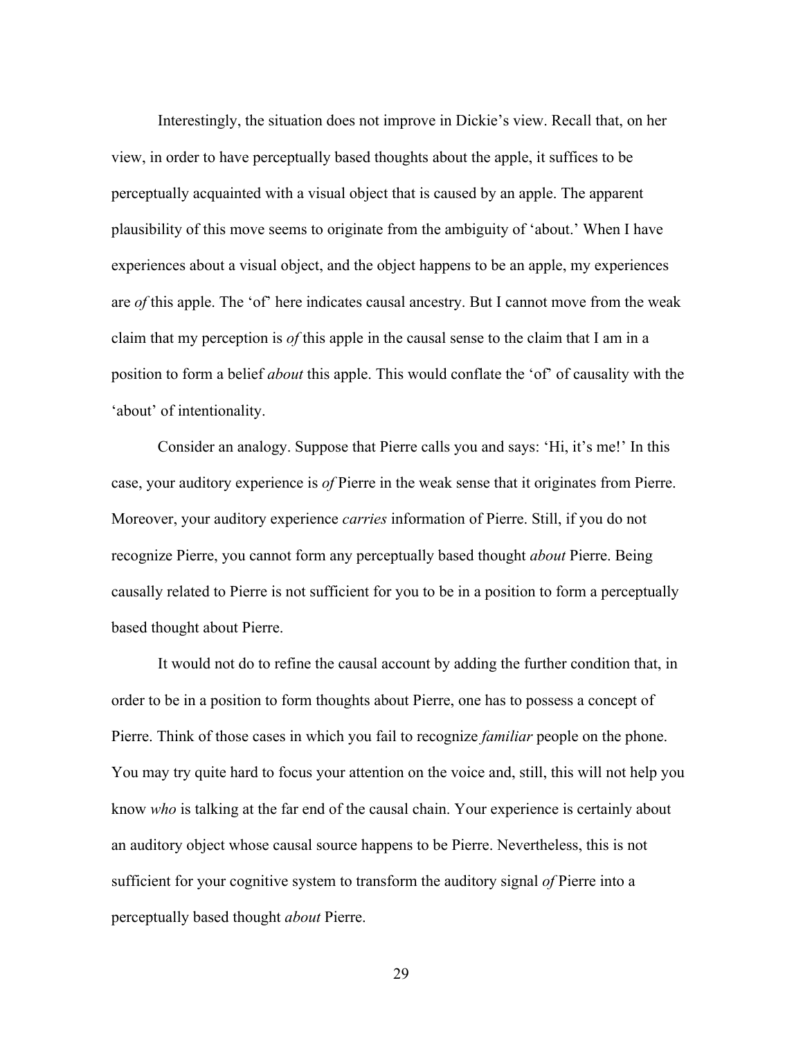Interestingly, the situation does not improve in Dickie's view. Recall that, on her view, in order to have perceptually based thoughts about the apple, it suffices to be perceptually acquainted with a visual object that is caused by an apple. The apparent plausibility of this move seems to originate from the ambiguity of 'about.' When I have experiences about a visual object, and the object happens to be an apple, my experiences are *of* this apple. The 'of' here indicates causal ancestry. But I cannot move from the weak claim that my perception is *of* this apple in the causal sense to the claim that I am in a position to form a belief *about* this apple. This would conflate the 'of' of causality with the 'about' of intentionality.

Consider an analogy. Suppose that Pierre calls you and says: 'Hi, it's me!' In this case, your auditory experience is *of* Pierre in the weak sense that it originates from Pierre. Moreover, your auditory experience *carries* information of Pierre. Still, if you do not recognize Pierre, you cannot form any perceptually based thought *about* Pierre. Being causally related to Pierre is not sufficient for you to be in a position to form a perceptually based thought about Pierre.

It would not do to refine the causal account by adding the further condition that, in order to be in a position to form thoughts about Pierre, one has to possess a concept of Pierre. Think of those cases in which you fail to recognize *familiar* people on the phone. You may try quite hard to focus your attention on the voice and, still, this will not help you know *who* is talking at the far end of the causal chain. Your experience is certainly about an auditory object whose causal source happens to be Pierre. Nevertheless, this is not sufficient for your cognitive system to transform the auditory signal *of* Pierre into a perceptually based thought *about* Pierre.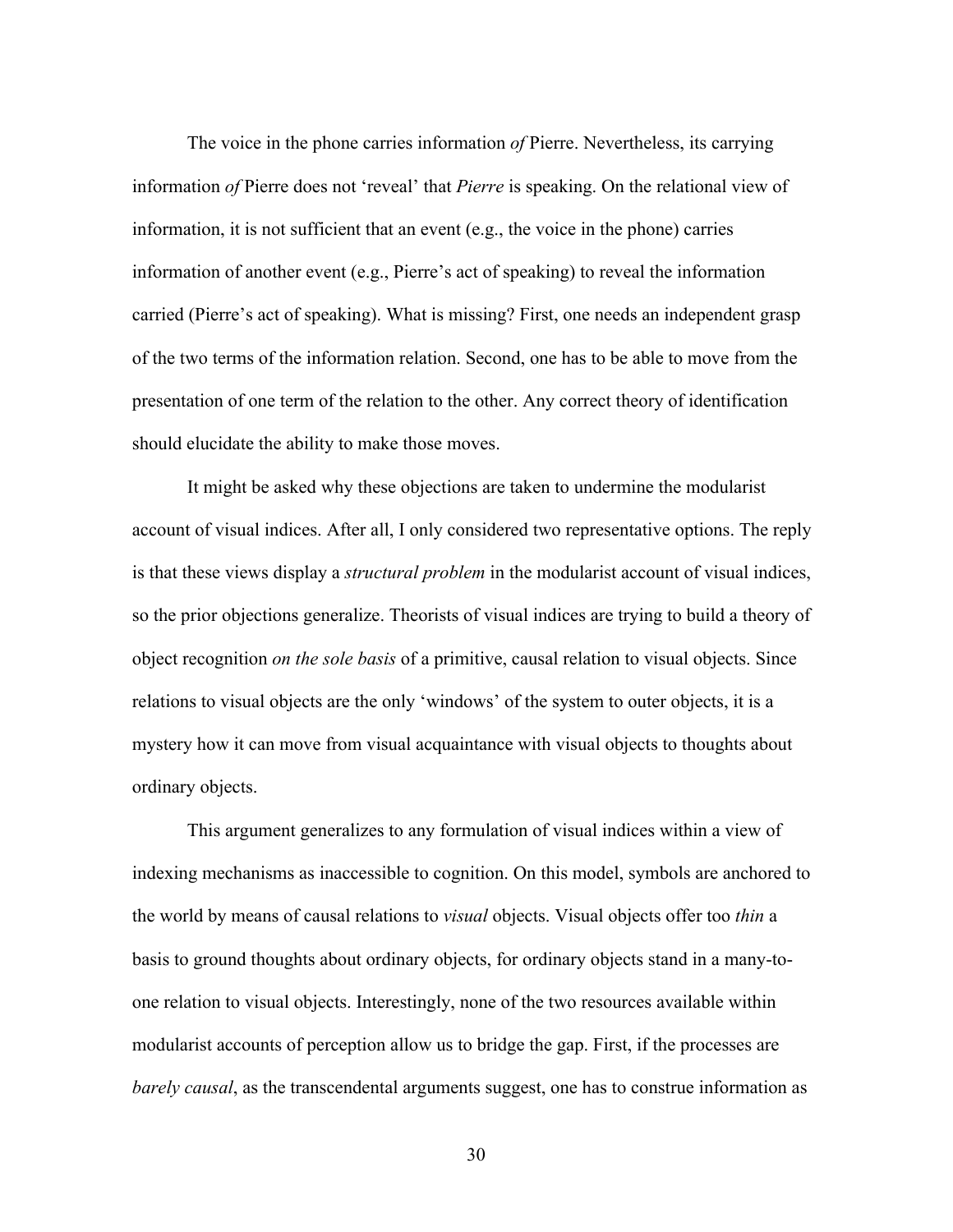The voice in the phone carries information *of* Pierre. Nevertheless, its carrying information *of* Pierre does not 'reveal' that *Pierre* is speaking. On the relational view of information, it is not sufficient that an event (e.g., the voice in the phone) carries information of another event (e.g., Pierre's act of speaking) to reveal the information carried (Pierre's act of speaking). What is missing? First, one needs an independent grasp of the two terms of the information relation. Second, one has to be able to move from the presentation of one term of the relation to the other. Any correct theory of identification should elucidate the ability to make those moves.

It might be asked why these objections are taken to undermine the modularist account of visual indices. After all, I only considered two representative options. The reply is that these views display a *structural problem* in the modularist account of visual indices, so the prior objections generalize. Theorists of visual indices are trying to build a theory of object recognition *on the sole basis* of a primitive, causal relation to visual objects. Since relations to visual objects are the only 'windows' of the system to outer objects, it is a mystery how it can move from visual acquaintance with visual objects to thoughts about ordinary objects.

This argument generalizes to any formulation of visual indices within a view of indexing mechanisms as inaccessible to cognition. On this model, symbols are anchored to the world by means of causal relations to *visual* objects. Visual objects offer too *thin* a basis to ground thoughts about ordinary objects, for ordinary objects stand in a many-to-one relation to visual objects. Interestingly, none of the two resources available within modularist accounts of perception allow us to bridge the gap. First, if the processes are *barely causal*, as the transcendental arguments suggest, one has to construe information as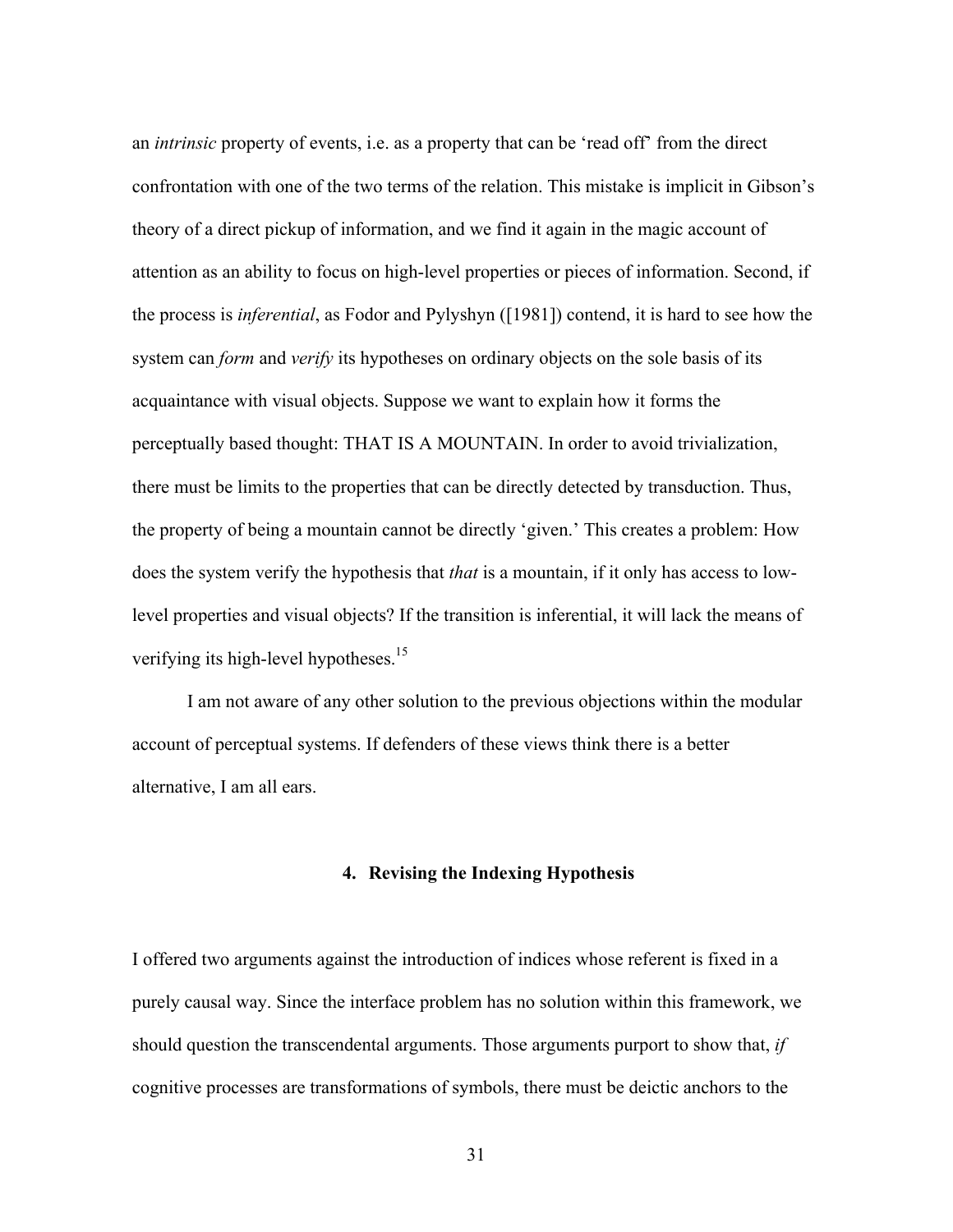an *intrinsic* property of events, i.e. as a property that can be 'read off' from the direct confrontation with one of the two terms of the relation. This mistake is implicit in Gibson's theory of a direct pickup of information, and we find it again in the magic account of attention as an ability to focus on high-level properties or pieces of information. Second, if the process is *inferential*, as Fodor and Pylyshyn ([1981]) contend, it is hard to see how the system can *form* and *verify* its hypotheses on ordinary objects on the sole basis of its acquaintance with visual objects. Suppose we want to explain how it forms the perceptually based thought: THAT IS A MOUNTAIN. In order to avoid trivialization, there must be limits to the properties that can be directly detected by transduction. Thus, the property of being a mountain cannot be directly 'given.' This creates a problem: How does the system verify the hypothesis that *that* is a mountain, if it only has access to low-level properties and visual objects? If the transition is inferential, it will lack the means of verifying its high-level hypotheses.[15]

I am not aware of any other solution to the previous objections within the modular account of perceptual systems. If defenders of these views think there is a better alternative, I am all ears.

## 4. Revising the Indexing Hypothesis

I offered two arguments against the introduction of indices whose referent is fixed in a purely causal way. Since the interface problem has no solution within this framework, we should question the transcendental arguments. Those arguments purport to show that, *if* cognitive processes are transformations of symbols, there must be deictic anchors to the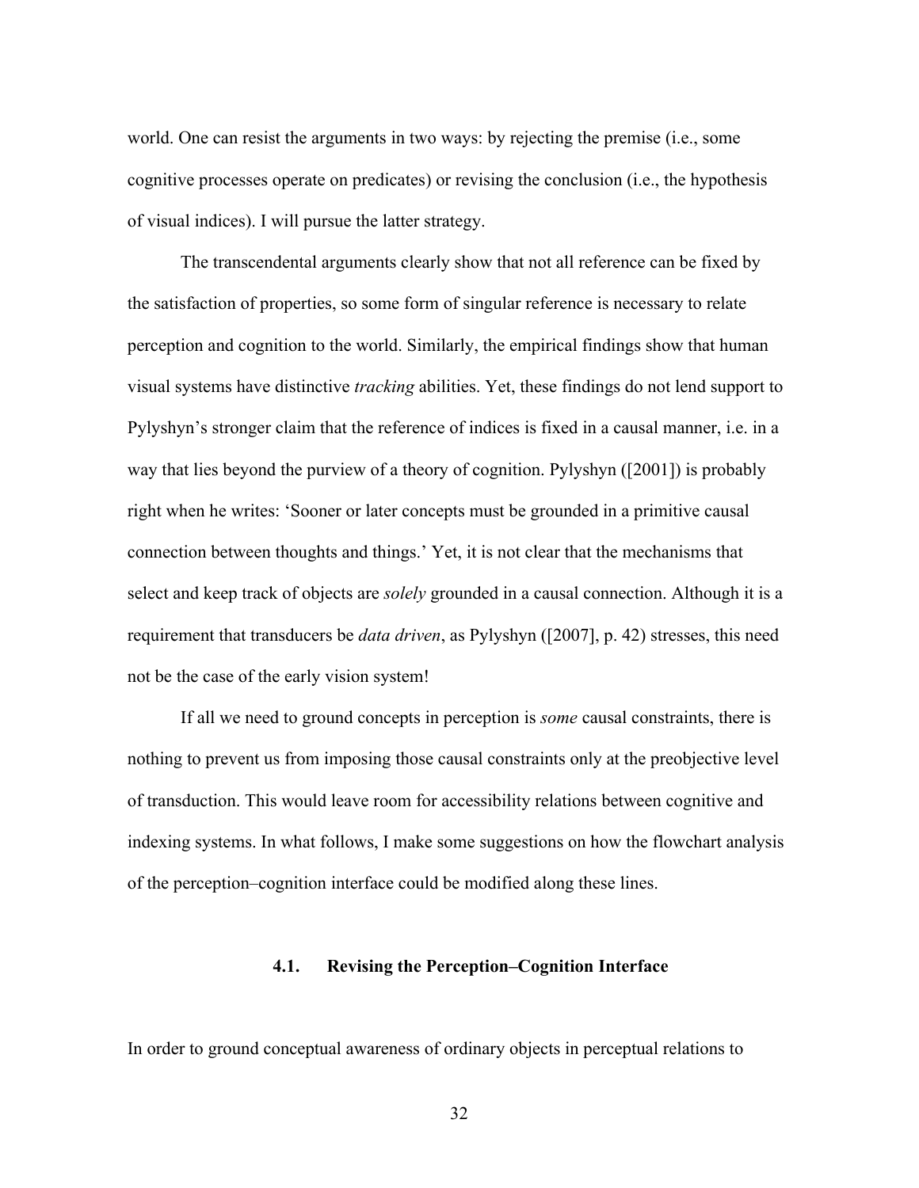world. One can resist the arguments in two ways: by rejecting the premise (i.e., some cognitive processes operate on predicates) or revising the conclusion (i.e., the hypothesis of visual indices). I will pursue the latter strategy.

The transcendental arguments clearly show that not all reference can be fixed by the satisfaction of properties, so some form of singular reference is necessary to relate perception and cognition to the world. Similarly, the empirical findings show that human visual systems have distinctive *tracking* abilities. Yet, these findings do not lend support to Pylyshyn's stronger claim that the reference of indices is fixed in a causal manner, i.e. in a way that lies beyond the purview of a theory of cognition. Pylyshyn ([2001]) is probably right when he writes: 'Sooner or later concepts must be grounded in a primitive causal connection between thoughts and things.' Yet, it is not clear that the mechanisms that select and keep track of objects are *solely* grounded in a causal connection. Although it is a requirement that transducers be *data driven*, as Pylyshyn ([2007], p. 42) stresses, this need not be the case of the early vision system!

If all we need to ground concepts in perception is *some* causal constraints, there is nothing to prevent us from imposing those causal constraints only at the preobjective level of transduction. This would leave room for accessibility relations between cognitive and indexing systems. In what follows, I make some suggestions on how the flowchart analysis of the perception–cognition interface could be modified along these lines.

### 4.1. Revising the Perception–Cognition Interface

In order to ground conceptual awareness of ordinary objects in perceptual relations to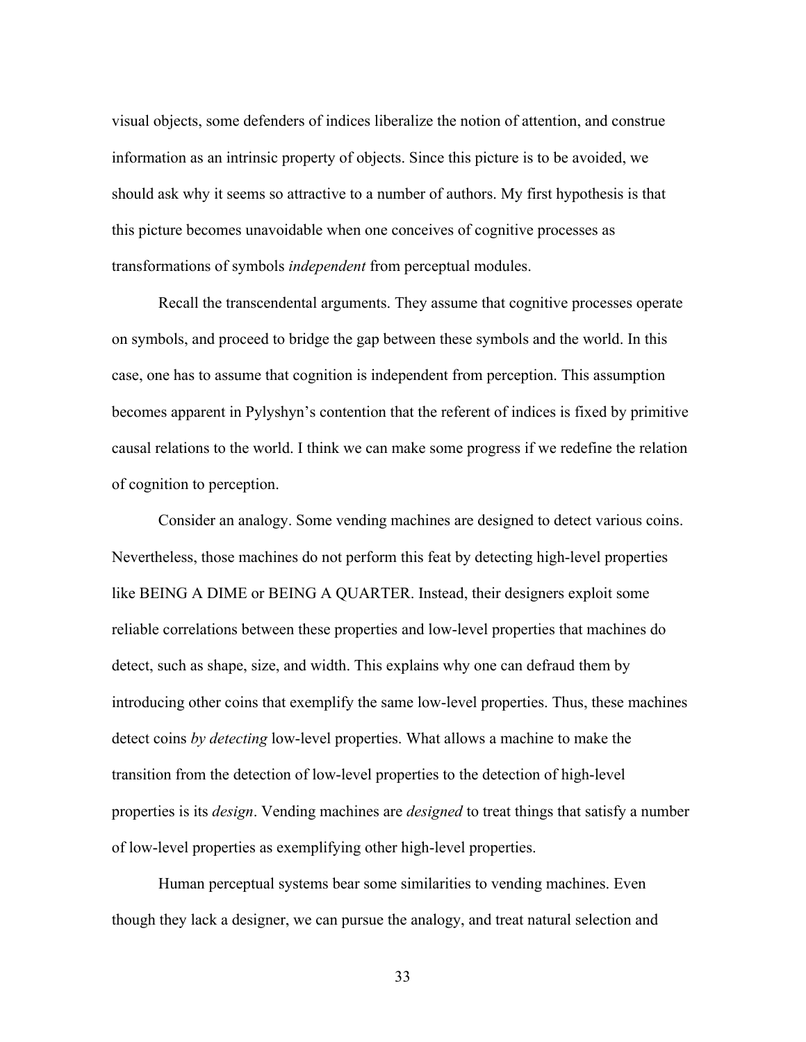visual objects, some defenders of indices liberalize the notion of attention, and construe information as an intrinsic property of objects. Since this picture is to be avoided, we should ask why it seems so attractive to a number of authors. My first hypothesis is that this picture becomes unavoidable when one conceives of cognitive processes as transformations of symbols *independent* from perceptual modules.

Recall the transcendental arguments. They assume that cognitive processes operate on symbols, and proceed to bridge the gap between these symbols and the world. In this case, one has to assume that cognition is independent from perception. This assumption becomes apparent in Pylyshyn's contention that the referent of indices is fixed by primitive causal relations to the world. I think we can make some progress if we redefine the relation of cognition to perception.

Consider an analogy. Some vending machines are designed to detect various coins. Nevertheless, those machines do not perform this feat by detecting high-level properties like BEING A DIME or BEING A QUARTER. Instead, their designers exploit some reliable correlations between these properties and low-level properties that machines do detect, such as shape, size, and width. This explains why one can defraud them by introducing other coins that exemplify the same low-level properties. Thus, these machines detect coins *by detecting* low-level properties. What allows a machine to make the transition from the detection of low-level properties to the detection of high-level properties is its *design*. Vending machines are *designed* to treat things that satisfy a number of low-level properties as exemplifying other high-level properties.

Human perceptual systems bear some similarities to vending machines. Even though they lack a designer, we can pursue the analogy, and treat natural selection and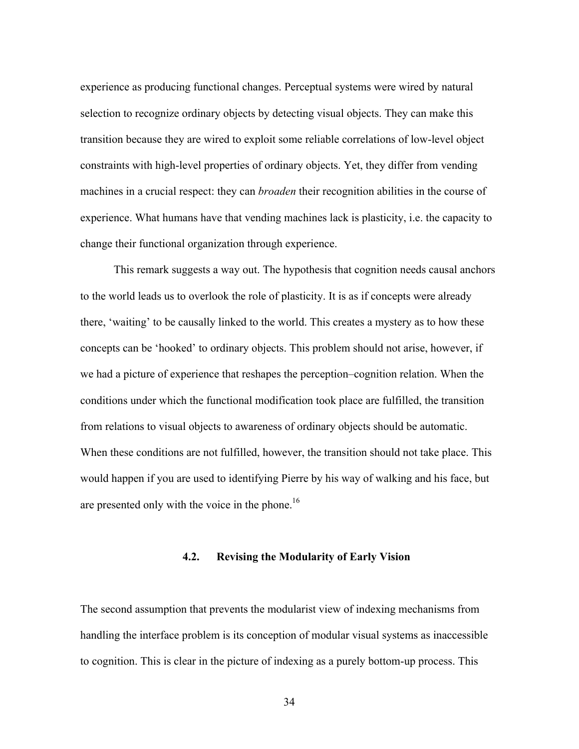experience as producing functional changes. Perceptual systems were wired by natural selection to recognize ordinary objects by detecting visual objects. They can make this transition because they are wired to exploit some reliable correlations of low-level object constraints with high-level properties of ordinary objects. Yet, they differ from vending machines in a crucial respect: they can *broaden* their recognition abilities in the course of experience. What humans have that vending machines lack is plasticity, i.e. the capacity to change their functional organization through experience.

This remark suggests a way out. The hypothesis that cognition needs causal anchors to the world leads us to overlook the role of plasticity. It is as if concepts were already there, 'waiting' to be causally linked to the world. This creates a mystery as to how these concepts can be 'hooked' to ordinary objects. This problem should not arise, however, if we had a picture of experience that reshapes the perception–cognition relation. When the conditions under which the functional modification took place are fulfilled, the transition from relations to visual objects to awareness of ordinary objects should be automatic. When these conditions are not fulfilled, however, the transition should not take place. This would happen if you are used to identifying Pierre by his way of walking and his face, but are presented only with the voice in the phone.[16]

### 4.2. Revising the Modularity of Early Vision

The second assumption that prevents the modularist view of indexing mechanisms from handling the interface problem is its conception of modular visual systems as inaccessible to cognition. This is clear in the picture of indexing as a purely bottom-up process. This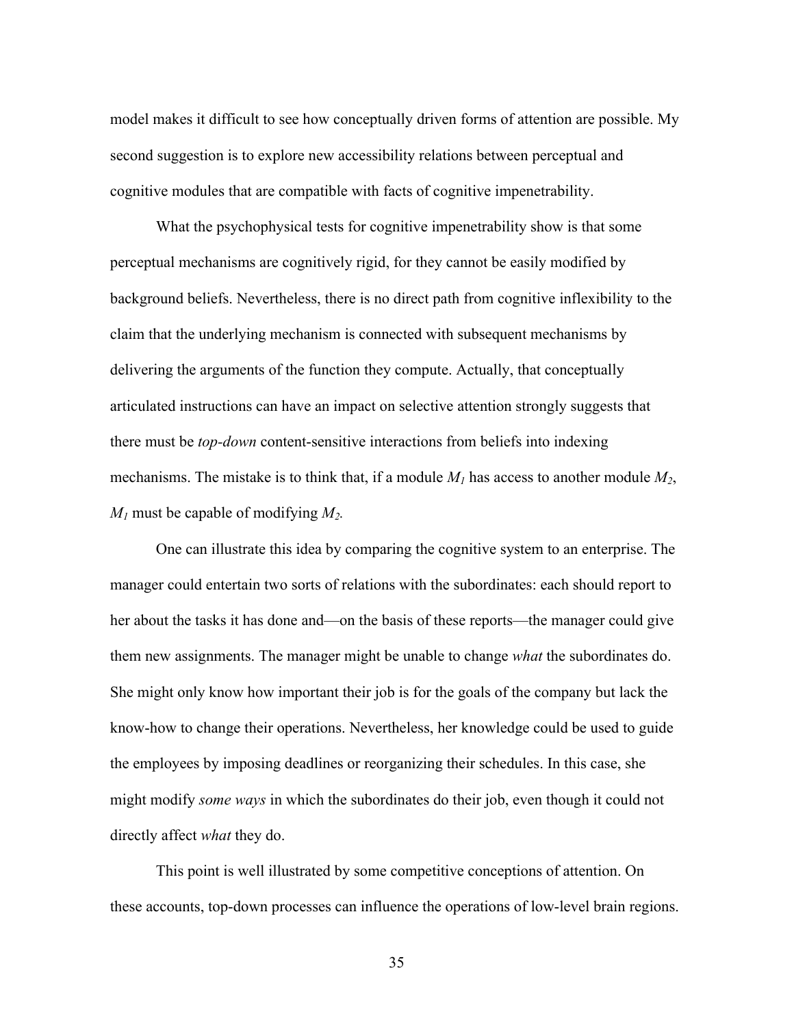model makes it difficult to see how conceptually driven forms of attention are possible. My second suggestion is to explore new accessibility relations between perceptual and cognitive modules that are compatible with facts of cognitive impenetrability.

What the psychophysical tests for cognitive impenetrability show is that some perceptual mechanisms are cognitively rigid, for they cannot be easily modified by background beliefs. Nevertheless, there is no direct path from cognitive inflexibility to the claim that the underlying mechanism is connected with subsequent mechanisms by delivering the arguments of the function they compute. Actually, that conceptually articulated instructions can have an impact on selective attention strongly suggests that there must be *top-down* content-sensitive interactions from beliefs into indexing mechanisms. The mistake is to think that, if a module $M_1$ has access to another module $M_2$, $M_1$ must be capable of modifying $M_2$.

One can illustrate this idea by comparing the cognitive system to an enterprise. The manager could entertain two sorts of relations with the subordinates: each should report to her about the tasks it has done and—on the basis of these reports—the manager could give them new assignments. The manager might be unable to change *what* the subordinates do. She might only know how important their job is for the goals of the company but lack the know-how to change their operations. Nevertheless, her knowledge could be used to guide the employees by imposing deadlines or reorganizing their schedules. In this case, she might modify *some ways* in which the subordinates do their job, even though it could not directly affect *what* they do.

This point is well illustrated by some competitive conceptions of attention. On these accounts, top-down processes can influence the operations of low-level brain regions.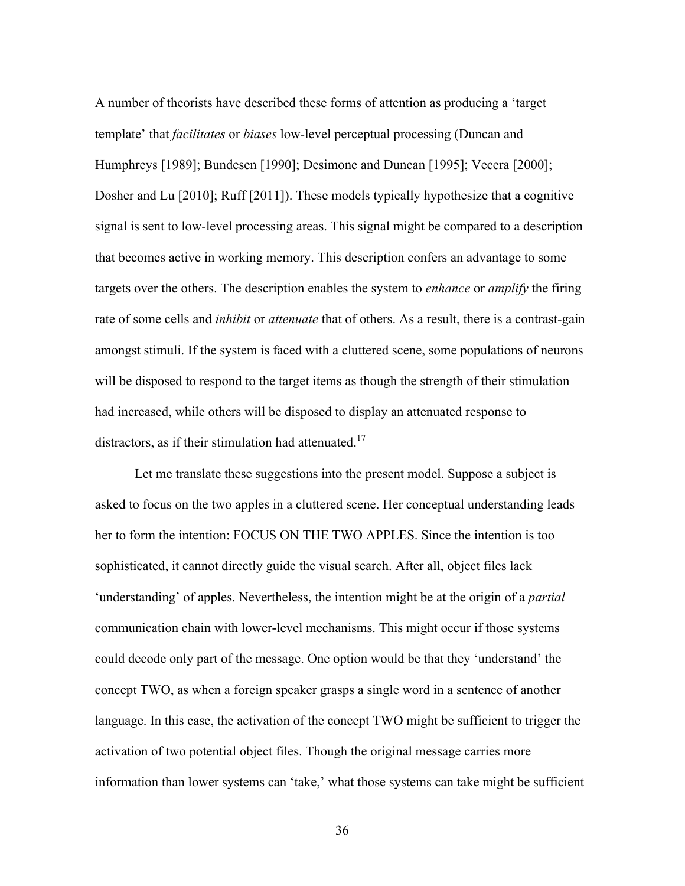A number of theorists have described these forms of attention as producing a 'target template' that *facilitates* or *biases* low-level perceptual processing (Duncan and Humphreys [1989]; Bundesen [1990]; Desimone and Duncan [1995]; Vecera [2000]; Dosher and Lu [2010]; Ruff [2011]). These models typically hypothesize that a cognitive signal is sent to low-level processing areas. This signal might be compared to a description that becomes active in working memory. This description confers an advantage to some targets over the others. The description enables the system to *enhance* or *amplify* the firing rate of some cells and *inhibit* or *attenuate* that of others. As a result, there is a contrast-gain amongst stimuli. If the system is faced with a cluttered scene, some populations of neurons will be disposed to respond to the target items as though the strength of their stimulation had increased, while others will be disposed to display an attenuated response to distractors, as if their stimulation had attenuated.[17]

Let me translate these suggestions into the present model. Suppose a subject is asked to focus on the two apples in a cluttered scene. Her conceptual understanding leads her to form the intention: FOCUS ON THE TWO APPLES. Since the intention is too sophisticated, it cannot directly guide the visual search. After all, object files lack 'understanding' of apples. Nevertheless, the intention might be at the origin of a *partial* communication chain with lower-level mechanisms. This might occur if those systems could decode only part of the message. One option would be that they 'understand' the concept TWO, as when a foreign speaker grasps a single word in a sentence of another language. In this case, the activation of the concept TWO might be sufficient to trigger the activation of two potential object files. Though the original message carries more information than lower systems can 'take,' what those systems can take might be sufficient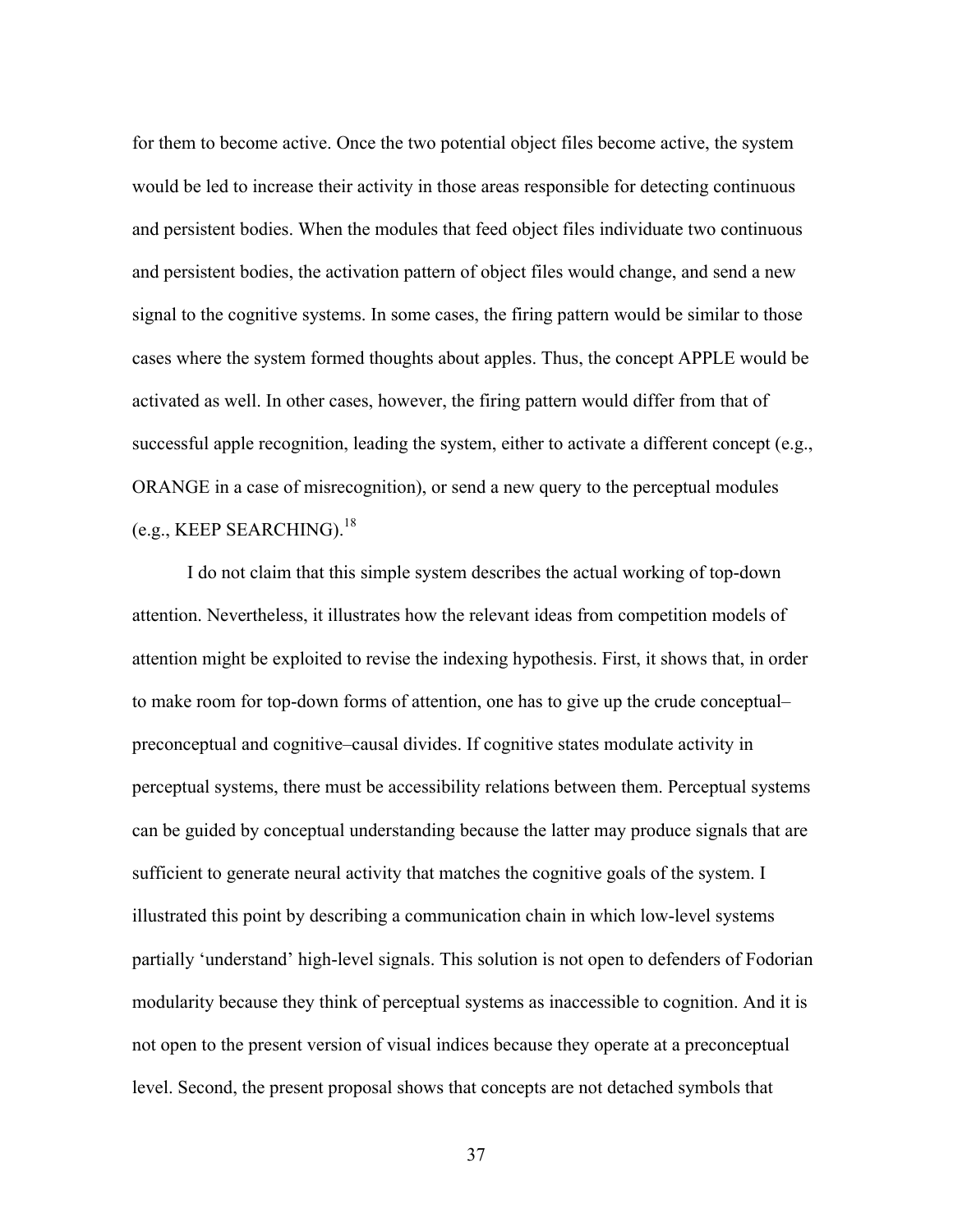for them to become active. Once the two potential object files become active, the system would be led to increase their activity in those areas responsible for detecting continuous and persistent bodies. When the modules that feed object files individuate two continuous and persistent bodies, the activation pattern of object files would change, and send a new signal to the cognitive systems. In some cases, the firing pattern would be similar to those cases where the system formed thoughts about apples. Thus, the concept APPLE would be activated as well. In other cases, however, the firing pattern would differ from that of successful apple recognition, leading the system, either to activate a different concept (e.g., ORANGE in a case of misrecognition), or send a new query to the perceptual modules (e.g., KEEP SEARCHING).[18]

I do not claim that this simple system describes the actual working of top-down attention. Nevertheless, it illustrates how the relevant ideas from competition models of attention might be exploited to revise the indexing hypothesis. First, it shows that, in order to make room for top-down forms of attention, one has to give up the crude conceptual–preconceptual and cognitive–causal divides. If cognitive states modulate activity in perceptual systems, there must be accessibility relations between them. Perceptual systems can be guided by conceptual understanding because the latter may produce signals that are sufficient to generate neural activity that matches the cognitive goals of the system. I illustrated this point by describing a communication chain in which low-level systems partially 'understand' high-level signals. This solution is not open to defenders of Fodorian modularity because they think of perceptual systems as inaccessible to cognition. And it is not open to the present version of visual indices because they operate at a preconceptual level. Second, the present proposal shows that concepts are not detached symbols that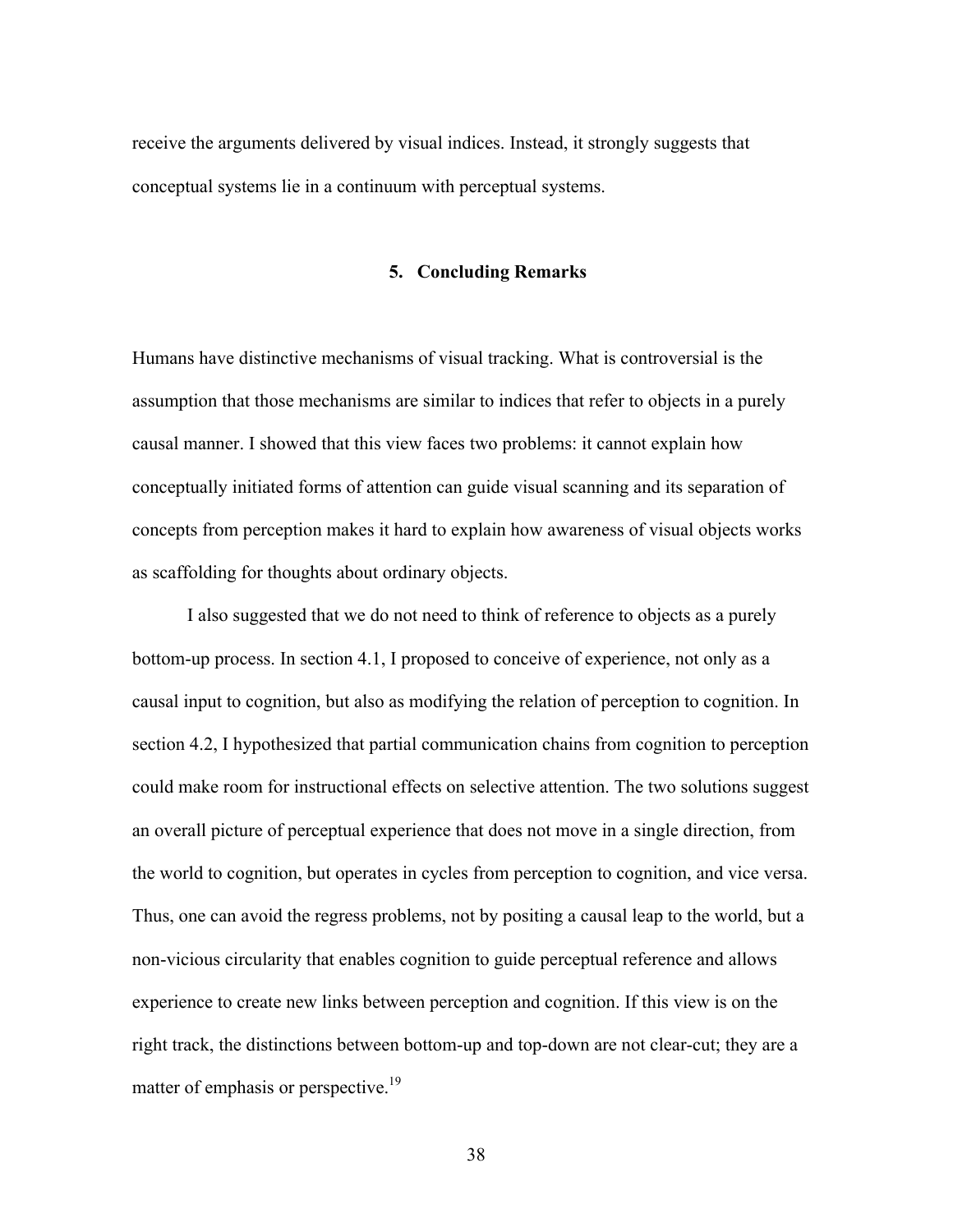receive the arguments delivered by visual indices. Instead, it strongly suggests that conceptual systems lie in a continuum with perceptual systems.

## 5. Concluding Remarks

Humans have distinctive mechanisms of visual tracking. What is controversial is the assumption that those mechanisms are similar to indices that refer to objects in a purely causal manner. I showed that this view faces two problems: it cannot explain how conceptually initiated forms of attention can guide visual scanning and its separation of concepts from perception makes it hard to explain how awareness of visual objects works as scaffolding for thoughts about ordinary objects.

I also suggested that we do not need to think of reference to objects as a purely bottom-up process. In section 4.1, I proposed to conceive of experience, not only as a causal input to cognition, but also as modifying the relation of perception to cognition. In section 4.2, I hypothesized that partial communication chains from cognition to perception could make room for instructional effects on selective attention. The two solutions suggest an overall picture of perceptual experience that does not move in a single direction, from the world to cognition, but operates in cycles from perception to cognition, and vice versa. Thus, one can avoid the regress problems, not by positing a causal leap to the world, but a non-vicious circularity that enables cognition to guide perceptual reference and allows experience to create new links between perception and cognition. If this view is on the right track, the distinctions between bottom-up and top-down are not clear-cut; they are a matter of emphasis or perspective.[19]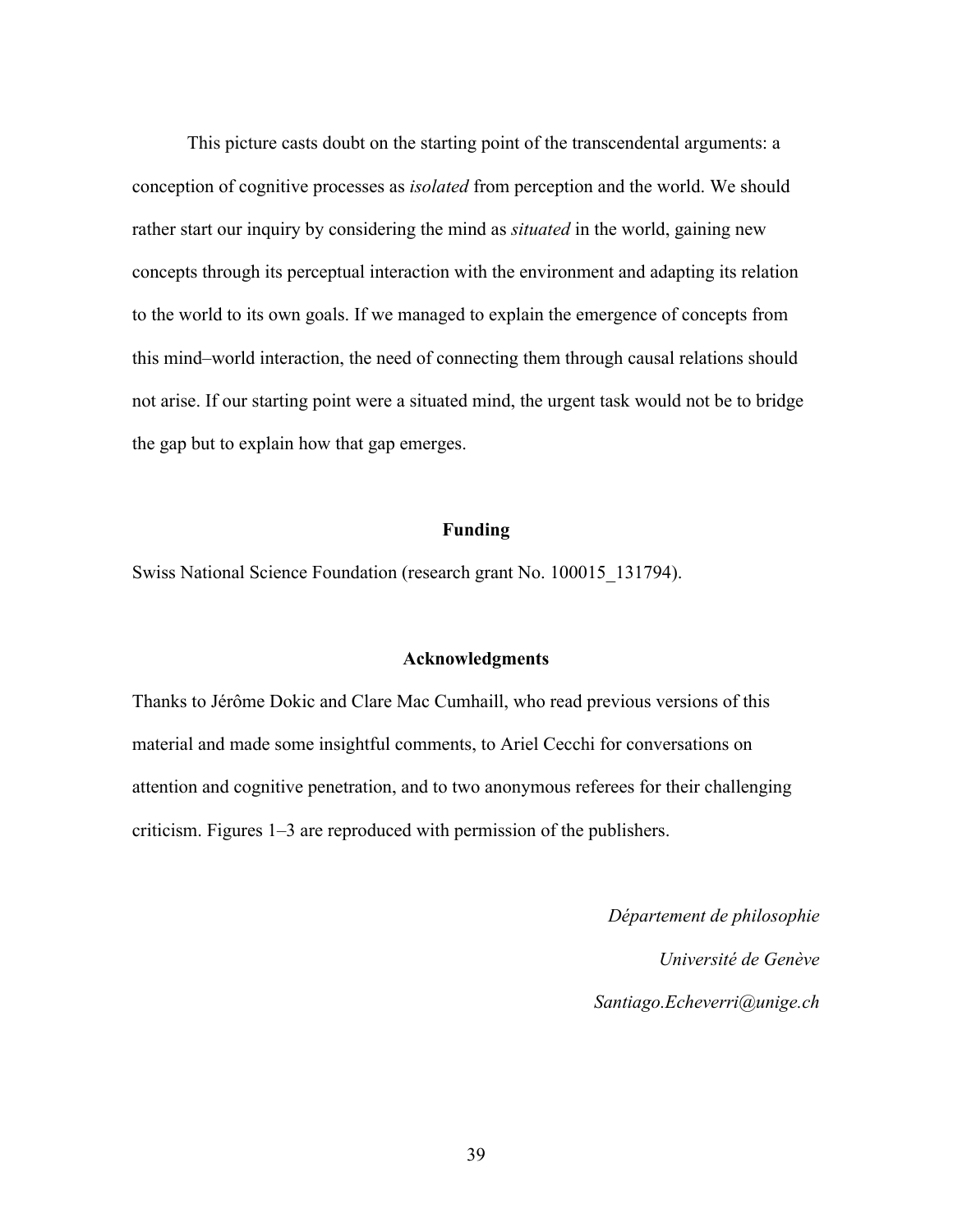This picture casts doubt on the starting point of the transcendental arguments: a conception of cognitive processes as *isolated* from perception and the world. We should rather start our inquiry by considering the mind as *situated* in the world, gaining new concepts through its perceptual interaction with the environment and adapting its relation to the world to its own goals. If we managed to explain the emergence of concepts from this mind–world interaction, the need of connecting them through causal relations should not arise. If our starting point were a situated mind, the urgent task would not be to bridge the gap but to explain how that gap emerges.

## Funding

Swiss National Science Foundation (research grant No. 100015_131794).

## Acknowledgments

Thanks to Jérôme Dokic and Clare Mac Cumhaill, who read previous versions of this material and made some insightful comments, to Ariel Cecchi for conversations on attention and cognitive penetration, and to two anonymous referees for their challenging criticism. Figures 1–3 are reproduced with permission of the publishers.

*Département de philosophie*

*Université de Genève*

*Santiago.Echeverri@unige.ch*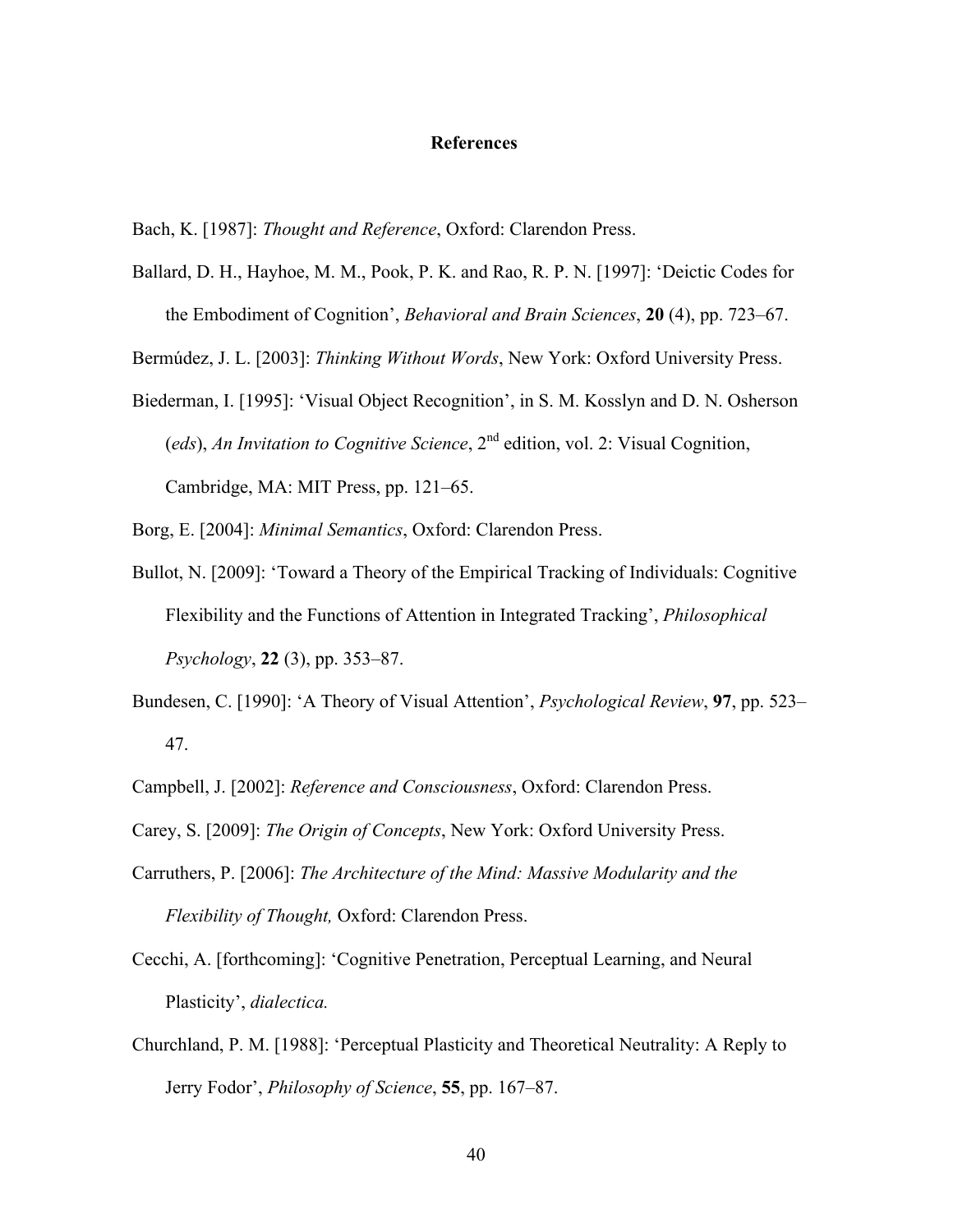# References

Bach, K. [1987]: *Thought and Reference*, Oxford: Clarendon Press.

Ballard, D. H., Hayhoe, M. M., Pook, P. K. and Rao, R. P. N. [1997]: 'Deictic Codes for the Embodiment of Cognition', *Behavioral and Brain Sciences*, **20** (4), pp. 723–67.

Bermúdez, J. L. [2003]: *Thinking Without Words*, New York: Oxford University Press.

Biederman, I. [1995]: 'Visual Object Recognition', in S. M. Kosslyn and D. N. Osherson (*eds*), *An Invitation to Cognitive Science*, 2nd edition, vol. 2: Visual Cognition, Cambridge, MA: MIT Press, pp. 121–65.

Borg, E. [2004]: *Minimal Semantics*, Oxford: Clarendon Press.

Bullot, N. [2009]: 'Toward a Theory of the Empirical Tracking of Individuals: Cognitive Flexibility and the Functions of Attention in Integrated Tracking', *Philosophical Psychology*, **22** (3), pp. 353–87.

Bundesen, C. [1990]: 'A Theory of Visual Attention', *Psychological Review*, **97**, pp. 523–47.

Campbell, J. [2002]: *Reference and Consciousness*, Oxford: Clarendon Press.

Carey, S. [2009]: *The Origin of Concepts*, New York: Oxford University Press.

Carruthers, P. [2006]: *The Architecture of the Mind: Massive Modularity and the Flexibility of Thought,* Oxford: Clarendon Press.

Cecchi, A. [forthcoming]: 'Cognitive Penetration, Perceptual Learning, and Neural Plasticity', *dialectica.*

Churchland, P. M. [1988]: 'Perceptual Plasticity and Theoretical Neutrality: A Reply to Jerry Fodor', *Philosophy of Science*, **55**, pp. 167–87.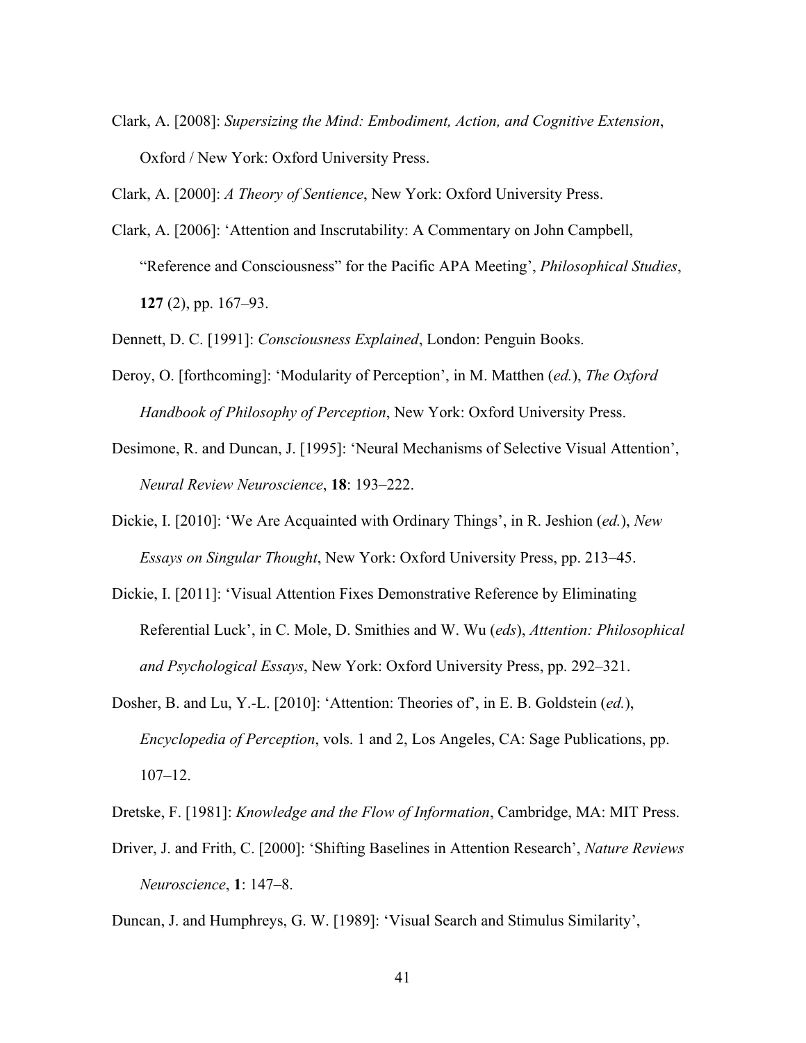Clark, A. [2008]: *Supersizing the Mind: Embodiment, Action, and Cognitive Extension*, Oxford / New York: Oxford University Press.

Clark, A. [2000]: *A Theory of Sentience*, New York: Oxford University Press.

Clark, A. [2006]: 'Attention and Inscrutability: A Commentary on John Campbell, "Reference and Consciousness" for the Pacific APA Meeting', *Philosophical Studies*, **127** (2), pp. 167–93.

Dennett, D. C. [1991]: *Consciousness Explained*, London: Penguin Books.

Deroy, O. [forthcoming]: 'Modularity of Perception', in M. Matthen (*ed.*), *The Oxford Handbook of Philosophy of Perception*, New York: Oxford University Press.

Desimone, R. and Duncan, J. [1995]: 'Neural Mechanisms of Selective Visual Attention', *Neural Review Neuroscience*, **18**: 193–222.

Dickie, I. [2010]: 'We Are Acquainted with Ordinary Things', in R. Jeshion (*ed.*), *New Essays on Singular Thought*, New York: Oxford University Press, pp. 213–45.

Dickie, I. [2011]: 'Visual Attention Fixes Demonstrative Reference by Eliminating Referential Luck', in C. Mole, D. Smithies and W. Wu (*eds*), *Attention: Philosophical and Psychological Essays*, New York: Oxford University Press, pp. 292–321.

Dosher, B. and Lu, Y.-L. [2010]: 'Attention: Theories of', in E. B. Goldstein (*ed.*), *Encyclopedia of Perception*, vols. 1 and 2, Los Angeles, CA: Sage Publications, pp. 107–12.

Dretske, F. [1981]: *Knowledge and the Flow of Information*, Cambridge, MA: MIT Press.

Driver, J. and Frith, C. [2000]: 'Shifting Baselines in Attention Research', *Nature Reviews Neuroscience*, **1**: 147–8.

Duncan, J. and Humphreys, G. W. [1989]: 'Visual Search and Stimulus Similarity',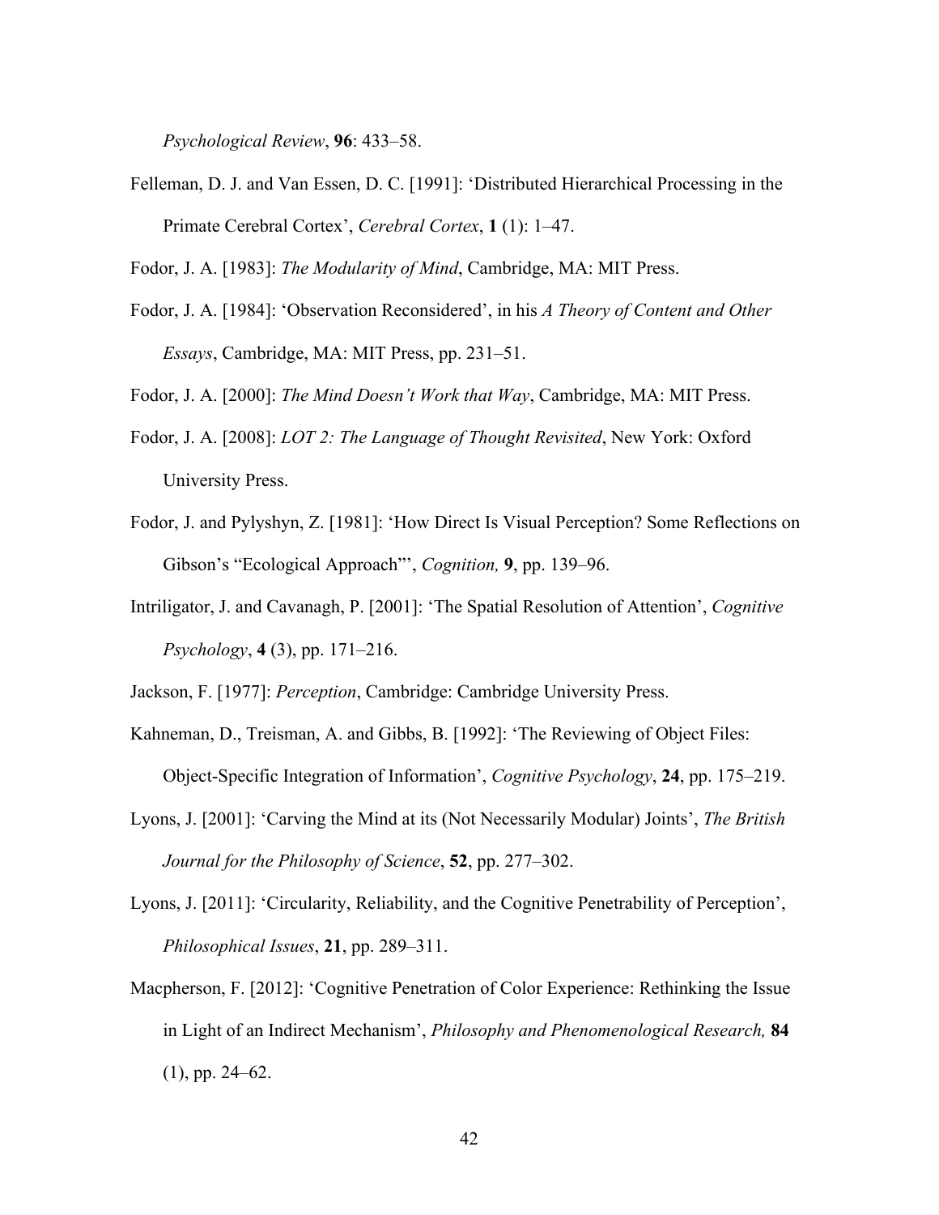*Psychological Review*, **96**: 433–58.

Felleman, D. J. and Van Essen, D. C. [1991]: 'Distributed Hierarchical Processing in the Primate Cerebral Cortex', *Cerebral Cortex*, **1** (1): 1–47.

Fodor, J. A. [1983]: *The Modularity of Mind*, Cambridge, MA: MIT Press.

Fodor, J. A. [1984]: 'Observation Reconsidered', in his *A Theory of Content and Other Essays*, Cambridge, MA: MIT Press, pp. 231–51.

Fodor, J. A. [2000]: *The Mind Doesn't Work that Way*, Cambridge, MA: MIT Press.

Fodor, J. A. [2008]: *LOT 2: The Language of Thought Revisited*, New York: Oxford University Press.

Fodor, J. and Pylyshyn, Z. [1981]: 'How Direct Is Visual Perception? Some Reflections on Gibson's "Ecological Approach"', *Cognition,* **9**, pp. 139–96.

Intriligator, J. and Cavanagh, P. [2001]: 'The Spatial Resolution of Attention', *Cognitive Psychology*, **4** (3), pp. 171–216.

Jackson, F. [1977]: *Perception*, Cambridge: Cambridge University Press.

Kahneman, D., Treisman, A. and Gibbs, B. [1992]: 'The Reviewing of Object Files: Object-Specific Integration of Information', *Cognitive Psychology*, **24**, pp. 175–219.

Lyons, J. [2001]: 'Carving the Mind at its (Not Necessarily Modular) Joints', *The British Journal for the Philosophy of Science*, **52**, pp. 277–302.

Lyons, J. [2011]: 'Circularity, Reliability, and the Cognitive Penetrability of Perception', *Philosophical Issues*, **21**, pp. 289–311.

Macpherson, F. [2012]: 'Cognitive Penetration of Color Experience: Rethinking the Issue in Light of an Indirect Mechanism', *Philosophy and Phenomenological Research,* **84** (1), pp. 24–62.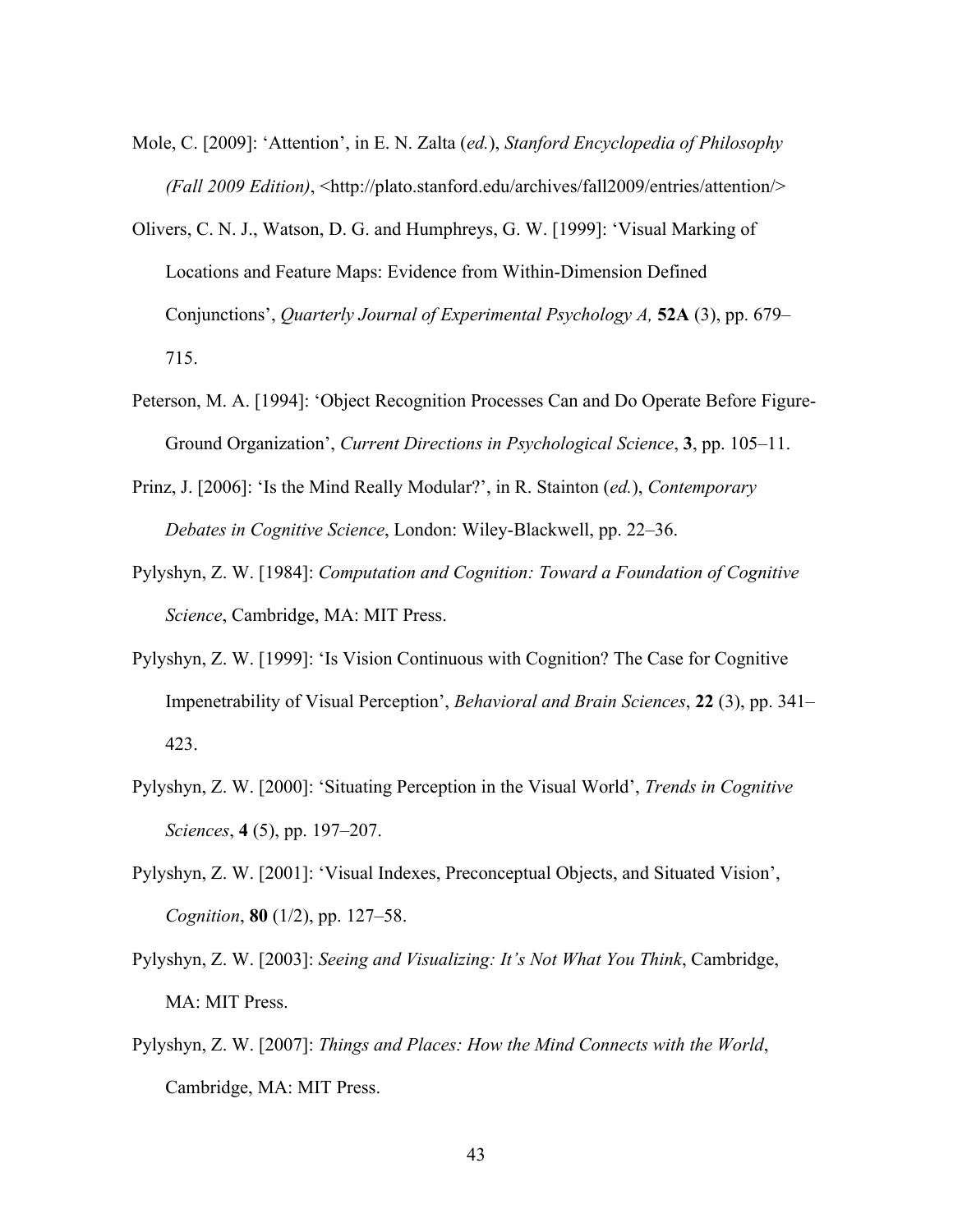Mole, C. [2009]: 'Attention', in E. N. Zalta (*ed.*), *Stanford Encyclopedia of Philosophy (Fall 2009 Edition)*, <http://plato.stanford.edu/archives/fall2009/entries/attention/>

Olivers, C. N. J., Watson, D. G. and Humphreys, G. W. [1999]: 'Visual Marking of Locations and Feature Maps: Evidence from Within-Dimension Defined Conjunctions', *Quarterly Journal of Experimental Psychology A,* **52A** (3), pp. 679–715.

Peterson, M. A. [1994]: 'Object Recognition Processes Can and Do Operate Before Figure-Ground Organization', *Current Directions in Psychological Science*, **3**, pp. 105–11.

Prinz, J. [2006]: 'Is the Mind Really Modular?', in R. Stainton (*ed.*), *Contemporary Debates in Cognitive Science*, London: Wiley-Blackwell, pp. 22–36.

Pylyshyn, Z. W. [1984]: *Computation and Cognition: Toward a Foundation of Cognitive Science*, Cambridge, MA: MIT Press.

Pylyshyn, Z. W. [1999]: 'Is Vision Continuous with Cognition? The Case for Cognitive Impenetrability of Visual Perception', *Behavioral and Brain Sciences*, **22** (3), pp. 341–423.

Pylyshyn, Z. W. [2000]: 'Situating Perception in the Visual World', *Trends in Cognitive Sciences*, **4** (5), pp. 197–207.

Pylyshyn, Z. W. [2001]: 'Visual Indexes, Preconceptual Objects, and Situated Vision', *Cognition*, **80** (1/2), pp. 127–58.

Pylyshyn, Z. W. [2003]: *Seeing and Visualizing: It's Not What You Think*, Cambridge, MA: MIT Press.

Pylyshyn, Z. W. [2007]: *Things and Places: How the Mind Connects with the World*, Cambridge, MA: MIT Press.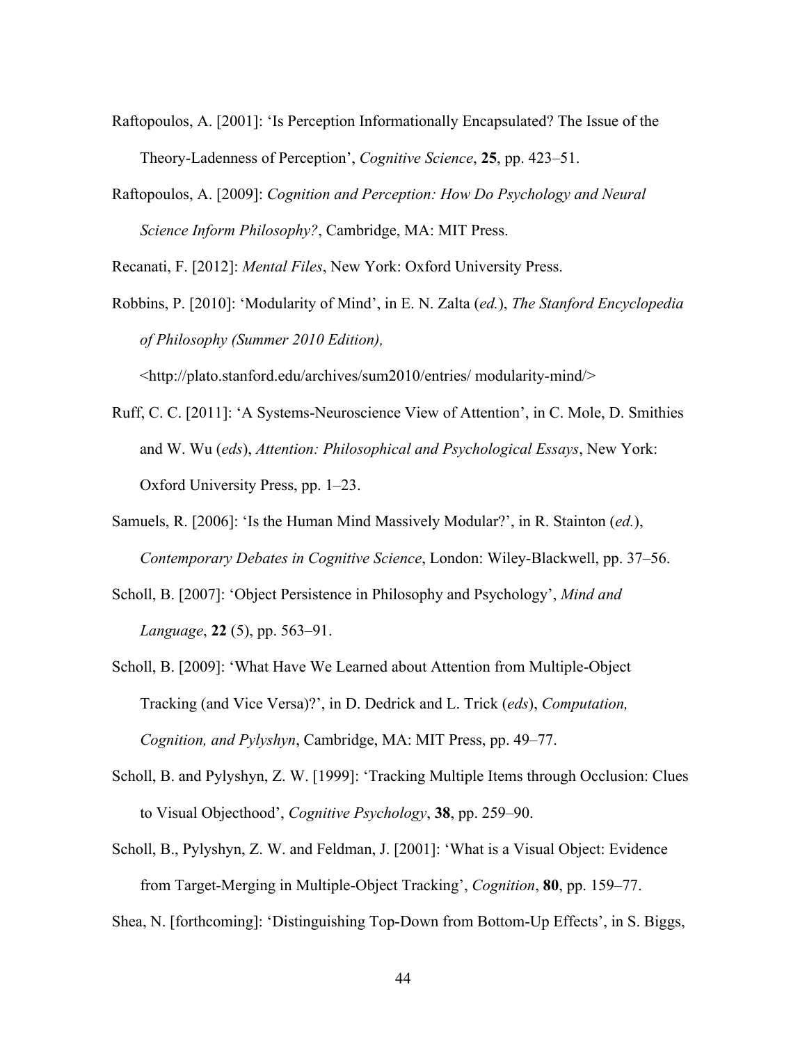Raftopoulos, A. [2001]: 'Is Perception Informationally Encapsulated? The Issue of the Theory-Ladenness of Perception', *Cognitive Science*, **25**, pp. 423–51.

Raftopoulos, A. [2009]: *Cognition and Perception: How Do Psychology and Neural Science Inform Philosophy?*, Cambridge, MA: MIT Press.

Recanati, F. [2012]: *Mental Files*, New York: Oxford University Press.

Robbins, P. [2010]: 'Modularity of Mind', in E. N. Zalta (*ed.*), *The Stanford Encyclopedia of Philosophy (Summer 2010 Edition),* <http://plato.stanford.edu/archives/sum2010/entries/ modularity-mind/>

Ruff, C. C. [2011]: 'A Systems-Neuroscience View of Attention', in C. Mole, D. Smithies and W. Wu (*eds*), *Attention: Philosophical and Psychological Essays*, New York: Oxford University Press, pp. 1–23.

Samuels, R. [2006]: 'Is the Human Mind Massively Modular?', in R. Stainton (*ed.*), *Contemporary Debates in Cognitive Science*, London: Wiley-Blackwell, pp. 37–56.

Scholl, B. [2007]: 'Object Persistence in Philosophy and Psychology', *Mind and Language*, **22** (5), pp. 563–91.

Scholl, B. [2009]: 'What Have We Learned about Attention from Multiple-Object Tracking (and Vice Versa)?', in D. Dedrick and L. Trick (*eds*), *Computation, Cognition, and Pylyshyn*, Cambridge, MA: MIT Press, pp. 49–77.

Scholl, B. and Pylyshyn, Z. W. [1999]: 'Tracking Multiple Items through Occlusion: Clues to Visual Objecthood', *Cognitive Psychology*, **38**, pp. 259–90.

Scholl, B., Pylyshyn, Z. W. and Feldman, J. [2001]: 'What is a Visual Object: Evidence from Target-Merging in Multiple-Object Tracking', *Cognition*, **80**, pp. 159–77.

Shea, N. [forthcoming]: 'Distinguishing Top-Down from Bottom-Up Effects', in S. Biggs,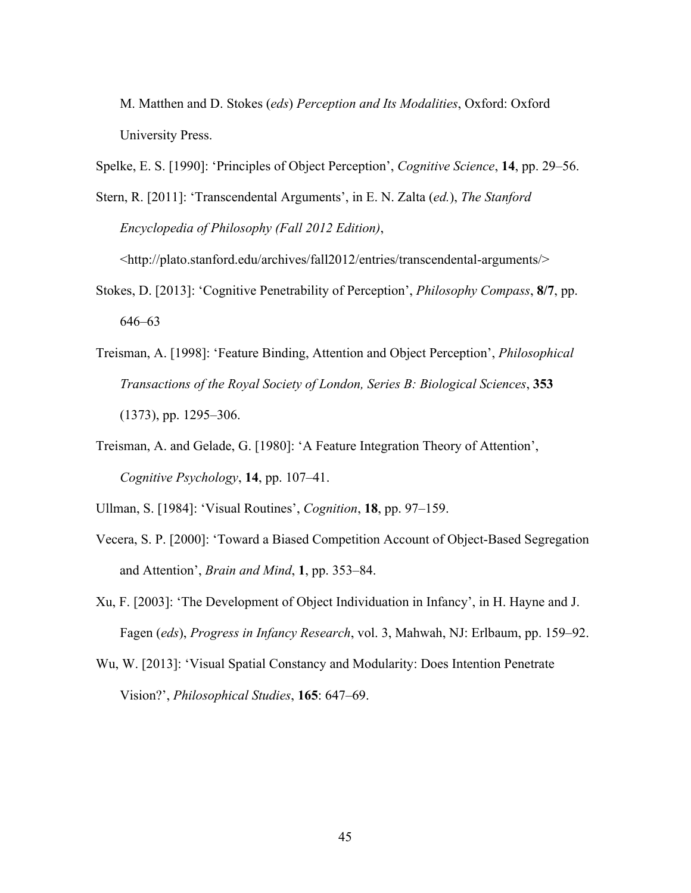M. Matthen and D. Stokes (*eds*) *Perception and Its Modalities*, Oxford: Oxford University Press.

Spelke, E. S. [1990]: 'Principles of Object Perception', *Cognitive Science*, **14**, pp. 29–56.

Stern, R. [2011]: 'Transcendental Arguments', in E. N. Zalta (*ed.*), *The Stanford Encyclopedia of Philosophy (Fall 2012 Edition)*, <http://plato.stanford.edu/archives/fall2012/entries/transcendental-arguments/>

Stokes, D. [2013]: 'Cognitive Penetrability of Perception', *Philosophy Compass*, **8/7**, pp. 646–63

Treisman, A. [1998]: 'Feature Binding, Attention and Object Perception', *Philosophical Transactions of the Royal Society of London, Series B: Biological Sciences*, **353** (1373), pp. 1295–306.

Treisman, A. and Gelade, G. [1980]: 'A Feature Integration Theory of Attention', *Cognitive Psychology*, **14**, pp. 107–41.

Ullman, S. [1984]: 'Visual Routines', *Cognition*, **18**, pp. 97–159.

Vecera, S. P. [2000]: 'Toward a Biased Competition Account of Object-Based Segregation and Attention', *Brain and Mind*, **1**, pp. 353–84.

Xu, F. [2003]: 'The Development of Object Individuation in Infancy', in H. Hayne and J. Fagen (*eds*), *Progress in Infancy Research*, vol. 3, Mahwah, NJ: Erlbaum, pp. 159–92.

Wu, W. [2013]: 'Visual Spatial Constancy and Modularity: Does Intention Penetrate Vision?', *Philosophical Studies*, **165**: 647–69.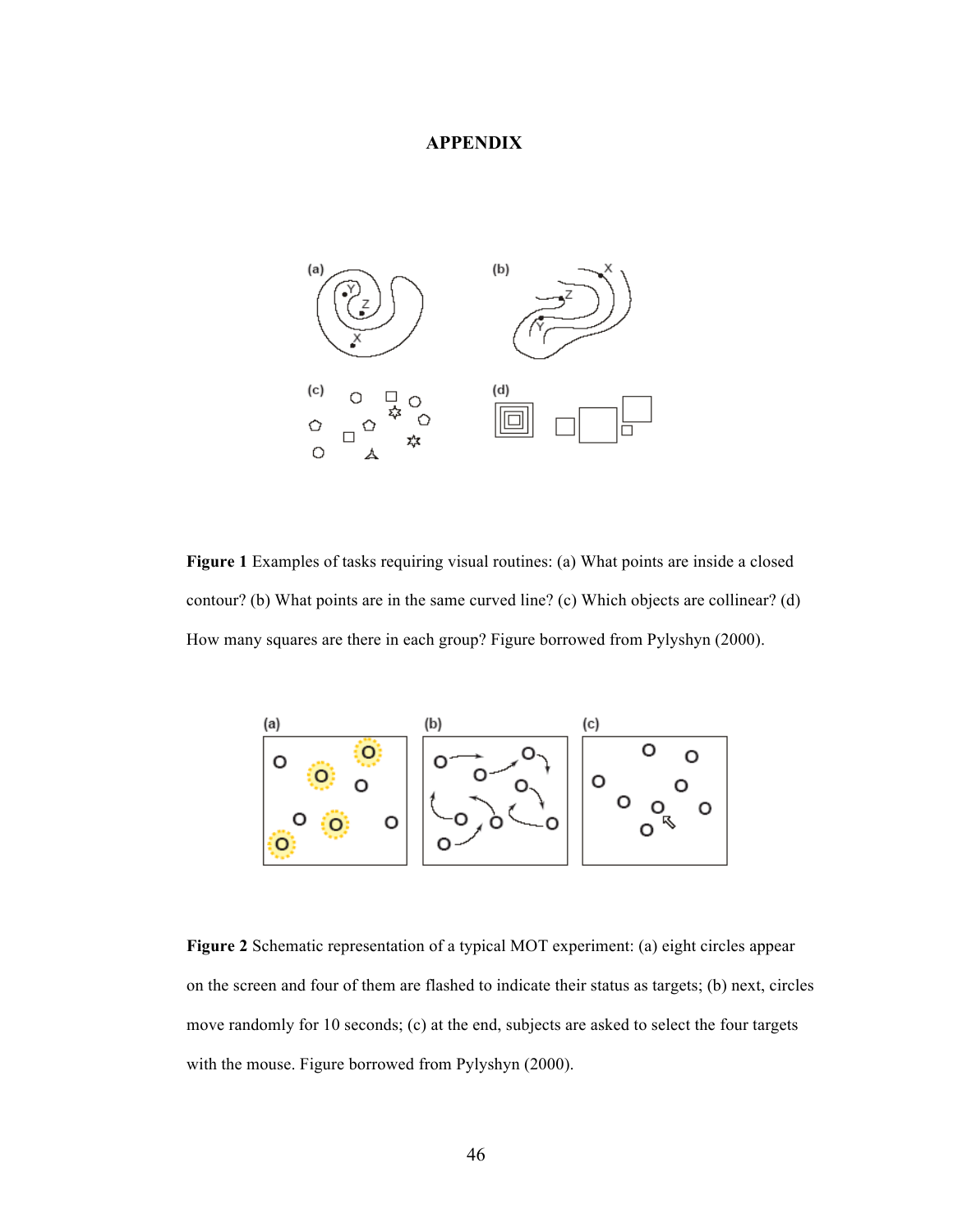# APPENDIX

**Figure 1** Examples of tasks requiring visual routines: (a) What points are inside a closed contour? (b) What points are in the same curved line? (c) Which objects are collinear? (d) How many squares are there in each group? Figure borrowed from Pylyshyn (2000).

**Figure 2** Schematic representation of a typical MOT experiment: (a) eight circles appear on the screen and four of them are flashed to indicate their status as targets; (b) next, circles move randomly for 10 seconds; (c) at the end, subjects are asked to select the four targets with the mouse. Figure borrowed from Pylyshyn (2000).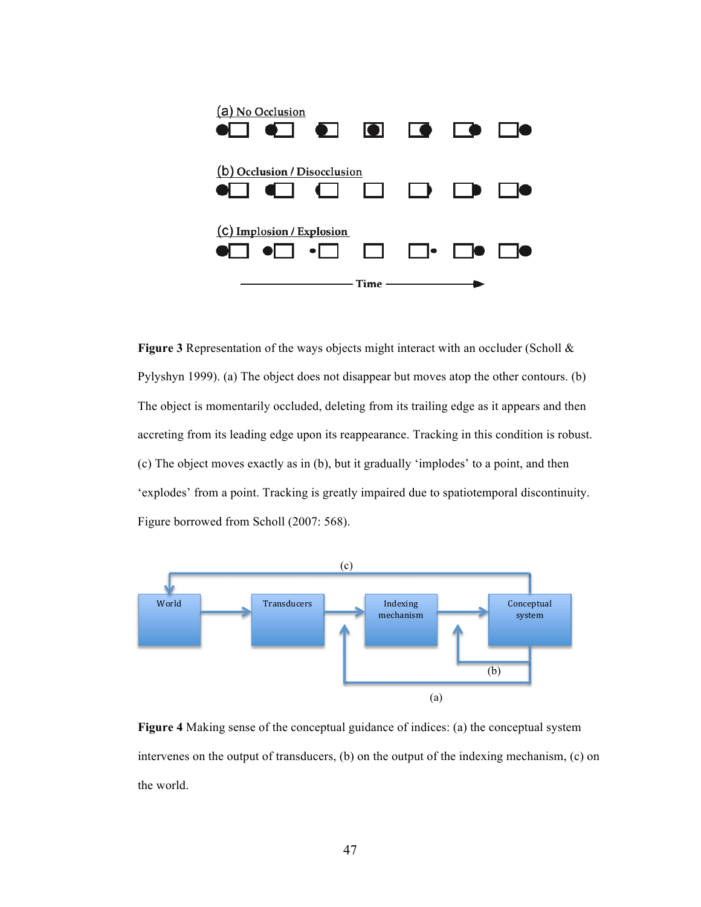**Figure 3** Representation of the ways objects might interact with an occluder (Scholl & Pylyshyn 1999). (a) The object does not disappear but moves atop the other contours. (b) The object is momentarily occluded, deleting from its trailing edge as it appears and then accreting from its leading edge upon its reappearance. Tracking in this condition is robust. (c) The object moves exactly as in (b), but it gradually 'implodes' to a point, and then 'explodes' from a point. Tracking is greatly impaired due to spatiotemporal discontinuity. Figure borrowed from Scholl (2007: 568).

**Figure 4** Making sense of the conceptual guidance of indices: (a) the conceptual system intervenes on the output of transducers, (b) on the output of the indexing mechanism, (c) on the world.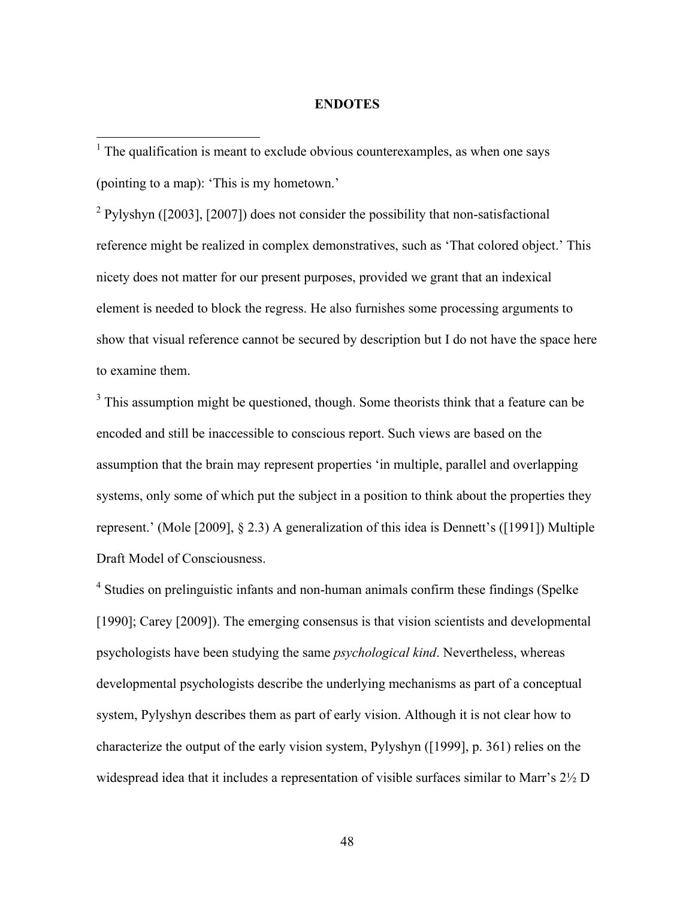**ENDOTES**

[1] The qualification is meant to exclude obvious counterexamples, as when one says (pointing to a map): 'This is my hometown.'

[2] Pylyshyn ([2003], [2007]) does not consider the possibility that non-satisfactional reference might be realized in complex demonstratives, such as 'That colored object.' This nicety does not matter for our present purposes, provided we grant that an indexical element is needed to block the regress. He also furnishes some processing arguments to show that visual reference cannot be secured by description but I do not have the space here to examine them.

[3] This assumption might be questioned, though. Some theorists think that a feature can be encoded and still be inaccessible to conscious report. Such views are based on the assumption that the brain may represent properties 'in multiple, parallel and overlapping systems, only some of which put the subject in a position to think about the properties they represent.' (Mole [2009], § 2.3) A generalization of this idea is Dennett's ([1991]) Multiple Draft Model of Consciousness.

[4] Studies on prelinguistic infants and non-human animals confirm these findings (Spelke [1990]; Carey [2009]). The emerging consensus is that vision scientists and developmental psychologists have been studying the same *psychological kind*. Nevertheless, whereas developmental psychologists describe the underlying mechanisms as part of a conceptual system, Pylyshyn describes them as part of early vision. Although it is not clear how to characterize the output of the early vision system, Pylyshyn ([1999], p. 361) relies on the widespread idea that it includes a representation of visible surfaces similar to Marr's 2½ D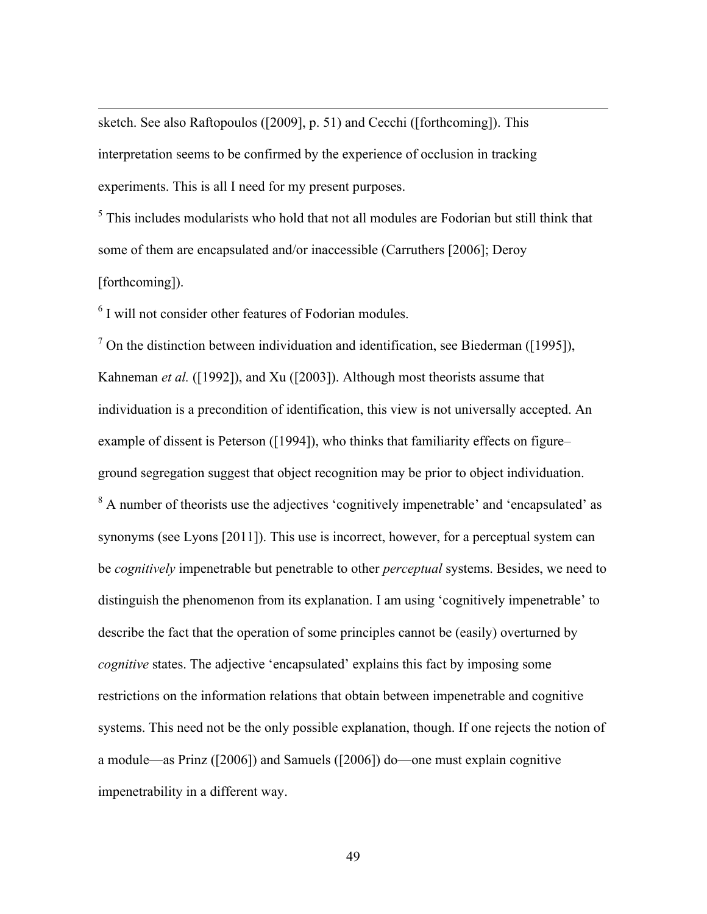sketch. See also Raftopoulos ([2009], p. 51) and Cecchi ([forthcoming]). This interpretation seems to be confirmed by the experience of occlusion in tracking experiments. This is all I need for my present purposes.

[5] This includes modularists who hold that not all modules are Fodorian but still think that some of them are encapsulated and/or inaccessible (Carruthers [2006]; Deroy [forthcoming]).

[6] I will not consider other features of Fodorian modules.

[7] On the distinction between individuation and identification, see Biederman ([1995]), Kahneman *et al.* ([1992]), and Xu ([2003]). Although most theorists assume that individuation is a precondition of identification, this view is not universally accepted. An example of dissent is Peterson ([1994]), who thinks that familiarity effects on figure–ground segregation suggest that object recognition may be prior to object individuation.

[8] A number of theorists use the adjectives 'cognitively impenetrable' and 'encapsulated' as synonyms (see Lyons [2011]). This use is incorrect, however, for a perceptual system can be *cognitively* impenetrable but penetrable to other *perceptual* systems. Besides, we need to distinguish the phenomenon from its explanation. I am using 'cognitively impenetrable' to describe the fact that the operation of some principles cannot be (easily) overturned by *cognitive* states. The adjective 'encapsulated' explains this fact by imposing some restrictions on the information relations that obtain between impenetrable and cognitive systems. This need not be the only possible explanation, though. If one rejects the notion of a module—as Prinz ([2006]) and Samuels ([2006]) do—one must explain cognitive impenetrability in a different way.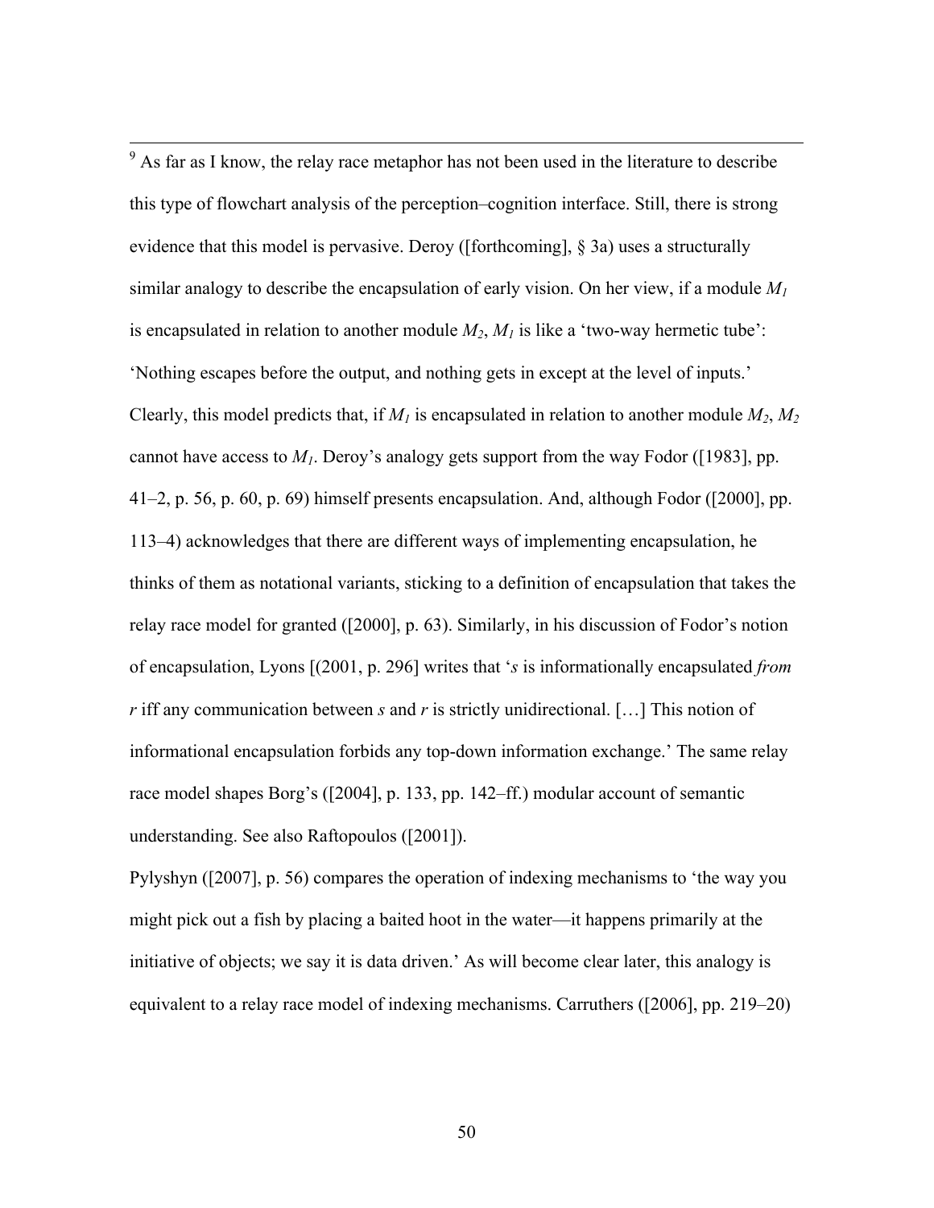[9] As far as I know, the relay race metaphor has not been used in the literature to describe this type of flowchart analysis of the perception–cognition interface. Still, there is strong evidence that this model is pervasive. Deroy ([forthcoming], § 3a) uses a structurally similar analogy to describe the encapsulation of early vision. On her view, if a module $M_1$ is encapsulated in relation to another module $M_2$, $M_1$ is like a 'two-way hermetic tube': 'Nothing escapes before the output, and nothing gets in except at the level of inputs.' Clearly, this model predicts that, if $M_1$ is encapsulated in relation to another module $M_2$, $M_2$ cannot have access to $M_1$. Deroy's analogy gets support from the way Fodor ([1983], pp. 41–2, p. 56, p. 60, p. 69) himself presents encapsulation. And, although Fodor ([2000], pp. 113–4) acknowledges that there are different ways of implementing encapsulation, he thinks of them as notational variants, sticking to a definition of encapsulation that takes the relay race model for granted ([2000], p. 63). Similarly, in his discussion of Fodor's notion of encapsulation, Lyons [(2001, p. 296] writes that '*s* is informationally encapsulated *from r* iff any communication between *s* and *r* is strictly unidirectional. […] This notion of informational encapsulation forbids any top-down information exchange.' The same relay race model shapes Borg's ([2004], p. 133, pp. 142–ff.) modular account of semantic understanding. See also Raftopoulos ([2001]).

Pylyshyn ([2007], p. 56) compares the operation of indexing mechanisms to 'the way you might pick out a fish by placing a baited hoot in the water—it happens primarily at the initiative of objects; we say it is data driven.' As will become clear later, this analogy is equivalent to a relay race model of indexing mechanisms. Carruthers ([2006], pp. 219–20)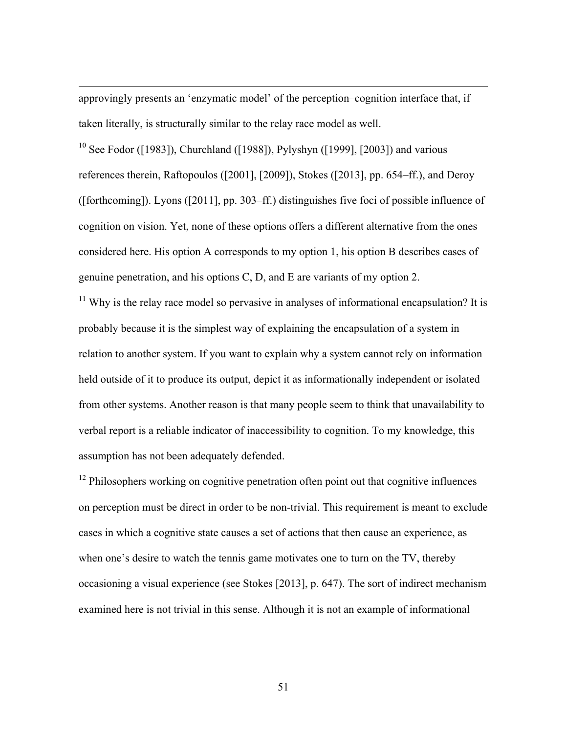approvingly presents an 'enzymatic model' of the perception–cognition interface that, if taken literally, is structurally similar to the relay race model as well.

[10] See Fodor ([1983]), Churchland ([1988]), Pylyshyn ([1999], [2003]) and various references therein, Raftopoulos ([2001], [2009]), Stokes ([2013], pp. 654–ff.), and Deroy ([forthcoming]). Lyons ([2011], pp. 303–ff.) distinguishes five foci of possible influence of cognition on vision. Yet, none of these options offers a different alternative from the ones considered here. His option A corresponds to my option 1, his option B describes cases of genuine penetration, and his options C, D, and E are variants of my option 2.

[11] Why is the relay race model so pervasive in analyses of informational encapsulation? It is probably because it is the simplest way of explaining the encapsulation of a system in relation to another system. If you want to explain why a system cannot rely on information held outside of it to produce its output, depict it as informationally independent or isolated from other systems. Another reason is that many people seem to think that unavailability to verbal report is a reliable indicator of inaccessibility to cognition. To my knowledge, this assumption has not been adequately defended.

[12] Philosophers working on cognitive penetration often point out that cognitive influences on perception must be direct in order to be non-trivial. This requirement is meant to exclude cases in which a cognitive state causes a set of actions that then cause an experience, as when one's desire to watch the tennis game motivates one to turn on the TV, thereby occasioning a visual experience (see Stokes [2013], p. 647). The sort of indirect mechanism examined here is not trivial in this sense. Although it is not an example of informational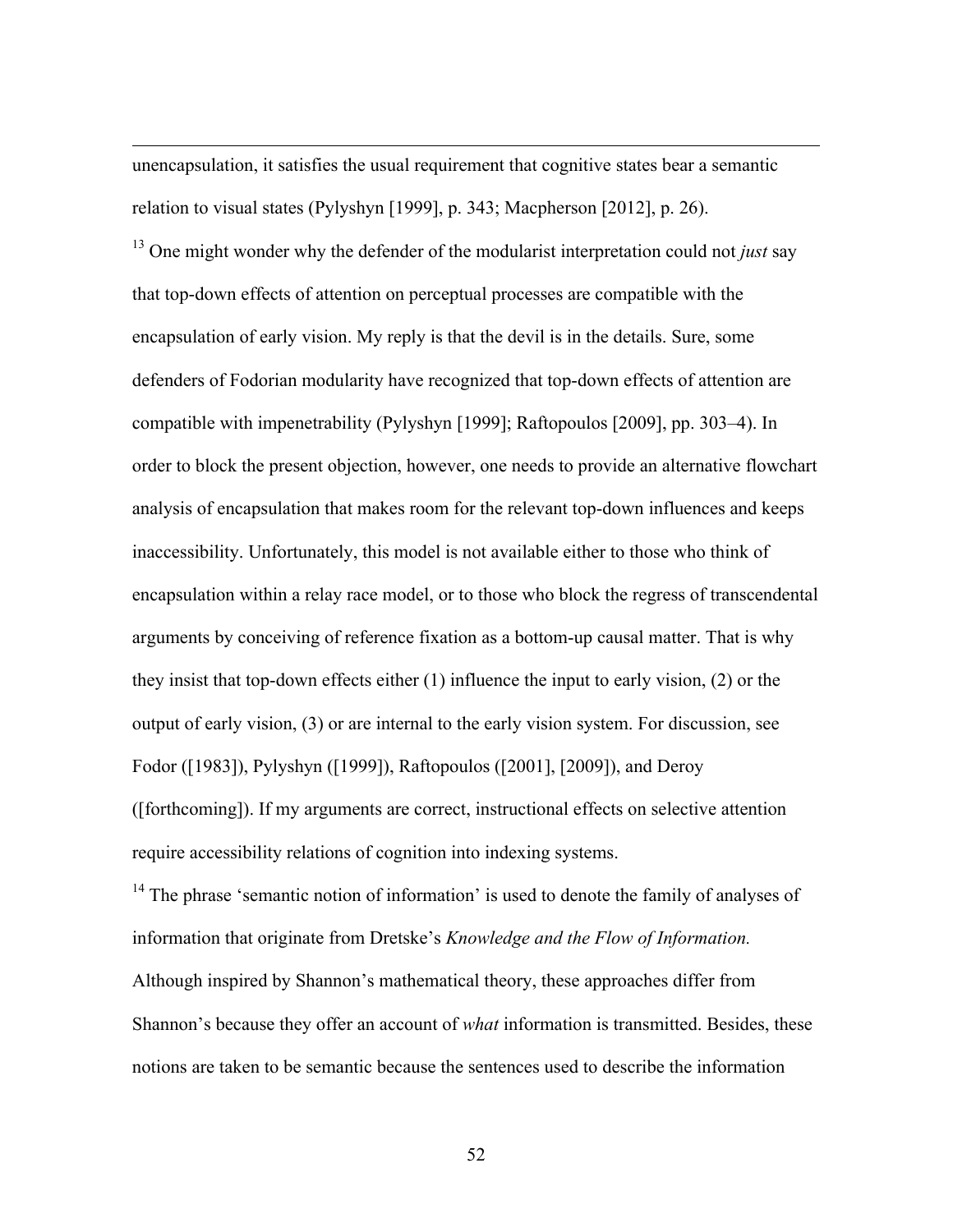unencapsulation, it satisfies the usual requirement that cognitive states bear a semantic relation to visual states (Pylyshyn [1999], p. 343; Macpherson [2012], p. 26).

[13] One might wonder why the defender of the modularist interpretation could not *just* say that top-down effects of attention on perceptual processes are compatible with the encapsulation of early vision. My reply is that the devil is in the details. Sure, some defenders of Fodorian modularity have recognized that top-down effects of attention are compatible with impenetrability (Pylyshyn [1999]; Raftopoulos [2009], pp. 303–4). In order to block the present objection, however, one needs to provide an alternative flowchart analysis of encapsulation that makes room for the relevant top-down influences and keeps inaccessibility. Unfortunately, this model is not available either to those who think of encapsulation within a relay race model, or to those who block the regress of transcendental arguments by conceiving of reference fixation as a bottom-up causal matter. That is why they insist that top-down effects either (1) influence the input to early vision, (2) or the output of early vision, (3) or are internal to the early vision system. For discussion, see Fodor ([1983]), Pylyshyn ([1999]), Raftopoulos ([2001], [2009]), and Deroy ([forthcoming]). If my arguments are correct, instructional effects on selective attention require accessibility relations of cognition into indexing systems.

[14] The phrase 'semantic notion of information' is used to denote the family of analyses of information that originate from Dretske's *Knowledge and the Flow of Information.* Although inspired by Shannon's mathematical theory, these approaches differ from Shannon's because they offer an account of *what* information is transmitted. Besides, these notions are taken to be semantic because the sentences used to describe the information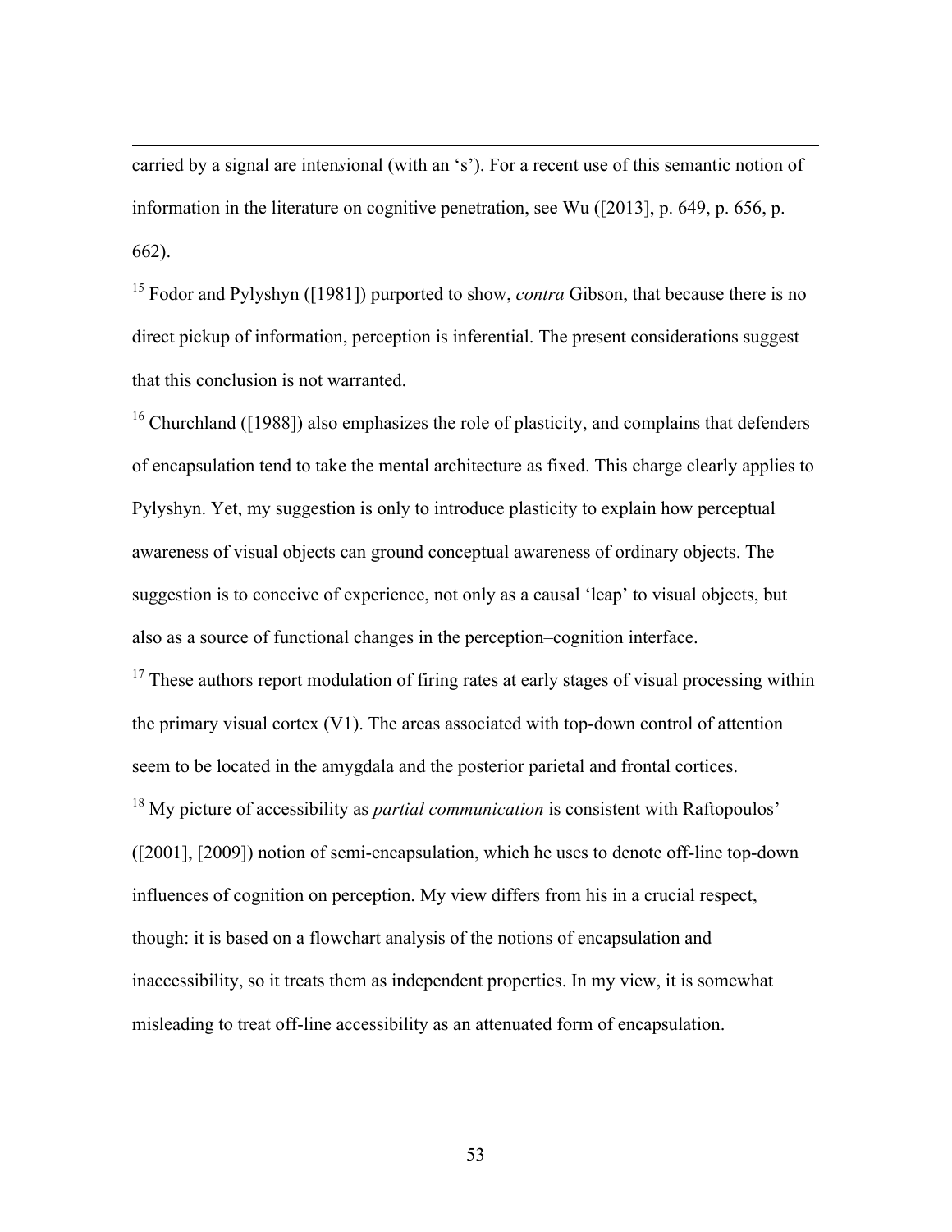carried by a signal are inten*s*ional (with an ‘s’). For a recent use of this semantic notion of information in the literature on cognitive penetration, see Wu ([2013], p. 649, p. 656, p. 662).

[15] Fodor and Pylyshyn ([1981]) purported to show, *contra* Gibson, that because there is no direct pickup of information, perception is inferential. The present considerations suggest that this conclusion is not warranted.

[16] Churchland ([1988]) also emphasizes the role of plasticity, and complains that defenders of encapsulation tend to take the mental architecture as fixed. This charge clearly applies to Pylyshyn. Yet, my suggestion is only to introduce plasticity to explain how perceptual awareness of visual objects can ground conceptual awareness of ordinary objects. The suggestion is to conceive of experience, not only as a causal ‘leap’ to visual objects, but also as a source of functional changes in the perception–cognition interface.

[17] These authors report modulation of firing rates at early stages of visual processing within the primary visual cortex (V1). The areas associated with top-down control of attention seem to be located in the amygdala and the posterior parietal and frontal cortices.

[18] My picture of accessibility as *partial communication* is consistent with Raftopoulos’ ([2001], [2009]) notion of semi-encapsulation, which he uses to denote off-line top-down influences of cognition on perception. My view differs from his in a crucial respect, though: it is based on a flowchart analysis of the notions of encapsulation and inaccessibility, so it treats them as independent properties. In my view, it is somewhat misleading to treat off-line accessibility as an attenuated form of encapsulation.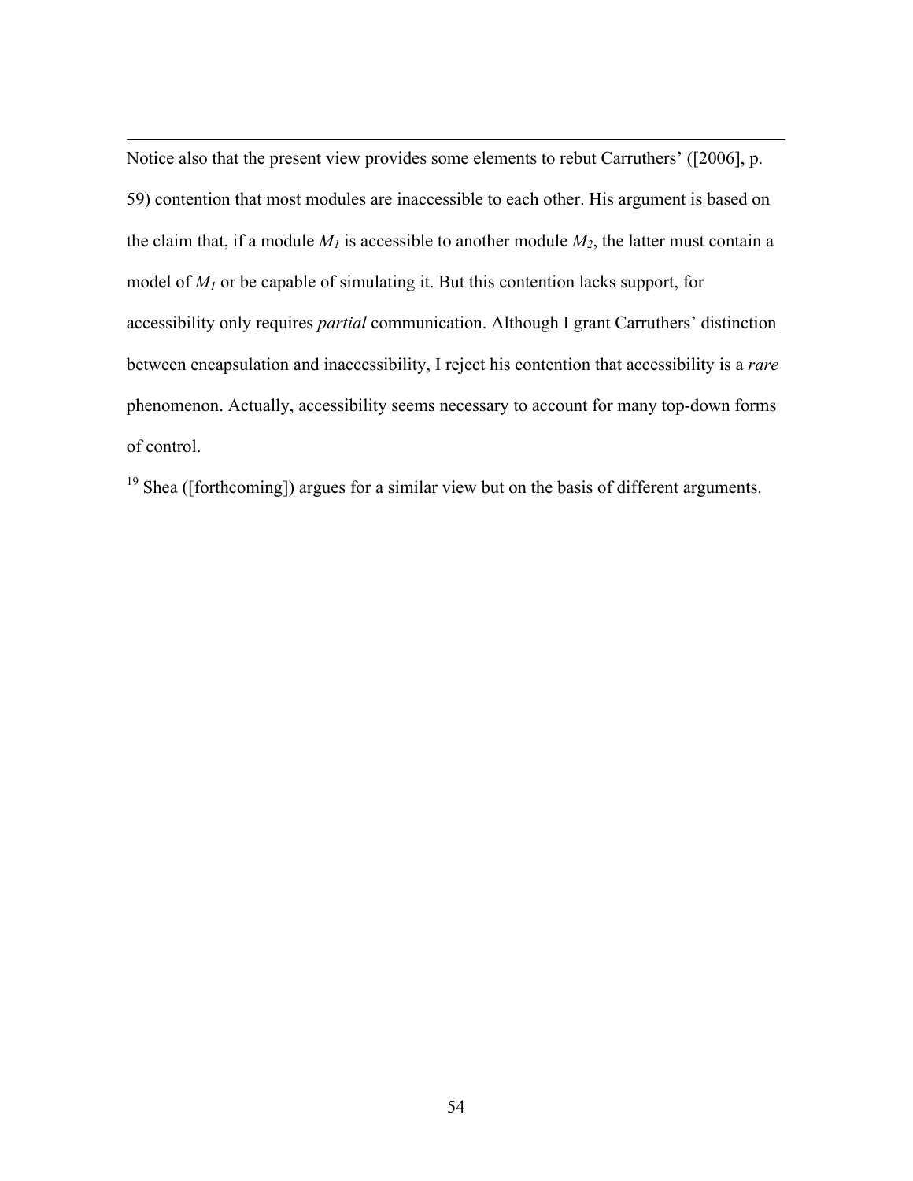Notice also that the present view provides some elements to rebut Carruthers' ([2006], p. 59) contention that most modules are inaccessible to each other. His argument is based on the claim that, if a module $M_1$ is accessible to another module $M_2$, the latter must contain a model of $M_1$ or be capable of simulating it. But this contention lacks support, for accessibility only requires *partial* communication. Although I grant Carruthers' distinction between encapsulation and inaccessibility, I reject his contention that accessibility is a *rare* phenomenon. Actually, accessibility seems necessary to account for many top-down forms of control.

[19] Shea ([forthcoming]) argues for a similar view but on the basis of different arguments.